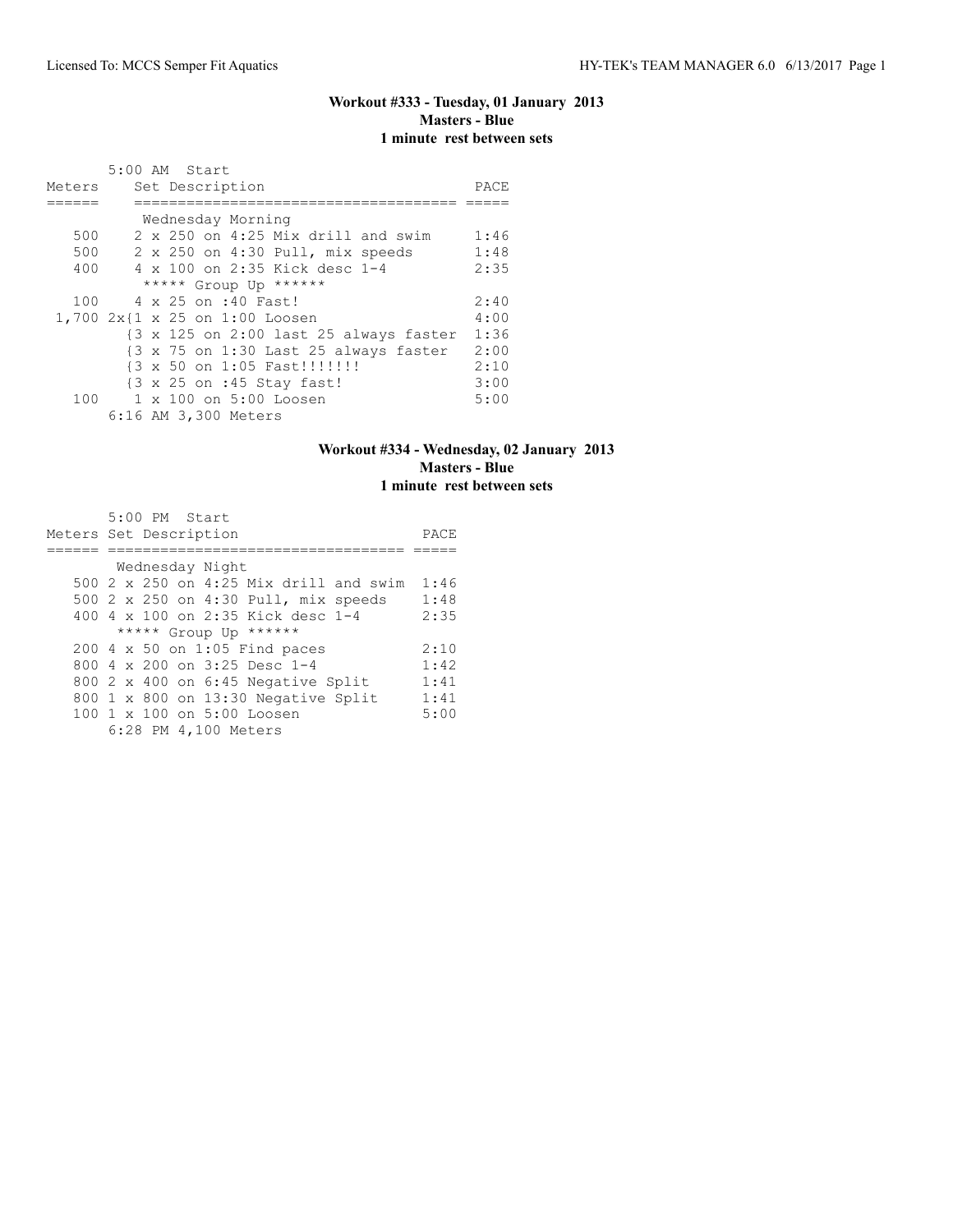### Workout #333 - Tuesday, 01 January 2013
**Masters - Blue**
**1 minute rest between sets**

```
       5:00 AM  Start
Meters     Set Description                         PACE
======     ====================================  =====
            Wednesday Morning
   500     2 x 250 on 4:25 Mix drill and swim     1:46
   500     2 x 250 on 4:30 Pull, mix speeds       1:48
   400     4 x 100 on 2:35 Kick desc 1-4          2:35
            ***** Group Up ******
   100     4 x 25 on :40 Fast!                    2:40
 1,700 2x{1 x 25 on 1:00 Loosen                   4:00
         {3 x 125 on 2:00 last 25 always faster  1:36
         {3 x 75 on 1:30 Last 25 always faster   2:00
         {3 x 50 on 1:05 Fast!!!!!!!             2:10
         {3 x 25 on :45 Stay fast!               3:00
   100     1 x 100 on 5:00 Loosen                 5:00
       6:16 AM 3,300 Meters
```

### Workout #334 - Wednesday, 02 January 2013
**Masters - Blue**
**1 minute rest between sets**

```
       5:00 PM  Start
Meters Set Description                       PACE
====== ================================== =====
        Wednesday Night
   500 2 x 250 on 4:25 Mix drill and swim  1:46
   500 2 x 250 on 4:30 Pull, mix speeds    1:48
   400 4 x 100 on 2:35 Kick desc 1-4       2:35
        ***** Group Up ******
   200 4 x 50 on 1:05 Find paces           2:10
   800 4 x 200 on 3:25 Desc 1-4            1:42
   800 2 x 400 on 6:45 Negative Split      1:41
   800 1 x 800 on 13:30 Negative Split     1:41
   100 1 x 100 on 5:00 Loosen              5:00
       6:28 PM 4,100 Meters
```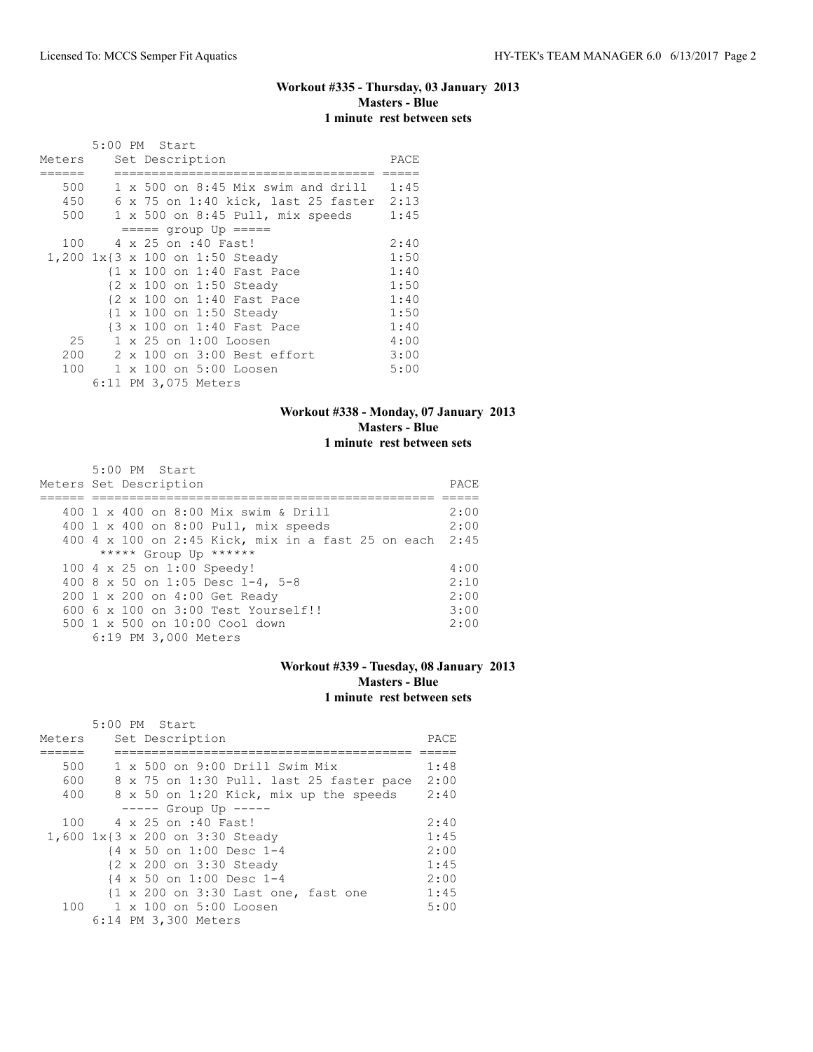## Workout #335 - Thursday, 03 January 2013
**Masters - Blue**
**1 minute rest between sets**

```
       5:00 PM  Start
Meters     Set Description                      PACE
======     ==================================  =====
   500     1 x 500 on 8:45 Mix swim and drill   1:45
   450     6 x 75 on 1:40 kick, last 25 faster  2:13
   500     1 x 500 on 8:45 Pull, mix speeds     1:45
            ===== group Up =====
   100     4 x 25 on :40 Fast!                  2:40
 1,200 1x{3 x 100 on 1:50 Steady                1:50
          {1 x 100 on 1:40 Fast Pace            1:40
          {2 x 100 on 1:50 Steady               1:50
          {2 x 100 on 1:40 Fast Pace            1:40
          {1 x 100 on 1:50 Steady               1:50
          {3 x 100 on 1:40 Fast Pace            1:40
    25     1 x 25 on 1:00 Loosen                4:00
   200     2 x 100 on 3:00 Best effort          3:00
   100     1 x 100 on 5:00 Loosen               5:00
       6:11 PM 3,075 Meters
```

## Workout #338 - Monday, 07 January 2013
**Masters - Blue**
**1 minute rest between sets**

```
       5:00 PM  Start
Meters Set Description                                    PACE
====== ================================================= =====
   400 1 x 400 on 8:00 Mix swim & Drill                  2:00
   400 1 x 400 on 8:00 Pull, mix speeds                  2:00
   400 4 x 100 on 2:45 Kick, mix in a fast 25 on each  2:45
        ***** Group Up ******
   100 4 x 25 on 1:00 Speedy!                            4:00
   400 8 x 50 on 1:05 Desc 1-4, 5-8                      2:10
   200 1 x 200 on 4:00 Get Ready                         2:00
   600 6 x 100 on 3:00 Test Yourself!!                   3:00
   500 1 x 500 on 10:00 Cool down                        2:00
       6:19 PM 3,000 Meters
```

## Workout #339 - Tuesday, 08 January 2013
**Masters - Blue**
**1 minute rest between sets**

```
       5:00 PM  Start
Meters     Set Description                            PACE
======     ======================================== =====
   500     1 x 500 on 9:00 Drill Swim Mix             1:48
   600     8 x 75 on 1:30 Pull. last 25 faster pace  2:00
   400     8 x 50 on 1:20 Kick, mix up the speeds     2:40
            ----- Group Up -----
   100     4 x 25 on :40 Fast!                        2:40
 1,600 1x{3 x 200 on 3:30 Steady                      1:45
          {4 x 50 on 1:00 Desc 1-4                    2:00
          {2 x 200 on 3:30 Steady                     1:45
          {4 x 50 on 1:00 Desc 1-4                    2:00
          {1 x 200 on 3:30 Last one, fast one         1:45
   100     1 x 100 on 5:00 Loosen                     5:00
       6:14 PM 3,300 Meters
```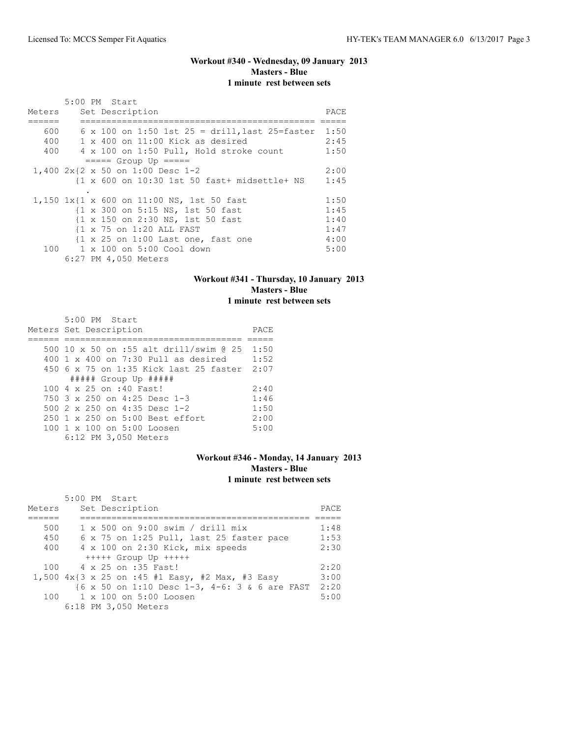### Workout #340 - Wednesday, 09 January 2013
**Masters - Blue**
**1 minute rest between sets**

5:00 PM Start

| Meters | Set Description | PACE |
|---|---|---|
| 600 | 6 x 100 on 1:50 1st 25 = drill,last 25=faster | 1:50 |
| 400 | 1 x 400 on 11:00 Kick as desired | 2:45 |
| 400 | 4 x 100 on 1:50 Pull, Hold stroke count | 1:50 |
| | ===== Group Up ===== | |
| 1,400 | 2x{2 x 50 on 1:00 Desc 1-2 | 2:00 |
| | {1 x 600 on 10:30 1st 50 fast+ midsettle+ NS | 1:45 |
| | . | |
| 1,150 | 1x{1 x 600 on 11:00 NS, 1st 50 fast | 1:50 |
| | {1 x 300 on 5:15 NS, 1st 50 fast | 1:45 |
| | {1 x 150 on 2:30 NS, 1st 50 fast | 1:40 |
| | {1 x 75 on 1:20 ALL FAST | 1:47 |
| | {1 x 25 on 1:00 Last one, fast one | 4:00 |
| 100 | 1 x 100 on 5:00 Cool down | 5:00 |

6:27 PM 4,050 Meters

### Workout #341 - Thursday, 10 January 2013
**Masters - Blue**
**1 minute rest between sets**

5:00 PM Start

| Meters | Set Description | PACE |
|---|---|---|
| 500 | 10 x 50 on :55 alt drill/swim @ 25 | 1:50 |
| 400 | 1 x 400 on 7:30 Pull as desired | 1:52 |
| 450 | 6 x 75 on 1:35 Kick last 25 faster | 2:07 |
| | ##### Group Up ##### | |
| 100 | 4 x 25 on :40 Fast! | 2:40 |
| 750 | 3 x 250 on 4:25 Desc 1-3 | 1:46 |
| 500 | 2 x 250 on 4:35 Desc 1-2 | 1:50 |
| 250 | 1 x 250 on 5:00 Best effort | 2:00 |
| 100 | 1 x 100 on 5:00 Loosen | 5:00 |

6:12 PM 3,050 Meters

### Workout #346 - Monday, 14 January 2013
**Masters - Blue**
**1 minute rest between sets**

5:00 PM Start

| Meters | Set Description | PACE |
|---|---|---|
| 500 | 1 x 500 on 9:00 swim / drill mix | 1:48 |
| 450 | 6 x 75 on 1:25 Pull, last 25 faster pace | 1:53 |
| 400 | 4 x 100 on 2:30 Kick, mix speeds | 2:30 |
| | +++++ Group Up +++++ | |
| 100 | 4 x 25 on :35 Fast! | 2:20 |
| 1,500 | 4x{3 x 25 on :45 #1 Easy, #2 Max, #3 Easy | 3:00 |
| | {6 x 50 on 1:10 Desc 1-3, 4-6: 3 & 6 are FAST | 2:20 |
| 100 | 1 x 100 on 5:00 Loosen | 5:00 |

6:18 PM 3,050 Meters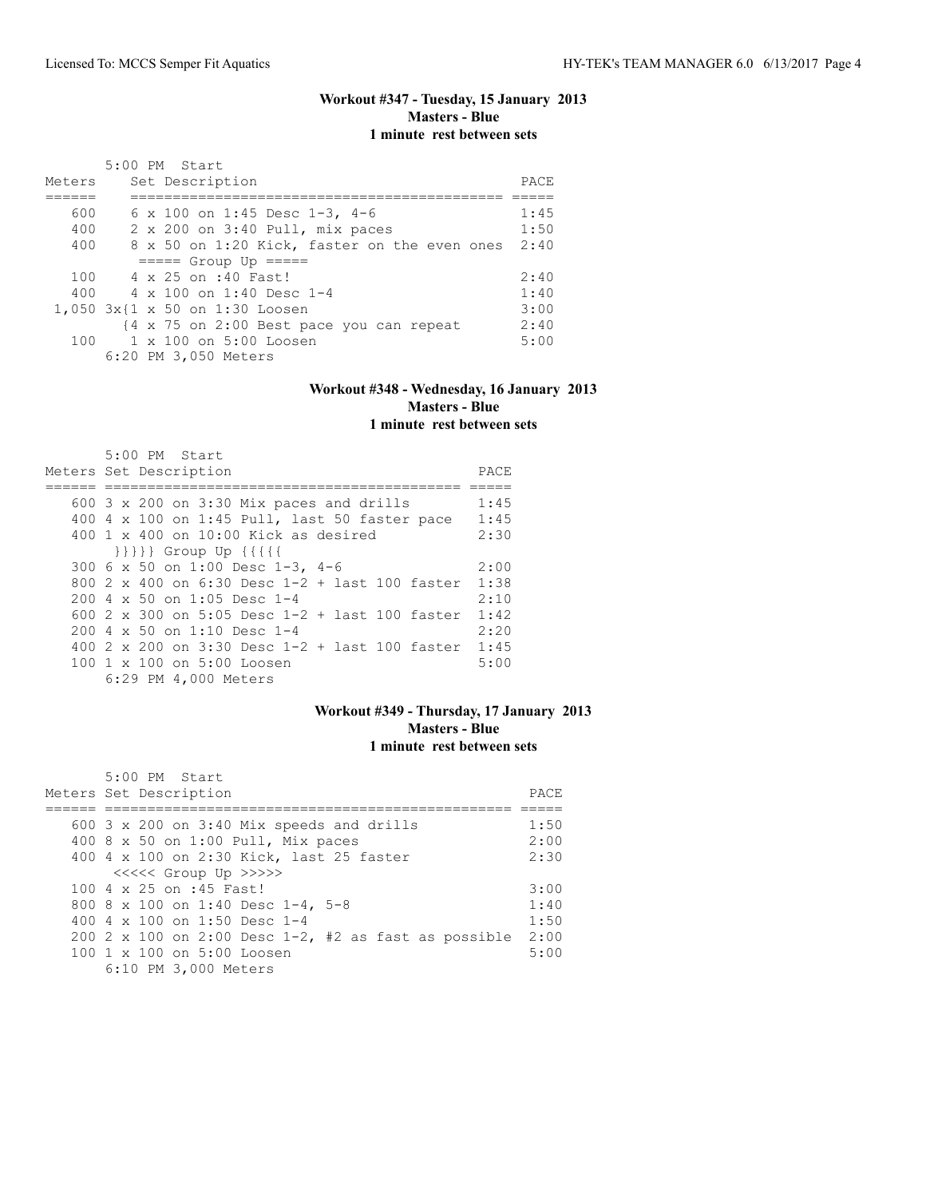### Workout #347 - Tuesday, 15 January 2013
**Masters - Blue**
**1 minute rest between sets**

5:00 PM Start

| Meters | Set Description | PACE |
|---|---|---|
| 600 | 6 x 100 on 1:45 Desc 1-3, 4-6 | 1:45 |
| 400 | 2 x 200 on 3:40 Pull, mix paces | 1:50 |
| 400 | 8 x 50 on 1:20 Kick, faster on the even ones | 2:40 |
| | ===== Group Up ===== | |
| 100 | 4 x 25 on :40 Fast! | 2:40 |
| 400 | 4 x 100 on 1:40 Desc 1-4 | 1:40 |
| 1,050 | 3x{1 x 50 on 1:30 Loosen | 3:00 |
| | {4 x 75 on 2:00 Best pace you can repeat | 2:40 |
| 100 | 1 x 100 on 5:00 Loosen | 5:00 |

6:20 PM 3,050 Meters

### Workout #348 - Wednesday, 16 January 2013
**Masters - Blue**
**1 minute rest between sets**

5:00 PM Start

| Meters | Set Description | PACE |
|---|---|---|
| 600 | 3 x 200 on 3:30 Mix paces and drills | 1:45 |
| 400 | 4 x 100 on 1:45 Pull, last 50 faster pace | 1:45 |
| 400 | 1 x 400 on 10:00 Kick as desired | 2:30 |
| | }}}}} Group Up {{{{{ | |
| 300 | 6 x 50 on 1:00 Desc 1-3, 4-6 | 2:00 |
| 800 | 2 x 400 on 6:30 Desc 1-2 + last 100 faster | 1:38 |
| 200 | 4 x 50 on 1:05 Desc 1-4 | 2:10 |
| 600 | 2 x 300 on 5:05 Desc 1-2 + last 100 faster | 1:42 |
| 200 | 4 x 50 on 1:10 Desc 1-4 | 2:20 |
| 400 | 2 x 200 on 3:30 Desc 1-2 + last 100 faster | 1:45 |
| 100 | 1 x 100 on 5:00 Loosen | 5:00 |

6:29 PM 4,000 Meters

### Workout #349 - Thursday, 17 January 2013
**Masters - Blue**
**1 minute rest between sets**

5:00 PM Start

| Meters | Set Description | PACE |
|---|---|---|
| 600 | 3 x 200 on 3:40 Mix speeds and drills | 1:50 |
| 400 | 8 x 50 on 1:00 Pull, Mix paces | 2:00 |
| 400 | 4 x 100 on 2:30 Kick, last 25 faster | 2:30 |
| | <<<<< Group Up >>>>> | |
| 100 | 4 x 25 on :45 Fast! | 3:00 |
| 800 | 8 x 100 on 1:40 Desc 1-4, 5-8 | 1:40 |
| 400 | 4 x 100 on 1:50 Desc 1-4 | 1:50 |
| 200 | 2 x 100 on 2:00 Desc 1-2, #2 as fast as possible | 2:00 |
| 100 | 1 x 100 on 5:00 Loosen | 5:00 |

6:10 PM 3,000 Meters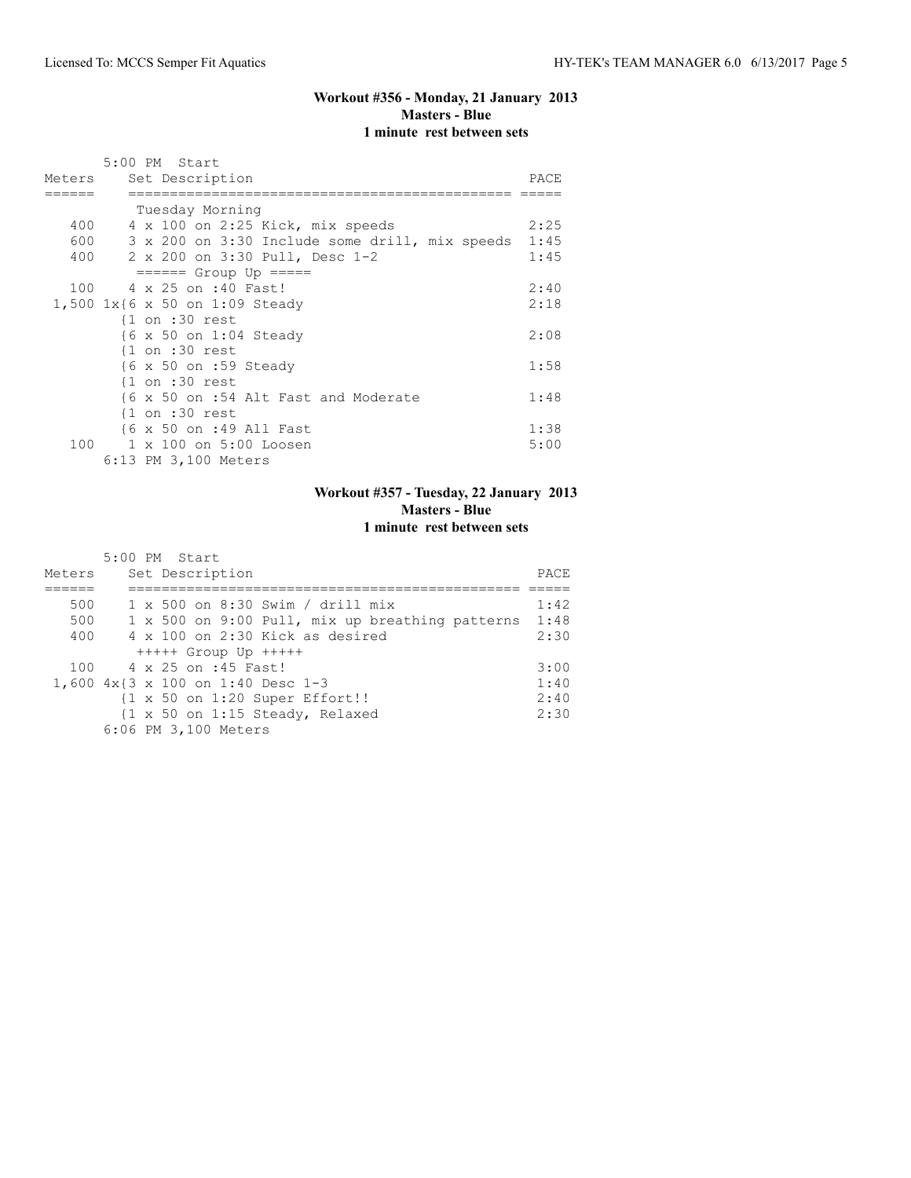## Workout #356 - Monday, 21 January 2013

**Masters - Blue**

**1 minute rest between sets**

5:00 PM Start

| Meters | Set Description | PACE |
|---|---|---|
| | Tuesday Morning | |
| 400 | 4 x 100 on 2:25 Kick, mix speeds | 2:25 |
| 600 | 3 x 200 on 3:30 Include some drill, mix speeds | 1:45 |
| 400 | 2 x 200 on 3:30 Pull, Desc 1-2 | 1:45 |
| | ====== Group Up ===== | |
| 100 | 4 x 25 on :40 Fast! | 2:40 |
| 1,500 | 1x{6 x 50 on 1:09 Steady | 2:18 |
| | {1 on :30 rest | |
| | {6 x 50 on 1:04 Steady | 2:08 |
| | {1 on :30 rest | |
| | {6 x 50 on :59 Steady | 1:58 |
| | {1 on :30 rest | |
| | {6 x 50 on :54 Alt Fast and Moderate | 1:48 |
| | {1 on :30 rest | |
| | {6 x 50 on :49 All Fast | 1:38 |
| 100 | 1 x 100 on 5:00 Loosen | 5:00 |
| | 6:13 PM 3,100 Meters | |

## Workout #357 - Tuesday, 22 January 2013

**Masters - Blue**

**1 minute rest between sets**

5:00 PM Start

| Meters | Set Description | PACE |
|---|---|---|
| 500 | 1 x 500 on 8:30 Swim / drill mix | 1:42 |
| 500 | 1 x 500 on 9:00 Pull, mix up breathing patterns | 1:48 |
| 400 | 4 x 100 on 2:30 Kick as desired | 2:30 |
| | +++++ Group Up +++++ | |
| 100 | 4 x 25 on :45 Fast! | 3:00 |
| 1,600 | 4x{3 x 100 on 1:40 Desc 1-3 | 1:40 |
| | {1 x 50 on 1:20 Super Effort!! | 2:40 |
| | {1 x 50 on 1:15 Steady, Relaxed | 2:30 |
| | 6:06 PM 3,100 Meters | |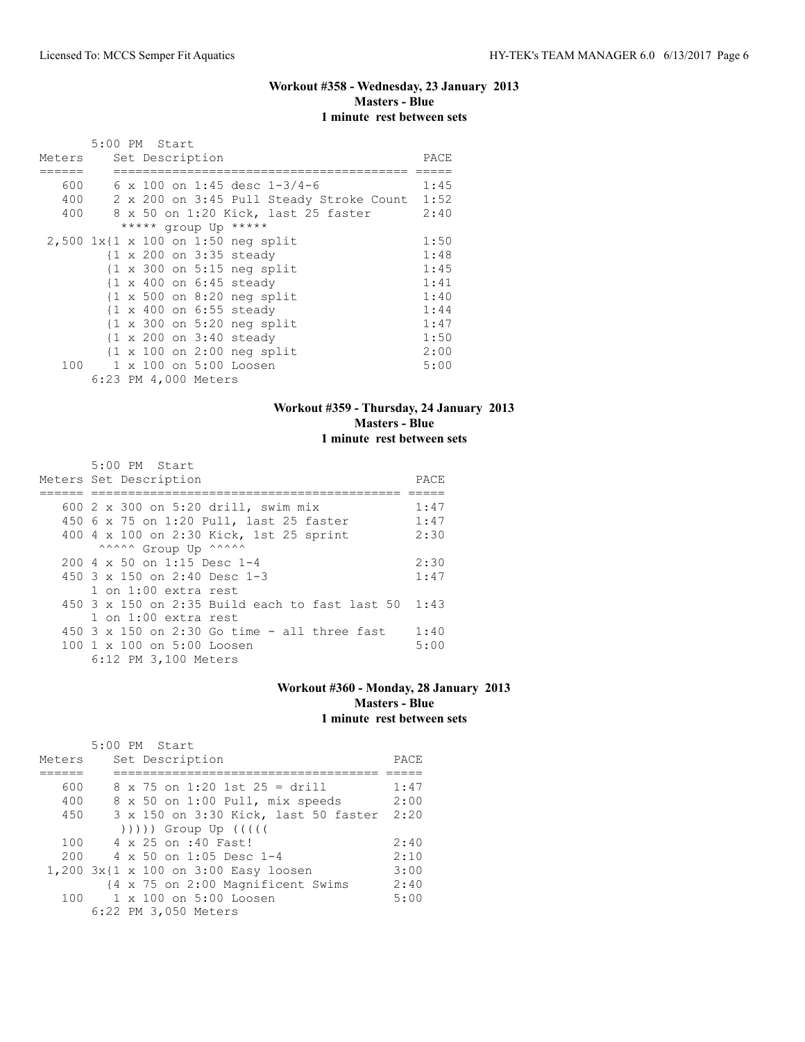### Workout #358 - Wednesday, 23 January 2013
**Masters - Blue**
**1 minute rest between sets**

```
       5:00 PM  Start
Meters     Set Description                          PACE
======     ======================================= =====
   600     6 x 100 on 1:45 desc 1-3/4-6             1:45
   400     2 x 200 on 3:45 Pull Steady Stroke Count 1:52
   400     8 x 50 on 1:20 Kick, last 25 faster      2:40
            ***** group Up *****
 2,500 1x{1 x 100 on 1:50 neg split                 1:50
          {1 x 200 on 3:35 steady                   1:48
          {1 x 300 on 5:15 neg split                1:45
          {1 x 400 on 6:45 steady                   1:41
          {1 x 500 on 8:20 neg split                1:40
          {1 x 400 on 6:55 steady                   1:44
          {1 x 300 on 5:20 neg split                1:47
          {1 x 200 on 3:40 steady                   1:50
          {1 x 100 on 2:00 neg split                2:00
   100     1 x 100 on 5:00 Loosen                   5:00
       6:23 PM 4,000 Meters
```

### Workout #359 - Thursday, 24 January 2013
**Masters - Blue**
**1 minute rest between sets**

```
       5:00 PM  Start
Meters Set Description                                PACE
====== ============================================= =====
   600 2 x 300 on 5:20 drill, swim mix                1:47
   450 6 x 75 on 1:20 Pull, last 25 faster            1:47
   400 4 x 100 on 2:30 Kick, 1st 25 sprint            2:30
       ^^^^^ Group Up ^^^^^
   200 4 x 50 on 1:15 Desc 1-4                        2:30
   450 3 x 150 on 2:40 Desc 1-3                       1:47
       1 on 1:00 extra rest
   450 3 x 150 on 2:35 Build each to fast last 50     1:43
       1 on 1:00 extra rest
   450 3 x 150 on 2:30 Go time - all three fast       1:40
   100 1 x 100 on 5:00 Loosen                         5:00
       6:12 PM 3,100 Meters
```

### Workout #360 - Monday, 28 January 2013
**Masters - Blue**
**1 minute rest between sets**

```
       5:00 PM  Start
Meters     Set Description                      PACE
======     =================================== =====
   600     8 x 75 on 1:20 1st 25 = drill        1:47
   400     8 x 50 on 1:00 Pull, mix speeds      2:00
   450     3 x 150 on 3:30 Kick, last 50 faster 2:20
            ))))) Group Up (((((
   100     4 x 25 on :40 Fast!                  2:40
   200     4 x 50 on 1:05 Desc 1-4              2:10
 1,200 3x{1 x 100 on 3:00 Easy loosen           3:00
          {4 x 75 on 2:00 Magnificent Swims     2:40
   100     1 x 100 on 5:00 Loosen               5:00
       6:22 PM 3,050 Meters
```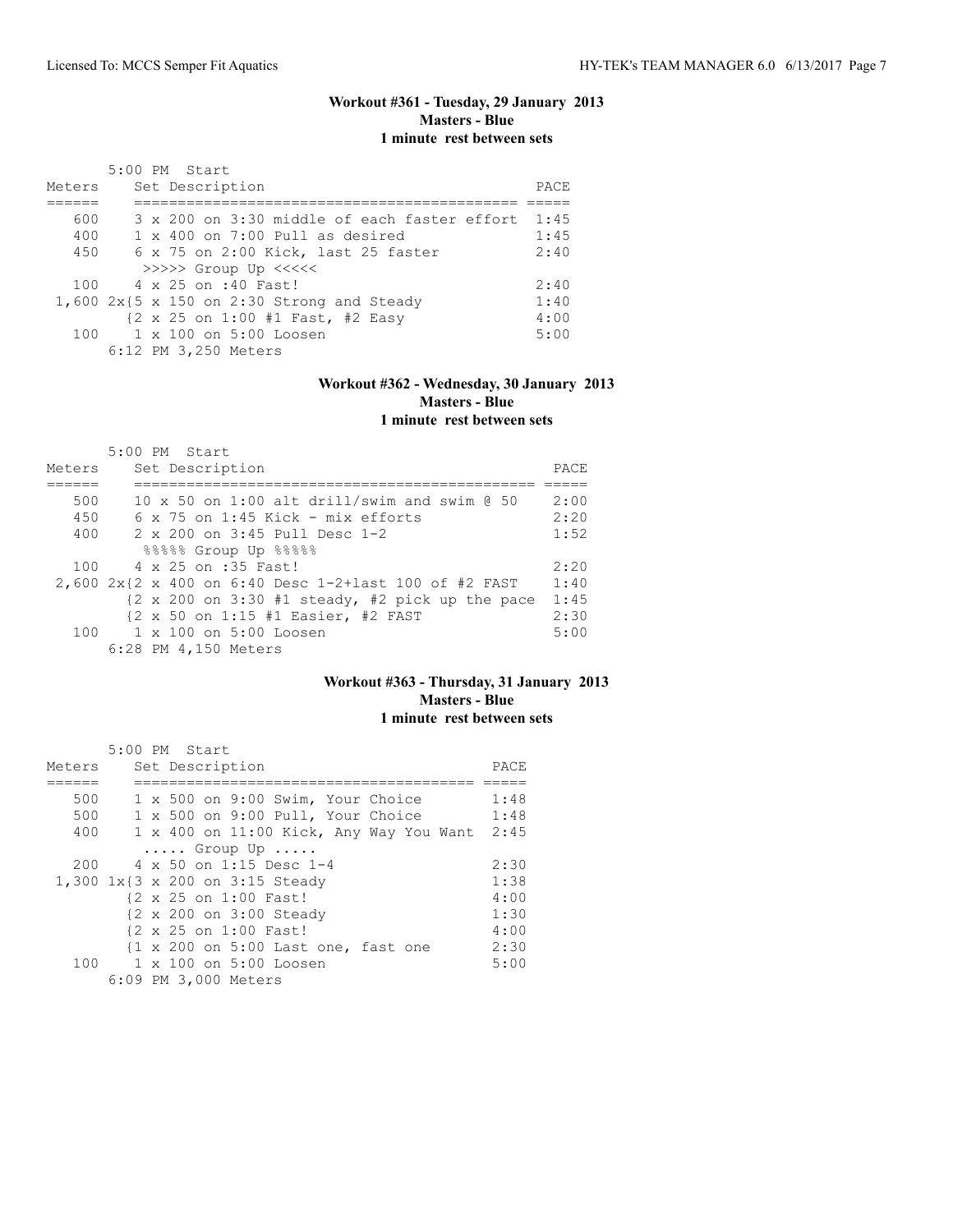## Workout #361 - Tuesday, 29 January 2013
### Masters - Blue
### 1 minute rest between sets

```
       5:00 PM  Start
Meters     Set Description                              PACE
======     ===========================================  =====
   600     3 x 200 on 3:30 middle of each faster effort  1:45
   400     1 x 400 on 7:00 Pull as desired               1:45
   450     6 x 75 on 2:00 Kick, last 25 faster           2:40
            >>>>> Group Up <<<<<
   100     4 x 25 on :40 Fast!                           2:40
 1,600 2x{5 x 150 on 2:30 Strong and Steady              1:40
         {2 x 25 on 1:00 #1 Fast, #2 Easy                4:00
   100     1 x 100 on 5:00 Loosen                        5:00
       6:12 PM 3,250 Meters
```

## Workout #362 - Wednesday, 30 January 2013
### Masters - Blue
### 1 minute rest between sets

```
       5:00 PM  Start
Meters     Set Description                                  PACE
======     ==============================================  =====
   500     10 x 50 on 1:00 alt drill/swim and swim @ 50     2:00
   450     6 x 75 on 1:45 Kick - mix efforts                2:20
   400     2 x 200 on 3:45 Pull Desc 1-2                    1:52
            %%%%% Group Up %%%%%
   100     4 x 25 on :35 Fast!                              2:20
 2,600 2x{2 x 400 on 6:40 Desc 1-2+last 100 of #2 FAST     1:40
         {2 x 200 on 3:30 #1 steady, #2 pick up the pace   1:45
         {2 x 50 on 1:15 #1 Easier, #2 FAST                 2:30
   100     1 x 100 on 5:00 Loosen                           5:00
       6:28 PM 4,150 Meters
```

## Workout #363 - Thursday, 31 January 2013
### Masters - Blue
### 1 minute rest between sets

```
       5:00 PM  Start
Meters     Set Description                          PACE
======     ======================================  =====
   500     1 x 500 on 9:00 Swim, Your Choice        1:48
   500     1 x 500 on 9:00 Pull, Your Choice        1:48
   400     1 x 400 on 11:00 Kick, Any Way You Want  2:45
            ..... Group Up .....
   200     4 x 50 on 1:15 Desc 1-4                  2:30
 1,300 1x{3 x 200 on 3:15 Steady                    1:38
         {2 x 25 on 1:00 Fast!                      4:00
         {2 x 200 on 3:00 Steady                    1:30
         {2 x 25 on 1:00 Fast!                      4:00
         {1 x 200 on 5:00 Last one, fast one        2:30
   100     1 x 100 on 5:00 Loosen                   5:00
       6:09 PM 3,000 Meters
```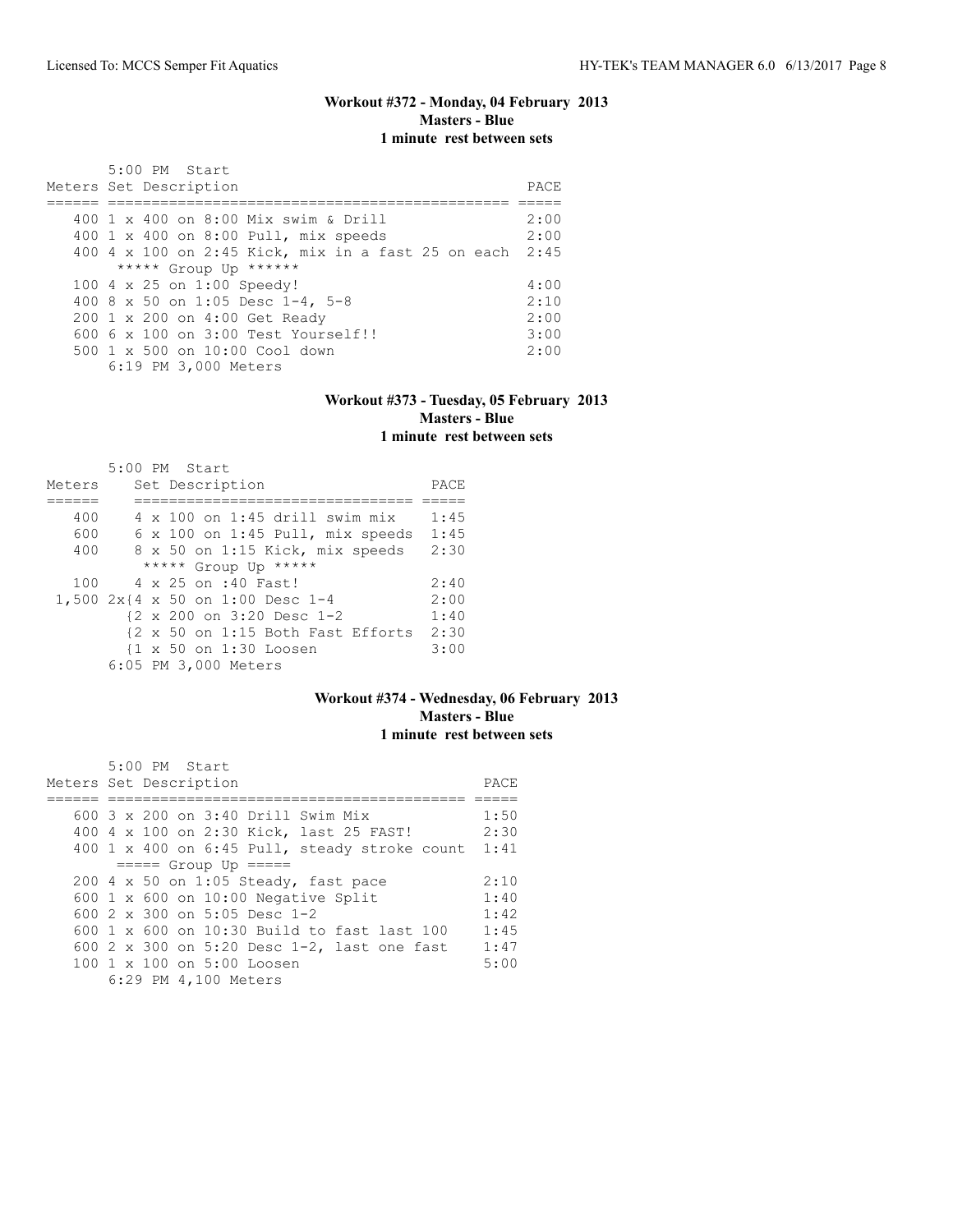## Workout #372 - Monday, 04 February 2013

**Masters - Blue**

**1 minute rest between sets**

5:00 PM Start

| Meters | Set Description | PACE |
|---|---|---|
| 400 | 1 x 400 on 8:00 Mix swim & Drill | 2:00 |
| 400 | 1 x 400 on 8:00 Pull, mix speeds | 2:00 |
| 400 | 4 x 100 on 2:45 Kick, mix in a fast 25 on each | 2:45 |
| | ***** Group Up ****** | |
| 100 | 4 x 25 on 1:00 Speedy! | 4:00 |
| 400 | 8 x 50 on 1:05 Desc 1-4, 5-8 | 2:10 |
| 200 | 1 x 200 on 4:00 Get Ready | 2:00 |
| 600 | 6 x 100 on 3:00 Test Yourself!! | 3:00 |
| 500 | 1 x 500 on 10:00 Cool down | 2:00 |

6:19 PM 3,000 Meters

## Workout #373 - Tuesday, 05 February 2013

**Masters - Blue**

**1 minute rest between sets**

5:00 PM Start

| Meters | Set Description | PACE |
|---|---|---|
| 400 | 4 x 100 on 1:45 drill swim mix | 1:45 |
| 600 | 6 x 100 on 1:45 Pull, mix speeds | 1:45 |
| 400 | 8 x 50 on 1:15 Kick, mix speeds | 2:30 |
| | ***** Group Up ***** | |
| 100 | 4 x 25 on :40 Fast! | 2:40 |
| 1,500 | 2x{4 x 50 on 1:00 Desc 1-4 | 2:00 |
| | {2 x 200 on 3:20 Desc 1-2 | 1:40 |
| | {2 x 50 on 1:15 Both Fast Efforts | 2:30 |
| | {1 x 50 on 1:30 Loosen | 3:00 |

6:05 PM 3,000 Meters

## Workout #374 - Wednesday, 06 February 2013

**Masters - Blue**

**1 minute rest between sets**

5:00 PM Start

| Meters | Set Description | PACE |
|---|---|---|
| 600 | 3 x 200 on 3:40 Drill Swim Mix | 1:50 |
| 400 | 4 x 100 on 2:30 Kick, last 25 FAST! | 2:30 |
| 400 | 1 x 400 on 6:45 Pull, steady stroke count | 1:41 |
| | ===== Group Up ===== | |
| 200 | 4 x 50 on 1:05 Steady, fast pace | 2:10 |
| 600 | 1 x 600 on 10:00 Negative Split | 1:40 |
| 600 | 2 x 300 on 5:05 Desc 1-2 | 1:42 |
| 600 | 1 x 600 on 10:30 Build to fast last 100 | 1:45 |
| 600 | 2 x 300 on 5:20 Desc 1-2, last one fast | 1:47 |
| 100 | 1 x 100 on 5:00 Loosen | 5:00 |

6:29 PM 4,100 Meters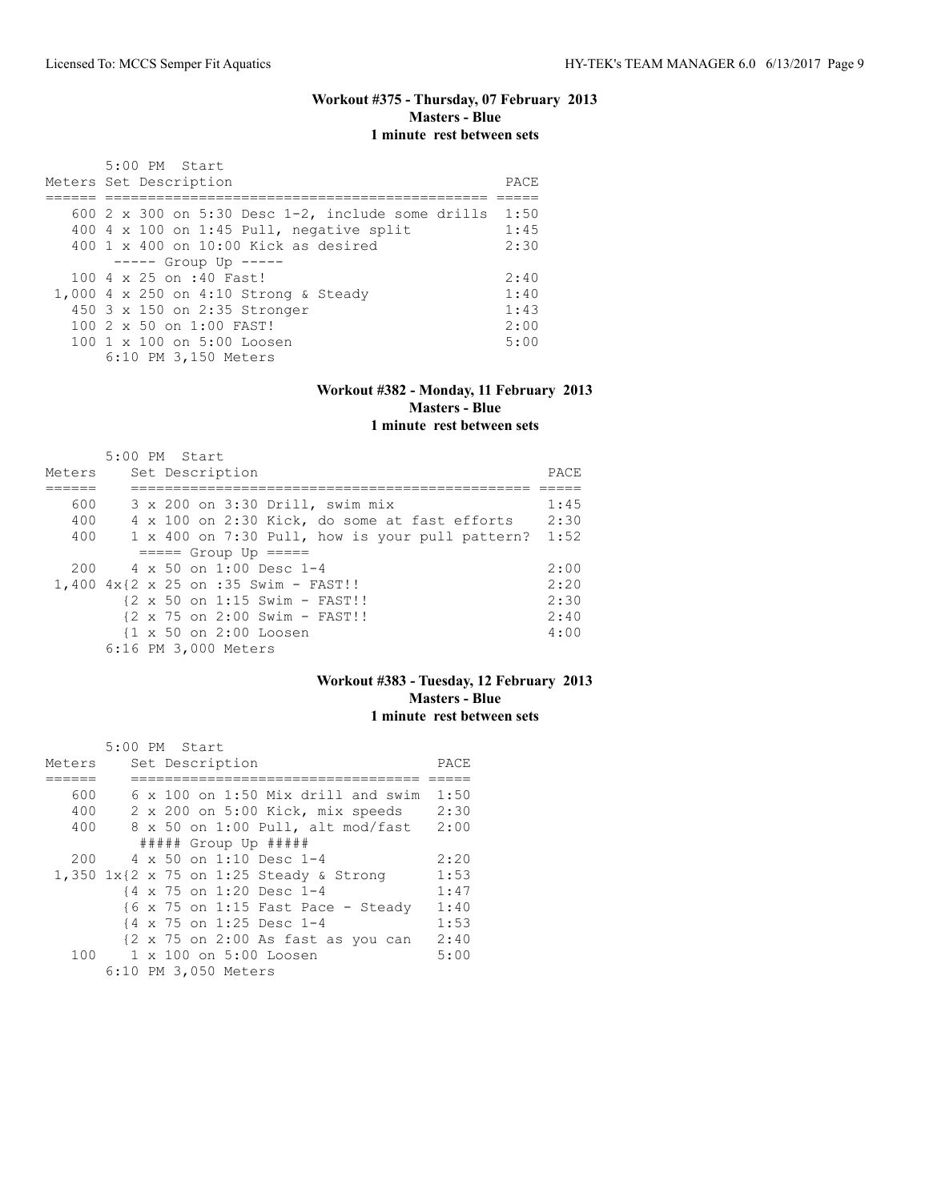### Workout #375 - Thursday, 07 February 2013
**Masters - Blue**
**1 minute rest between sets**

5:00 PM Start

| Meters | Set Description | PACE |
|---|---|---|
| 600 | 2 x 300 on 5:30 Desc 1-2, include some drills | 1:50 |
| 400 | 4 x 100 on 1:45 Pull, negative split | 1:45 |
| 400 | 1 x 400 on 10:00 Kick as desired | 2:30 |
| | ----- Group Up ----- | |
| 100 | 4 x 25 on :40 Fast! | 2:40 |
| 1,000 | 4 x 250 on 4:10 Strong & Steady | 1:40 |
| 450 | 3 x 150 on 2:35 Stronger | 1:43 |
| 100 | 2 x 50 on 1:00 FAST! | 2:00 |
| 100 | 1 x 100 on 5:00 Loosen | 5:00 |
| | 6:10 PM 3,150 Meters | |

### Workout #382 - Monday, 11 February 2013
**Masters - Blue**
**1 minute rest between sets**

5:00 PM Start

| Meters | Set Description | PACE |
|---|---|---|
| 600 | 3 x 200 on 3:30 Drill, swim mix | 1:45 |
| 400 | 4 x 100 on 2:30 Kick, do some at fast efforts | 2:30 |
| 400 | 1 x 400 on 7:30 Pull, how is your pull pattern? | 1:52 |
| | ===== Group Up ===== | |
| 200 | 4 x 50 on 1:00 Desc 1-4 | 2:00 |
| 1,400 | 4x{2 x 25 on :35 Swim - FAST!! | 2:20 |
| | {2 x 50 on 1:15 Swim - FAST!! | 2:30 |
| | {2 x 75 on 2:00 Swim - FAST!! | 2:40 |
| | {1 x 50 on 2:00 Loosen | 4:00 |
| | 6:16 PM 3,000 Meters | |

### Workout #383 - Tuesday, 12 February 2013
**Masters - Blue**
**1 minute rest between sets**

5:00 PM Start

| Meters | Set Description | PACE |
|---|---|---|
| 600 | 6 x 100 on 1:50 Mix drill and swim | 1:50 |
| 400 | 2 x 200 on 5:00 Kick, mix speeds | 2:30 |
| 400 | 8 x 50 on 1:00 Pull, alt mod/fast | 2:00 |
| | ##### Group Up ##### | |
| 200 | 4 x 50 on 1:10 Desc 1-4 | 2:20 |
| 1,350 | 1x{2 x 75 on 1:25 Steady & Strong | 1:53 |
| | {4 x 75 on 1:20 Desc 1-4 | 1:47 |
| | {6 x 75 on 1:15 Fast Pace - Steady | 1:40 |
| | {4 x 75 on 1:25 Desc 1-4 | 1:53 |
| | {2 x 75 on 2:00 As fast as you can | 2:40 |
| 100 | 1 x 100 on 5:00 Loosen | 5:00 |
| | 6:10 PM 3,050 Meters | |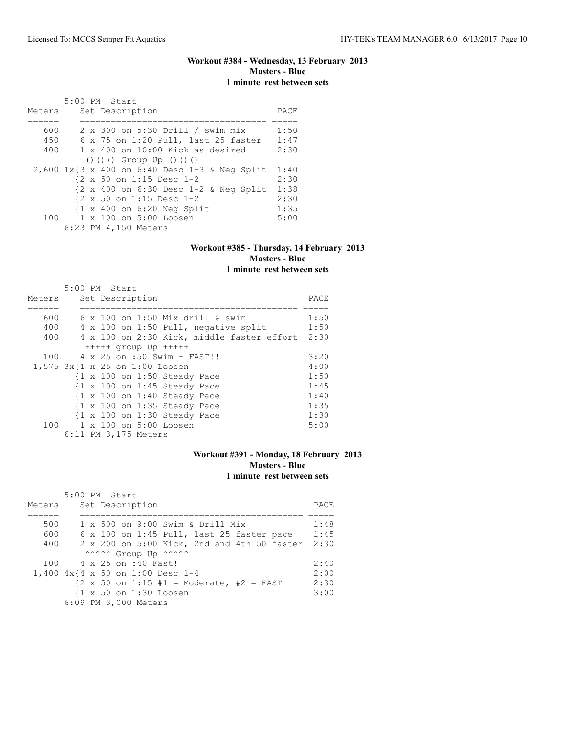### Workout #384 - Wednesday, 13 February 2013
**Masters - Blue**
**1 minute rest between sets**

5:00 PM Start

| Meters | Set Description | PACE |
|---|---|---|
| 600 | 2 x 300 on 5:30 Drill / swim mix | 1:50 |
| 450 | 6 x 75 on 1:20 Pull, last 25 faster | 1:47 |
| 400 | 1 x 400 on 10:00 Kick as desired | 2:30 |
| | ()()() Group Up ()()() | |
| 2,600 | 1x{3 x 400 on 6:40 Desc 1-3 & Neg Split | 1:40 |
| | {2 x 50 on 1:15 Desc 1-2 | 2:30 |
| | {2 x 400 on 6:30 Desc 1-2 & Neg Split | 1:38 |
| | {2 x 50 on 1:15 Desc 1-2 | 2:30 |
| | {1 x 400 on 6:20 Neg Split | 1:35 |
| 100 | 1 x 100 on 5:00 Loosen | 5:00 |

6:23 PM 4,150 Meters

### Workout #385 - Thursday, 14 February 2013
**Masters - Blue**
**1 minute rest between sets**

5:00 PM Start

| Meters | Set Description | PACE |
|---|---|---|
| 600 | 6 x 100 on 1:50 Mix drill & swim | 1:50 |
| 400 | 4 x 100 on 1:50 Pull, negative split | 1:50 |
| 400 | 4 x 100 on 2:30 Kick, middle faster effort | 2:30 |
| | +++++ group Up +++++ | |
| 100 | 4 x 25 on :50 Swim - FAST!! | 3:20 |
| 1,575 | 3x{1 x 25 on 1:00 Loosen | 4:00 |
| | {1 x 100 on 1:50 Steady Pace | 1:50 |
| | {1 x 100 on 1:45 Steady Pace | 1:45 |
| | {1 x 100 on 1:40 Steady Pace | 1:40 |
| | {1 x 100 on 1:35 Steady Pace | 1:35 |
| | {1 x 100 on 1:30 Steady Pace | 1:30 |
| 100 | 1 x 100 on 5:00 Loosen | 5:00 |

6:11 PM 3,175 Meters

### Workout #391 - Monday, 18 February 2013
**Masters - Blue**
**1 minute rest between sets**

5:00 PM Start

| Meters | Set Description | PACE |
|---|---|---|
| 500 | 1 x 500 on 9:00 Swim & Drill Mix | 1:48 |
| 600 | 6 x 100 on 1:45 Pull, last 25 faster pace | 1:45 |
| 400 | 2 x 200 on 5:00 Kick, 2nd and 4th 50 faster | 2:30 |
| | ^^^^^ Group Up ^^^^^ | |
| 100 | 4 x 25 on :40 Fast! | 2:40 |
| 1,400 | 4x{4 x 50 on 1:00 Desc 1-4 | 2:00 |
| | {2 x 50 on 1:15 #1 = Moderate, #2 = FAST | 2:30 |
| | {1 x 50 on 1:30 Loosen | 3:00 |

6:09 PM 3,000 Meters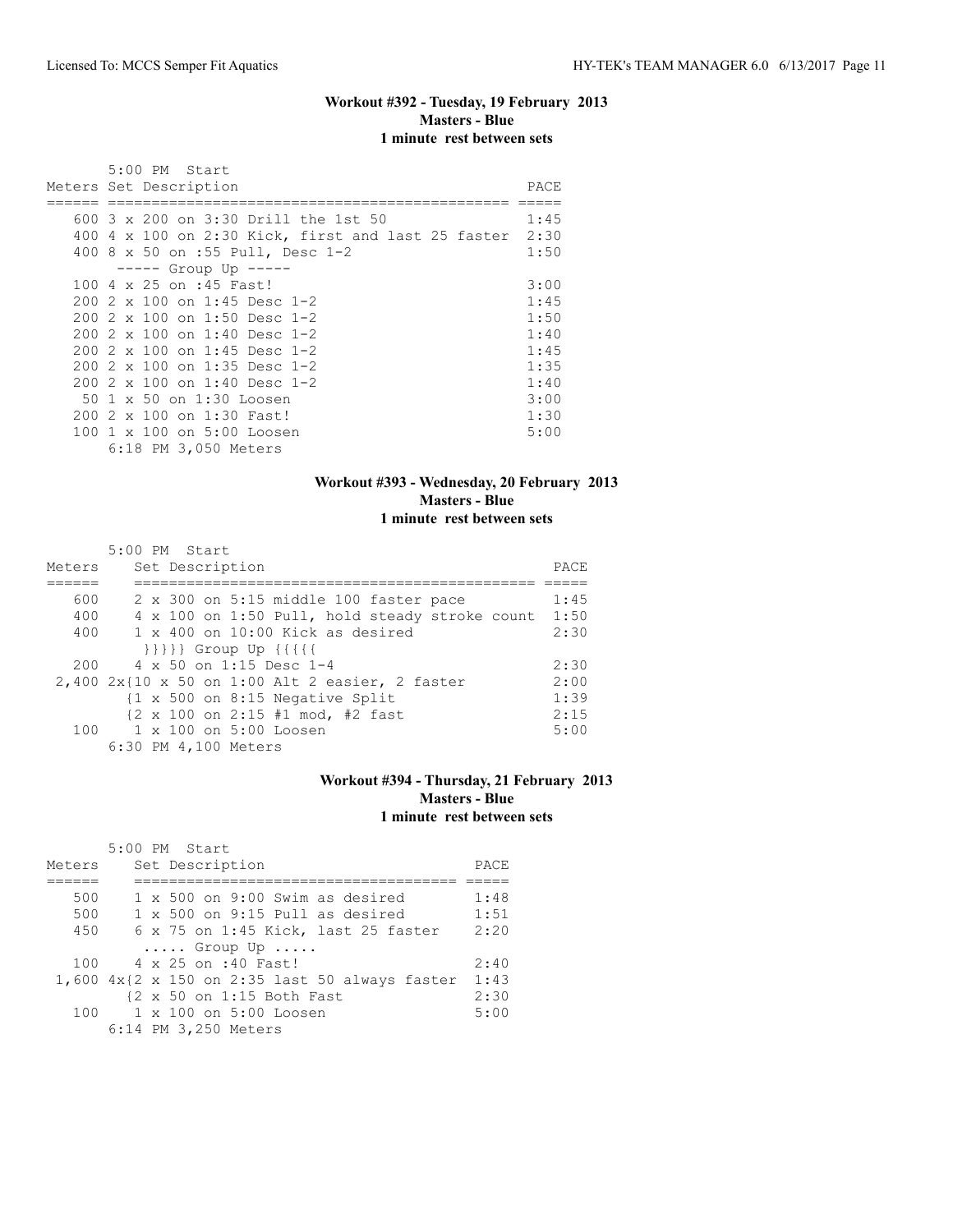### Workout #392 - Tuesday, 19 February 2013
**Masters - Blue**
**1 minute rest between sets**

5:00 PM Start

| Meters | Set Description | PACE |
|---|---|---|
| 600 | 3 x 200 on 3:30 Drill the 1st 50 | 1:45 |
| 400 | 4 x 100 on 2:30 Kick, first and last 25 faster | 2:30 |
| 400 | 8 x 50 on :55 Pull, Desc 1-2 | 1:50 |
| | ----- Group Up ----- | |
| 100 | 4 x 25 on :45 Fast! | 3:00 |
| 200 | 2 x 100 on 1:45 Desc 1-2 | 1:45 |
| 200 | 2 x 100 on 1:50 Desc 1-2 | 1:50 |
| 200 | 2 x 100 on 1:40 Desc 1-2 | 1:40 |
| 200 | 2 x 100 on 1:45 Desc 1-2 | 1:45 |
| 200 | 2 x 100 on 1:35 Desc 1-2 | 1:35 |
| 200 | 2 x 100 on 1:40 Desc 1-2 | 1:40 |
| 50 | 1 x 50 on 1:30 Loosen | 3:00 |
| 200 | 2 x 100 on 1:30 Fast! | 1:30 |
| 100 | 1 x 100 on 5:00 Loosen | 5:00 |

6:18 PM 3,050 Meters

### Workout #393 - Wednesday, 20 February 2013
**Masters - Blue**
**1 minute rest between sets**

5:00 PM Start

| Meters | Set Description | PACE |
|---|---|---|
| 600 | 2 x 300 on 5:15 middle 100 faster pace | 1:45 |
| 400 | 4 x 100 on 1:50 Pull, hold steady stroke count | 1:50 |
| 400 | 1 x 400 on 10:00 Kick as desired | 2:30 |
| | }}}}} Group Up {{{{{ | |
| 200 | 4 x 50 on 1:15 Desc 1-4 | 2:30 |
| 2,400 | 2x{10 x 50 on 1:00 Alt 2 easier, 2 faster | 2:00 |
| | {1 x 500 on 8:15 Negative Split | 1:39 |
| | {2 x 100 on 2:15 #1 mod, #2 fast | 2:15 |
| 100 | 1 x 100 on 5:00 Loosen | 5:00 |

6:30 PM 4,100 Meters

### Workout #394 - Thursday, 21 February 2013
**Masters - Blue**
**1 minute rest between sets**

5:00 PM Start

| Meters | Set Description | PACE |
|---|---|---|
| 500 | 1 x 500 on 9:00 Swim as desired | 1:48 |
| 500 | 1 x 500 on 9:15 Pull as desired | 1:51 |
| 450 | 6 x 75 on 1:45 Kick, last 25 faster | 2:20 |
| | ..... Group Up ..... | |
| 100 | 4 x 25 on :40 Fast! | 2:40 |
| 1,600 | 4x{2 x 150 on 2:35 last 50 always faster | 1:43 |
| | {2 x 50 on 1:15 Both Fast | 2:30 |
| 100 | 1 x 100 on 5:00 Loosen | 5:00 |

6:14 PM 3,250 Meters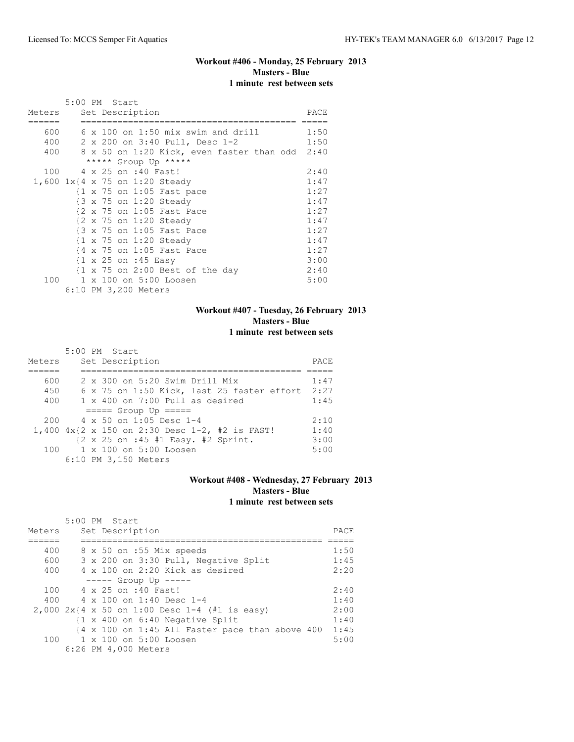### Workout #406 - Monday, 25 February 2013
**Masters - Blue**
**1 minute rest between sets**

5:00 PM Start

| Meters | Set Description | PACE |
|---|---|---|
| 600 | 6 x 100 on 1:50 mix swim and drill | 1:50 |
| 400 | 2 x 200 on 3:40 Pull, Desc 1-2 | 1:50 |
| 400 | 8 x 50 on 1:20 Kick, even faster than odd | 2:40 |
| | ***** Group Up ***** | |
| 100 | 4 x 25 on :40 Fast! | 2:40 |
| 1,600 | 1x{4 x 75 on 1:20 Steady | 1:47 |
| | {1 x 75 on 1:05 Fast pace | 1:27 |
| | {3 x 75 on 1:20 Steady | 1:47 |
| | {2 x 75 on 1:05 Fast Pace | 1:27 |
| | {2 x 75 on 1:20 Steady | 1:47 |
| | {3 x 75 on 1:05 Fast Pace | 1:27 |
| | {1 x 75 on 1:20 Steady | 1:47 |
| | {4 x 75 on 1:05 Fast Pace | 1:27 |
| | {1 x 25 on :45 Easy | 3:00 |
| | {1 x 75 on 2:00 Best of the day | 2:40 |
| 100 | 1 x 100 on 5:00 Loosen | 5:00 |

6:10 PM 3,200 Meters

### Workout #407 - Tuesday, 26 February 2013
**Masters - Blue**
**1 minute rest between sets**

5:00 PM Start

| Meters | Set Description | PACE |
|---|---|---|
| 600 | 2 x 300 on 5:20 Swim Drill Mix | 1:47 |
| 450 | 6 x 75 on 1:50 Kick, last 25 faster effort | 2:27 |
| 400 | 1 x 400 on 7:00 Pull as desired | 1:45 |
| | ===== Group Up ===== | |
| 200 | 4 x 50 on 1:05 Desc 1-4 | 2:10 |
| 1,400 | 4x{2 x 150 on 2:30 Desc 1-2, #2 is FAST! | 1:40 |
| | {2 x 25 on :45 #1 Easy. #2 Sprint. | 3:00 |
| 100 | 1 x 100 on 5:00 Loosen | 5:00 |

6:10 PM 3,150 Meters

### Workout #408 - Wednesday, 27 February 2013
**Masters - Blue**
**1 minute rest between sets**

5:00 PM Start

| Meters | Set Description | PACE |
|---|---|---|
| 400 | 8 x 50 on :55 Mix speeds | 1:50 |
| 600 | 3 x 200 on 3:30 Pull, Negative Split | 1:45 |
| 400 | 4 x 100 on 2:20 Kick as desired | 2:20 |
| | ----- Group Up ----- | |
| 100 | 4 x 25 on :40 Fast! | 2:40 |
| 400 | 4 x 100 on 1:40 Desc 1-4 | 1:40 |
| 2,000 | 2x{4 x 50 on 1:00 Desc 1-4 (#1 is easy) | 2:00 |
| | {1 x 400 on 6:40 Negative Split | 1:40 |
| | {4 x 100 on 1:45 All Faster pace than above 400 | 1:45 |
| 100 | 1 x 100 on 5:00 Loosen | 5:00 |

6:26 PM 4,000 Meters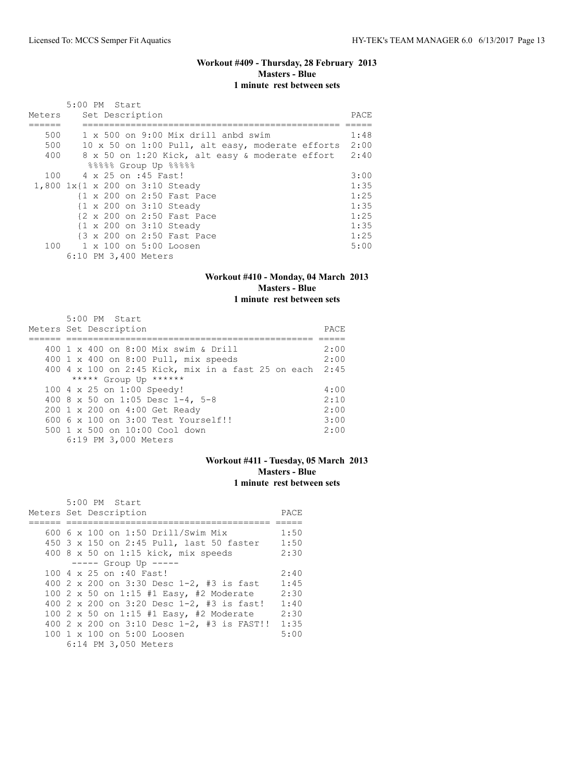## Workout #409 - Thursday, 28 February 2013
**Masters - Blue**
**1 minute rest between sets**

5:00 PM Start

| Meters | Set Description | PACE |
|---|---|---|
| 500 | 1 x 500 on 9:00 Mix drill anbd swim | 1:48 |
| 500 | 10 x 50 on 1:00 Pull, alt easy, moderate efforts | 2:00 |
| 400 | 8 x 50 on 1:20 Kick, alt easy & moderate effort | 2:40 |
| | %%%%% Group Up %%%%% | |
| 100 | 4 x 25 on :45 Fast! | 3:00 |
| 1,800 | 1x{1 x 200 on 3:10 Steady | 1:35 |
| | {1 x 200 on 2:50 Fast Pace | 1:25 |
| | {1 x 200 on 3:10 Steady | 1:35 |
| | {2 x 200 on 2:50 Fast Pace | 1:25 |
| | {1 x 200 on 3:10 Steady | 1:35 |
| | {3 x 200 on 2:50 Fast Pace | 1:25 |
| 100 | 1 x 100 on 5:00 Loosen | 5:00 |

6:10 PM 3,400 Meters

## Workout #410 - Monday, 04 March 2013
**Masters - Blue**
**1 minute rest between sets**

5:00 PM Start

| Meters | Set Description | PACE |
|---|---|---|
| 400 | 1 x 400 on 8:00 Mix swim & Drill | 2:00 |
| 400 | 1 x 400 on 8:00 Pull, mix speeds | 2:00 |
| 400 | 4 x 100 on 2:45 Kick, mix in a fast 25 on each | 2:45 |
| | ***** Group Up ****** | |
| 100 | 4 x 25 on 1:00 Speedy! | 4:00 |
| 400 | 8 x 50 on 1:05 Desc 1-4, 5-8 | 2:10 |
| 200 | 1 x 200 on 4:00 Get Ready | 2:00 |
| 600 | 6 x 100 on 3:00 Test Yourself!! | 3:00 |
| 500 | 1 x 500 on 10:00 Cool down | 2:00 |

6:19 PM 3,000 Meters

## Workout #411 - Tuesday, 05 March 2013
**Masters - Blue**
**1 minute rest between sets**

5:00 PM Start

| Meters | Set Description | PACE |
|---|---|---|
| 600 | 6 x 100 on 1:50 Drill/Swim Mix | 1:50 |
| 450 | 3 x 150 on 2:45 Pull, last 50 faster | 1:50 |
| 400 | 8 x 50 on 1:15 kick, mix speeds | 2:30 |
| | ----- Group Up ----- | |
| 100 | 4 x 25 on :40 Fast! | 2:40 |
| 400 | 2 x 200 on 3:30 Desc 1-2, #3 is fast | 1:45 |
| 100 | 2 x 50 on 1:15 #1 Easy, #2 Moderate | 2:30 |
| 400 | 2 x 200 on 3:20 Desc 1-2, #3 is fast! | 1:40 |
| 100 | 2 x 50 on 1:15 #1 Easy, #2 Moderate | 2:30 |
| 400 | 2 x 200 on 3:10 Desc 1-2, #3 is FAST!! | 1:35 |
| 100 | 1 x 100 on 5:00 Loosen | 5:00 |

6:14 PM 3,050 Meters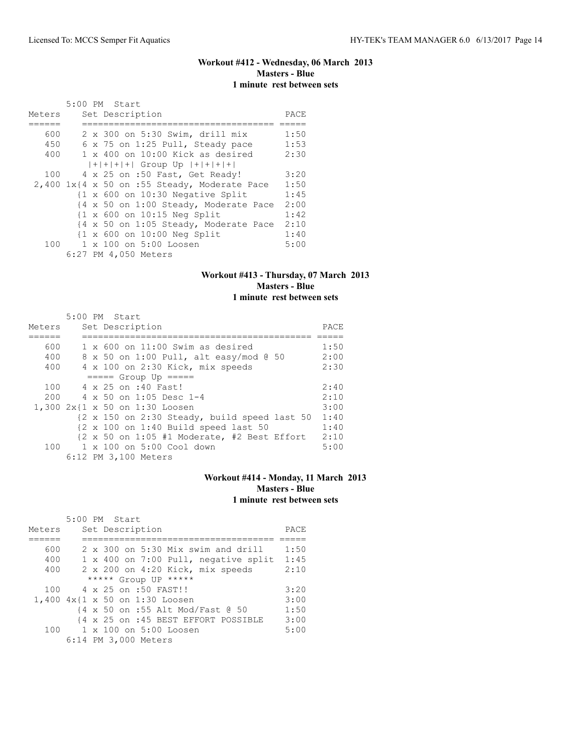### Workout #412 - Wednesday, 06 March 2013
**Masters - Blue**
**1 minute rest between sets**

```
       5:00 PM  Start
Meters     Set Description                        PACE
======     ===================================   =====
   600     2 x 300 on 5:30 Swim, drill mix        1:50
   450     6 x 75 on 1:25 Pull, Steady pace       1:53
   400     1 x 400 on 10:00 Kick as desired       2:30
            |+|+|+|+| Group Up |+|+|+|+|
   100     4 x 25 on :50 Fast, Get Ready!         3:20
 2,400 1x{4 x 50 on :55 Steady, Moderate Pace     1:50
         {1 x 600 on 10:30 Negative Split         1:45
         {4 x 50 on 1:00 Steady, Moderate Pace    2:00
         {1 x 600 on 10:15 Neg Split              1:42
         {4 x 50 on 1:05 Steady, Moderate Pace    2:10
         {1 x 600 on 10:00 Neg Split              1:40
   100     1 x 100 on 5:00 Loosen                 5:00
       6:27 PM 4,050 Meters
```

### Workout #413 - Thursday, 07 March 2013
**Masters - Blue**
**1 minute rest between sets**

```
       5:00 PM  Start
Meters     Set Description                                PACE
======     ==========================================    =====
   600     1 x 600 on 11:00 Swim as desired               1:50
   400     8 x 50 on 1:00 Pull, alt easy/mod @ 50         2:00
   400     4 x 100 on 2:30 Kick, mix speeds               2:30
            ===== Group Up =====
   100     4 x 25 on :40 Fast!                            2:40
   200     4 x 50 on 1:05 Desc 1-4                        2:10
 1,300 2x{1 x 50 on 1:30 Loosen                           3:00
         {2 x 150 on 2:30 Steady, build speed last 50     1:40
         {2 x 100 on 1:40 Build speed last 50             1:40
         {2 x 50 on 1:05 #1 Moderate, #2 Best Effort      2:10
   100     1 x 100 on 5:00 Cool down                      5:00
       6:12 PM 3,100 Meters
```

### Workout #414 - Monday, 11 March 2013
**Masters - Blue**
**1 minute rest between sets**

```
       5:00 PM  Start
Meters     Set Description                        PACE
======     ===================================   =====
   600     2 x 300 on 5:30 Mix swim and drill     1:50
   400     1 x 400 on 7:00 Pull, negative split   1:45
   400     2 x 200 on 4:20 Kick, mix speeds       2:10
            ***** Group UP *****
   100     4 x 25 on :50 FAST!!                   3:20
 1,400 4x{1 x 50 on 1:30 Loosen                   3:00
         {4 x 50 on :55 Alt Mod/Fast @ 50         1:50
         {4 x 25 on :45 BEST EFFORT POSSIBLE      3:00
   100     1 x 100 on 5:00 Loosen                 5:00
       6:14 PM 3,000 Meters
```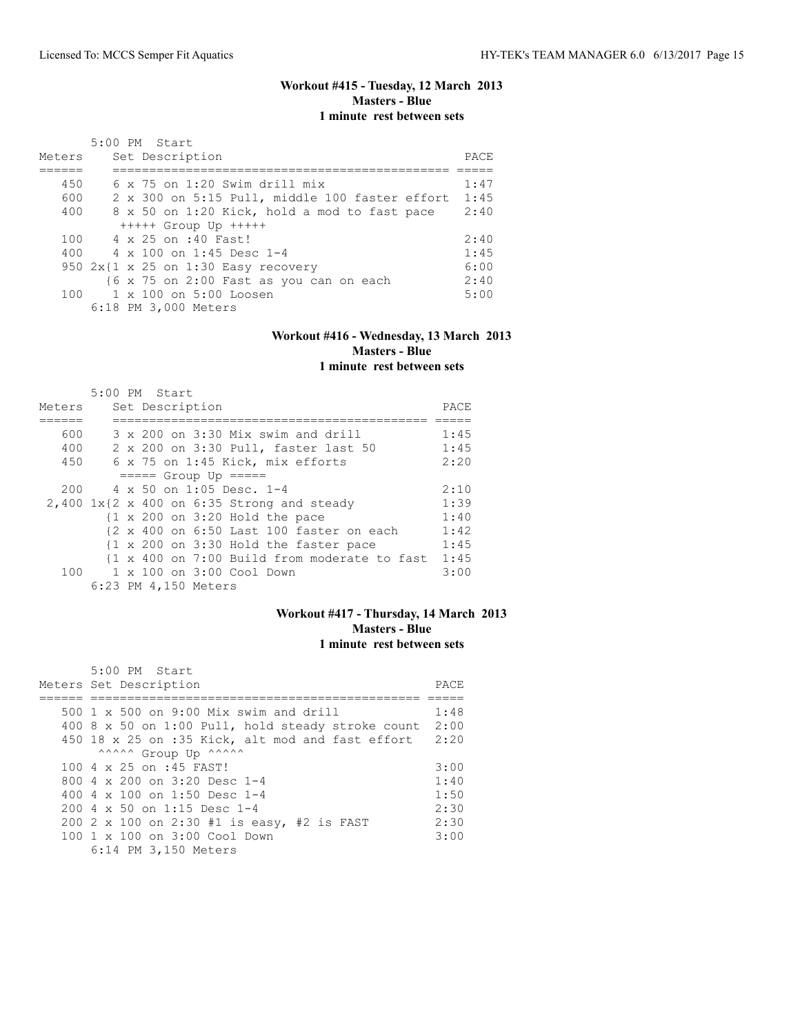### Workout #415 - Tuesday, 12 March 2013
**Masters - Blue**
**1 minute rest between sets**

5:00 PM Start

| Meters | Set Description | PACE |
| --- | --- | --- |
| 450 | 6 x 75 on 1:20 Swim drill mix | 1:47 |
| 600 | 2 x 300 on 5:15 Pull, middle 100 faster effort | 1:45 |
| 400 | 8 x 50 on 1:20 Kick, hold a mod to fast pace | 2:40 |
| | +++++ Group Up +++++ | |
| 100 | 4 x 25 on :40 Fast! | 2:40 |
| 400 | 4 x 100 on 1:45 Desc 1-4 | 1:45 |
| 950 | 2x{1 x 25 on 1:30 Easy recovery | 6:00 |
| | {6 x 75 on 2:00 Fast as you can on each | 2:40 |
| 100 | 1 x 100 on 5:00 Loosen | 5:00 |

6:18 PM 3,000 Meters

### Workout #416 - Wednesday, 13 March 2013
**Masters - Blue**
**1 minute rest between sets**

5:00 PM Start

| Meters | Set Description | PACE |
| --- | --- | --- |
| 600 | 3 x 200 on 3:30 Mix swim and drill | 1:45 |
| 400 | 2 x 200 on 3:30 Pull, faster last 50 | 1:45 |
| 450 | 6 x 75 on 1:45 Kick, mix efforts | 2:20 |
| | ===== Group Up ===== | |
| 200 | 4 x 50 on 1:05 Desc. 1-4 | 2:10 |
| 2,400 | 1x{2 x 400 on 6:35 Strong and steady | 1:39 |
| | {1 x 200 on 3:20 Hold the pace | 1:40 |
| | {2 x 400 on 6:50 Last 100 faster on each | 1:42 |
| | {1 x 200 on 3:30 Hold the faster pace | 1:45 |
| | {1 x 400 on 7:00 Build from moderate to fast | 1:45 |
| 100 | 1 x 100 on 3:00 Cool Down | 3:00 |

6:23 PM 4,150 Meters

### Workout #417 - Thursday, 14 March 2013
**Masters - Blue**
**1 minute rest between sets**

5:00 PM Start

| Meters | Set Description | PACE |
| --- | --- | --- |
| 500 | 1 x 500 on 9:00 Mix swim and drill | 1:48 |
| 400 | 8 x 50 on 1:00 Pull, hold steady stroke count | 2:00 |
| 450 | 18 x 25 on :35 Kick, alt mod and fast effort | 2:20 |
| | ^^^^^ Group Up ^^^^^ | |
| 100 | 4 x 25 on :45 FAST! | 3:00 |
| 800 | 4 x 200 on 3:20 Desc 1-4 | 1:40 |
| 400 | 4 x 100 on 1:50 Desc 1-4 | 1:50 |
| 200 | 4 x 50 on 1:15 Desc 1-4 | 2:30 |
| 200 | 2 x 100 on 2:30 #1 is easy, #2 is FAST | 2:30 |
| 100 | 1 x 100 on 3:00 Cool Down | 3:00 |

6:14 PM 3,150 Meters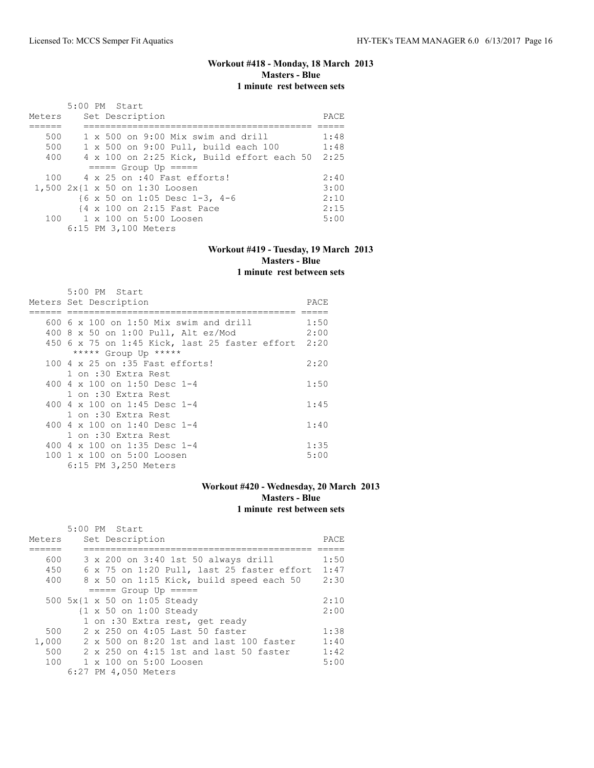### Workout #418 - Monday, 18 March 2013
**Masters - Blue**
**1 minute rest between sets**

5:00 PM Start

| Meters | Set Description | PACE |
|---|---|---|
| 500 | 1 x 500 on 9:00 Mix swim and drill | 1:48 |
| 500 | 1 x 500 on 9:00 Pull, build each 100 | 1:48 |
| 400 | 4 x 100 on 2:25 Kick, Build effort each 50 | 2:25 |
| | ===== Group Up ===== | |
| 100 | 4 x 25 on :40 Fast efforts! | 2:40 |
| 1,500 | 2x{1 x 50 on 1:30 Loosen | 3:00 |
| | {6 x 50 on 1:05 Desc 1-3, 4-6 | 2:10 |
| | {4 x 100 on 2:15 Fast Pace | 2:15 |
| 100 | 1 x 100 on 5:00 Loosen | 5:00 |
| | 6:15 PM 3,100 Meters | |

### Workout #419 - Tuesday, 19 March 2013
**Masters - Blue**
**1 minute rest between sets**

5:00 PM Start

| Meters | Set Description | PACE |
|---|---|---|
| 600 | 6 x 100 on 1:50 Mix swim and drill | 1:50 |
| 400 | 8 x 50 on 1:00 Pull, Alt ez/Mod | 2:00 |
| 450 | 6 x 75 on 1:45 Kick, last 25 faster effort | 2:20 |
| | ***** Group Up ***** | |
| 100 | 4 x 25 on :35 Fast efforts! | 2:20 |
| | 1 on :30 Extra Rest | |
| 400 | 4 x 100 on 1:50 Desc 1-4 | 1:50 |
| | 1 on :30 Extra Rest | |
| 400 | 4 x 100 on 1:45 Desc 1-4 | 1:45 |
| | 1 on :30 Extra Rest | |
| 400 | 4 x 100 on 1:40 Desc 1-4 | 1:40 |
| | 1 on :30 Extra Rest | |
| 400 | 4 x 100 on 1:35 Desc 1-4 | 1:35 |
| 100 | 1 x 100 on 5:00 Loosen | 5:00 |
| | 6:15 PM 3,250 Meters | |

### Workout #420 - Wednesday, 20 March 2013
**Masters - Blue**
**1 minute rest between sets**

5:00 PM Start

| Meters | Set Description | PACE |
|---|---|---|
| 600 | 3 x 200 on 3:40 1st 50 always drill | 1:50 |
| 450 | 6 x 75 on 1:20 Pull, last 25 faster effort | 1:47 |
| 400 | 8 x 50 on 1:15 Kick, build speed each 50 | 2:30 |
| | ===== Group Up ===== | |
| 500 | 5x{1 x 50 on 1:05 Steady | 2:10 |
| | {1 x 50 on 1:00 Steady | 2:00 |
| | 1 on :30 Extra rest, get ready | |
| 500 | 2 x 250 on 4:05 Last 50 faster | 1:38 |
| 1,000 | 2 x 500 on 8:20 1st and last 100 faster | 1:40 |
| 500 | 2 x 250 on 4:15 1st and last 50 faster | 1:42 |
| 100 | 1 x 100 on 5:00 Loosen | 5:00 |
| | 6:27 PM 4,050 Meters | |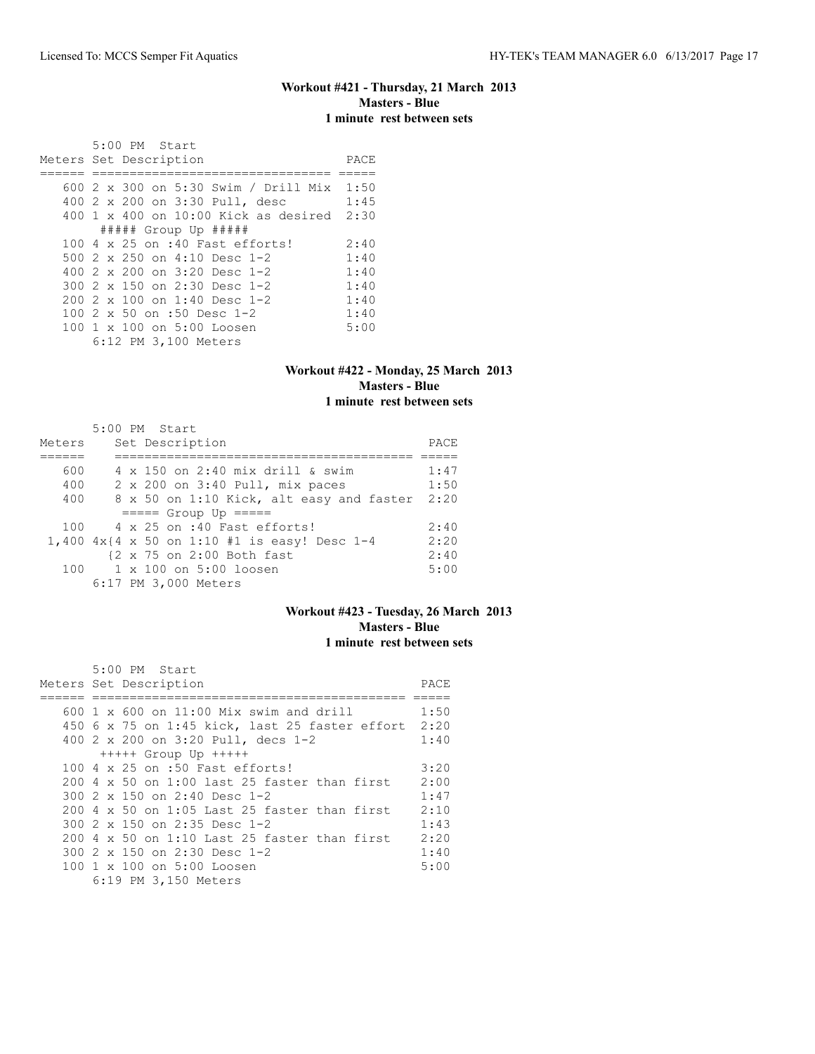### Workout #421 - Thursday, 21 March 2013
**Masters - Blue**
**1 minute rest between sets**

5:00 PM Start

| Meters | Set Description | PACE |
|---|---|---|
| 600 | 2 x 300 on 5:30 Swim / Drill Mix | 1:50 |
| 400 | 2 x 200 on 3:30 Pull, desc | 1:45 |
| 400 | 1 x 400 on 10:00 Kick as desired | 2:30 |
| | ##### Group Up ##### | |
| 100 | 4 x 25 on :40 Fast efforts! | 2:40 |
| 500 | 2 x 250 on 4:10 Desc 1-2 | 1:40 |
| 400 | 2 x 200 on 3:20 Desc 1-2 | 1:40 |
| 300 | 2 x 150 on 2:30 Desc 1-2 | 1:40 |
| 200 | 2 x 100 on 1:40 Desc 1-2 | 1:40 |
| 100 | 2 x 50 on :50 Desc 1-2 | 1:40 |
| 100 | 1 x 100 on 5:00 Loosen | 5:00 |

6:12 PM 3,100 Meters

### Workout #422 - Monday, 25 March 2013
**Masters - Blue**
**1 minute rest between sets**

5:00 PM Start

| Meters | Set Description | PACE |
|---|---|---|
| 600 | 4 x 150 on 2:40 mix drill & swim | 1:47 |
| 400 | 2 x 200 on 3:40 Pull, mix paces | 1:50 |
| 400 | 8 x 50 on 1:10 Kick, alt easy and faster | 2:20 |
| | ===== Group Up ===== | |
| 100 | 4 x 25 on :40 Fast efforts! | 2:40 |
| 1,400 | 4x{4 x 50 on 1:10 #1 is easy! Desc 1-4 | 2:20 |
| | {2 x 75 on 2:00 Both fast | 2:40 |
| 100 | 1 x 100 on 5:00 loosen | 5:00 |

6:17 PM 3,000 Meters

### Workout #423 - Tuesday, 26 March 2013
**Masters - Blue**
**1 minute rest between sets**

5:00 PM Start

| Meters | Set Description | PACE |
|---|---|---|
| 600 | 1 x 600 on 11:00 Mix swim and drill | 1:50 |
| 450 | 6 x 75 on 1:45 kick, last 25 faster effort | 2:20 |
| 400 | 2 x 200 on 3:20 Pull, decs 1-2 | 1:40 |
| | +++++ Group Up +++++ | |
| 100 | 4 x 25 on :50 Fast efforts! | 3:20 |
| 200 | 4 x 50 on 1:00 last 25 faster than first | 2:00 |
| 300 | 2 x 150 on 2:40 Desc 1-2 | 1:47 |
| 200 | 4 x 50 on 1:05 Last 25 faster than first | 2:10 |
| 300 | 2 x 150 on 2:35 Desc 1-2 | 1:43 |
| 200 | 4 x 50 on 1:10 Last 25 faster than first | 2:20 |
| 300 | 2 x 150 on 2:30 Desc 1-2 | 1:40 |
| 100 | 1 x 100 on 5:00 Loosen | 5:00 |

6:19 PM 3,150 Meters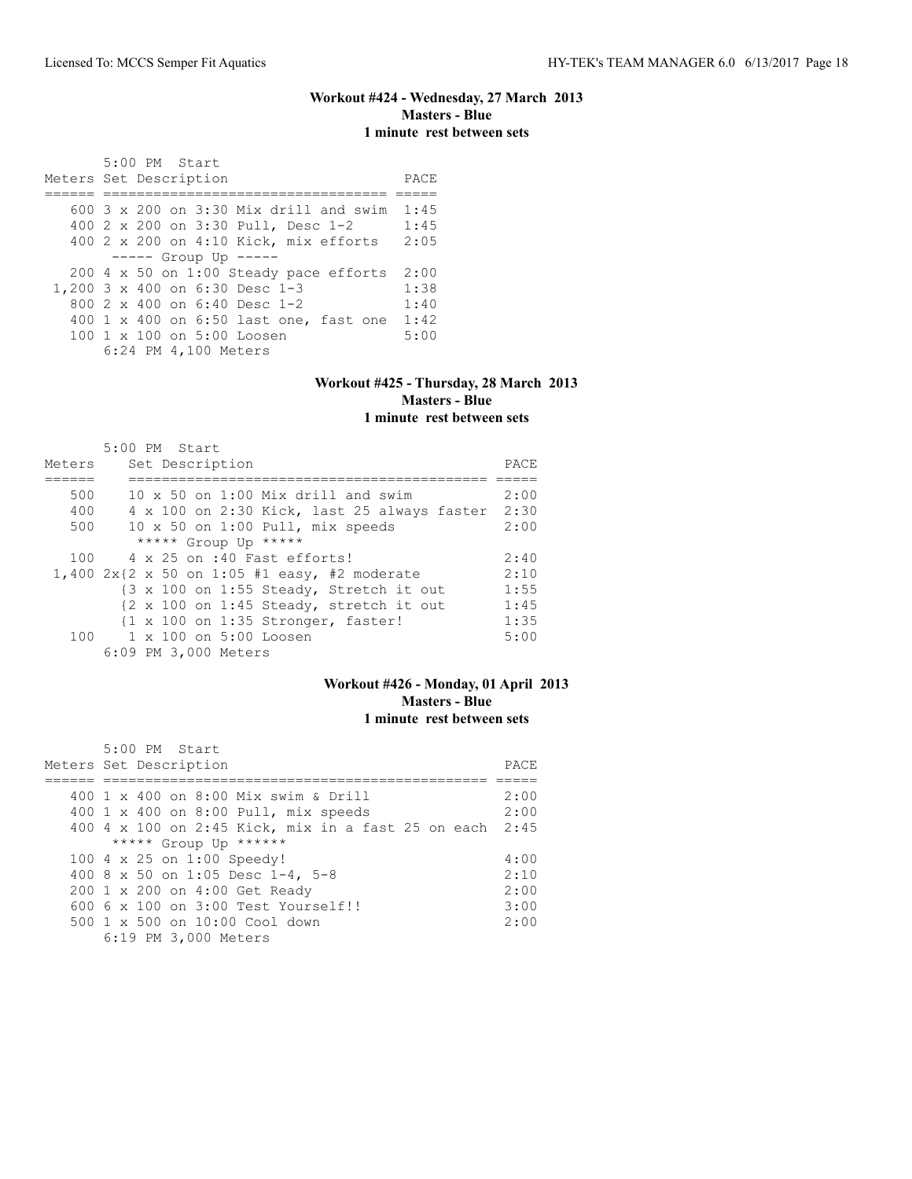### Workout #424 - Wednesday, 27 March 2013
### Masters - Blue
### 1 minute rest between sets

5:00 PM Start

| Meters | Set Description | PACE |
| --- | --- | --- |
| 600 | 3 x 200 on 3:30 Mix drill and swim | 1:45 |
| 400 | 2 x 200 on 3:30 Pull, Desc 1-2 | 1:45 |
| 400 | 2 x 200 on 4:10 Kick, mix efforts | 2:05 |
| | ----- Group Up ----- | |
| 200 | 4 x 50 on 1:00 Steady pace efforts | 2:00 |
| 1,200 | 3 x 400 on 6:30 Desc 1-3 | 1:38 |
| 800 | 2 x 400 on 6:40 Desc 1-2 | 1:40 |
| 400 | 1 x 400 on 6:50 last one, fast one | 1:42 |
| 100 | 1 x 100 on 5:00 Loosen | 5:00 |

6:24 PM 4,100 Meters

### Workout #425 - Thursday, 28 March 2013
### Masters - Blue
### 1 minute rest between sets

5:00 PM Start

| Meters | Set Description | PACE |
| --- | --- | --- |
| 500 | 10 x 50 on 1:00 Mix drill and swim | 2:00 |
| 400 | 4 x 100 on 2:30 Kick, last 25 always faster | 2:30 |
| 500 | 10 x 50 on 1:00 Pull, mix speeds | 2:00 |
| | ***** Group Up ***** | |
| 100 | 4 x 25 on :40 Fast efforts! | 2:40 |
| 1,400 | 2x{2 x 50 on 1:05 #1 easy, #2 moderate | 2:10 |
| | {3 x 100 on 1:55 Steady, Stretch it out | 1:55 |
| | {2 x 100 on 1:45 Steady, stretch it out | 1:45 |
| | {1 x 100 on 1:35 Stronger, faster! | 1:35 |
| 100 | 1 x 100 on 5:00 Loosen | 5:00 |

6:09 PM 3,000 Meters

### Workout #426 - Monday, 01 April 2013
### Masters - Blue
### 1 minute rest between sets

5:00 PM Start

| Meters | Set Description | PACE |
| --- | --- | --- |
| 400 | 1 x 400 on 8:00 Mix swim & Drill | 2:00 |
| 400 | 1 x 400 on 8:00 Pull, mix speeds | 2:00 |
| 400 | 4 x 100 on 2:45 Kick, mix in a fast 25 on each | 2:45 |
| | ***** Group Up ****** | |
| 100 | 4 x 25 on 1:00 Speedy! | 4:00 |
| 400 | 8 x 50 on 1:05 Desc 1-4, 5-8 | 2:10 |
| 200 | 1 x 200 on 4:00 Get Ready | 2:00 |
| 600 | 6 x 100 on 3:00 Test Yourself!! | 3:00 |
| 500 | 1 x 500 on 10:00 Cool down | 2:00 |

6:19 PM 3,000 Meters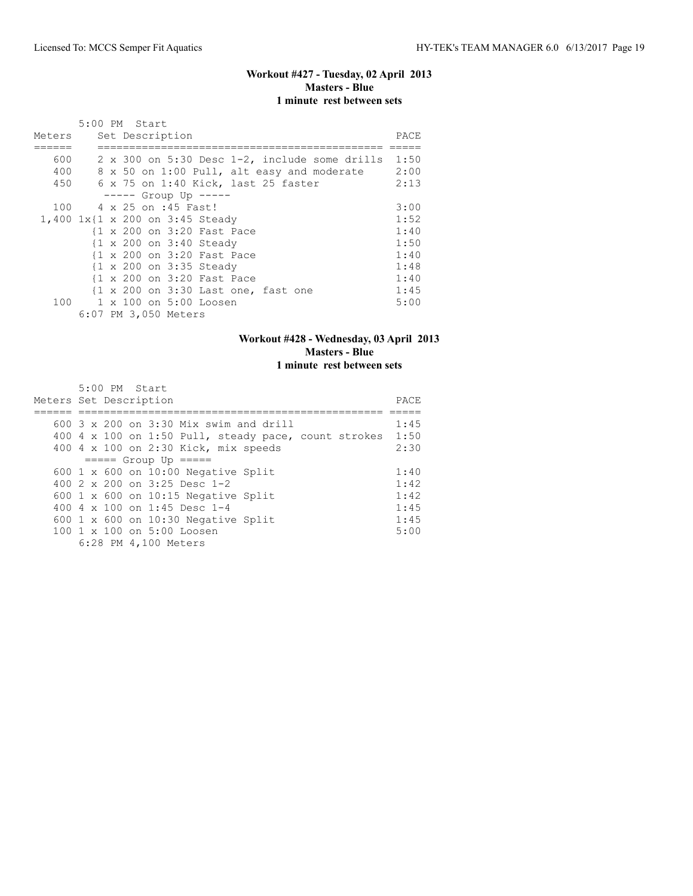### Workout #427 - Tuesday, 02 April 2013
**Masters - Blue**
**1 minute rest between sets**

5:00 PM Start

| Meters | Set Description | PACE |
|---|---|---|
| 600 | 2 x 300 on 5:30 Desc 1-2, include some drills | 1:50 |
| 400 | 8 x 50 on 1:00 Pull, alt easy and moderate | 2:00 |
| 450 | 6 x 75 on 1:40 Kick, last 25 faster | 2:13 |
| | ----- Group Up ----- | |
| 100 | 4 x 25 on :45 Fast! | 3:00 |
| 1,400 | 1x{1 x 200 on 3:45 Steady | 1:52 |
| | {1 x 200 on 3:20 Fast Pace | 1:40 |
| | {1 x 200 on 3:40 Steady | 1:50 |
| | {1 x 200 on 3:20 Fast Pace | 1:40 |
| | {1 x 200 on 3:35 Steady | 1:48 |
| | {1 x 200 on 3:20 Fast Pace | 1:40 |
| | {1 x 200 on 3:30 Last one, fast one | 1:45 |
| 100 | 1 x 100 on 5:00 Loosen | 5:00 |
| | 6:07 PM 3,050 Meters | |

### Workout #428 - Wednesday, 03 April 2013
**Masters - Blue**
**1 minute rest between sets**

5:00 PM Start

| Meters | Set Description | PACE |
|---|---|---|
| 600 | 3 x 200 on 3:30 Mix swim and drill | 1:45 |
| 400 | 4 x 100 on 1:50 Pull, steady pace, count strokes | 1:50 |
| 400 | 4 x 100 on 2:30 Kick, mix speeds | 2:30 |
| | ===== Group Up ===== | |
| 600 | 1 x 600 on 10:00 Negative Split | 1:40 |
| 400 | 2 x 200 on 3:25 Desc 1-2 | 1:42 |
| 600 | 1 x 600 on 10:15 Negative Split | 1:42 |
| 400 | 4 x 100 on 1:45 Desc 1-4 | 1:45 |
| 600 | 1 x 600 on 10:30 Negative Split | 1:45 |
| 100 | 1 x 100 on 5:00 Loosen | 5:00 |
| | 6:28 PM 4,100 Meters | |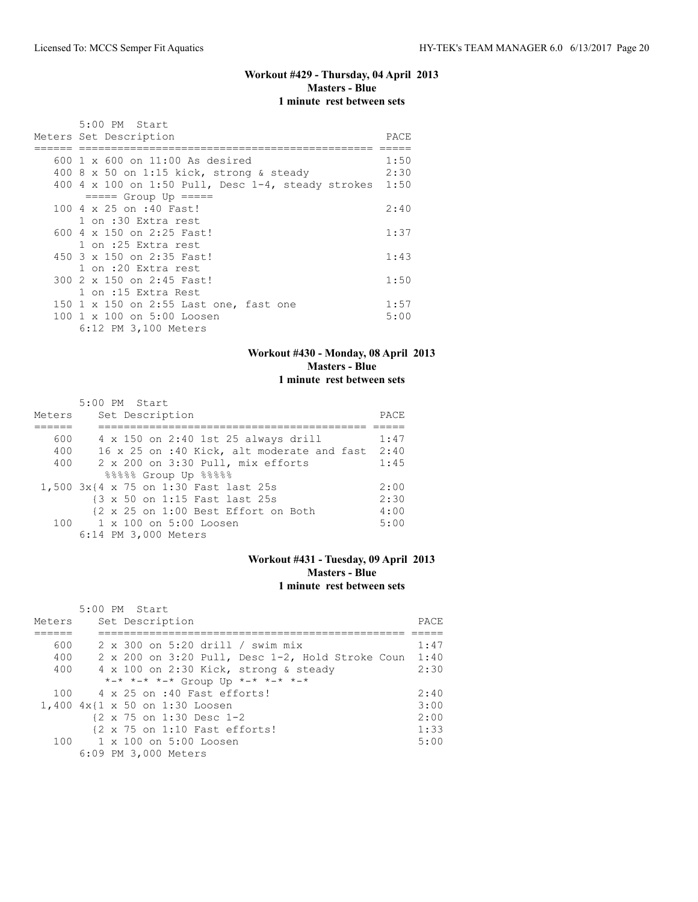### Workout #429 - Thursday, 04 April 2013
**Masters - Blue**
**1 minute rest between sets**

```
      5:00 PM  Start
Meters Set Description                                  PACE
====== ================================================ =====
   600 1 x 600 on 11:00 As desired                      1:50
   400 8 x 50 on 1:15 kick, strong & steady             2:30
   400 4 x 100 on 1:50 Pull, Desc 1-4, steady strokes   1:50
        ===== Group Up =====
   100 4 x 25 on :40 Fast!                              2:40
       1 on :30 Extra rest
   600 4 x 150 on 2:25 Fast!                            1:37
       1 on :25 Extra rest
   450 3 x 150 on 2:35 Fast!                            1:43
       1 on :20 Extra rest
   300 2 x 150 on 2:45 Fast!                            1:50
       1 on :15 Extra Rest
   150 1 x 150 on 2:55 Last one, fast one               1:57
   100 1 x 100 on 5:00 Loosen                           5:00
       6:12 PM 3,100 Meters
```

### Workout #430 - Monday, 08 April 2013
**Masters - Blue**
**1 minute rest between sets**

```
       5:00 PM  Start
Meters     Set Description                                PACE
======     ========================================== =====
   600     4 x 150 on 2:40 1st 25 always drill          1:47
   400     16 x 25 on :40 Kick, alt moderate and fast   2:40
   400     2 x 200 on 3:30 Pull, mix efforts            1:45
            %%%%% Group Up %%%%%
 1,500 3x{4 x 75 on 1:30 Fast last 25s                  2:00
         {3 x 50 on 1:15 Fast last 25s                  2:30
         {2 x 25 on 1:00 Best Effort on Both            4:00
   100     1 x 100 on 5:00 Loosen                       5:00
       6:14 PM 3,000 Meters
```

### Workout #431 - Tuesday, 09 April 2013
**Masters - Blue**
**1 minute rest between sets**

```
       5:00 PM  Start
Meters     Set Description                                      PACE
======     ================================================ =====
   600     2 x 300 on 5:20 drill / swim mix                   1:47
   400     2 x 200 on 3:20 Pull, Desc 1-2, Hold Stroke Coun   1:40
   400     4 x 100 on 2:30 Kick, strong & steady              2:30
            *-* *-* *-* Group Up *-* *-* *-*
   100     4 x 25 on :40 Fast efforts!                        2:40
 1,400 4x{1 x 50 on 1:30 Loosen                               3:00
         {2 x 75 on 1:30 Desc 1-2                             2:00
         {2 x 75 on 1:10 Fast efforts!                        1:33
   100     1 x 100 on 5:00 Loosen                             5:00
       6:09 PM 3,000 Meters
```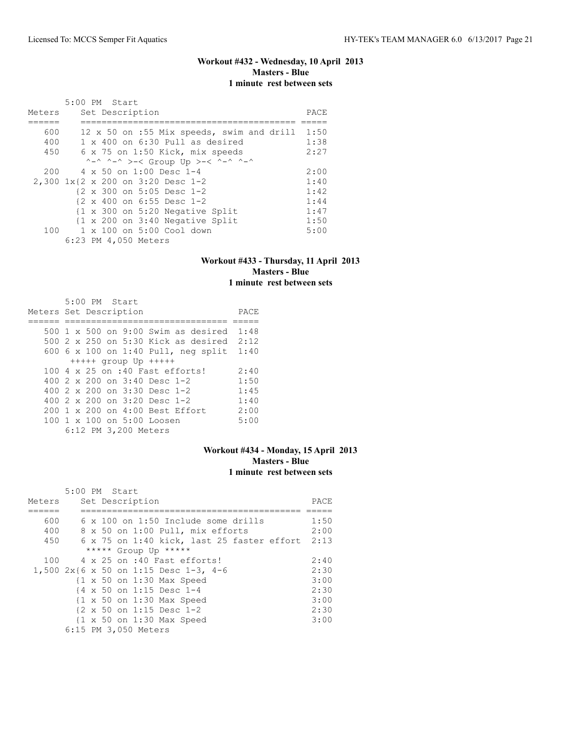### Workout #432 - Wednesday, 10 April 2013
**Masters - Blue**
**1 minute rest between sets**

5:00 PM Start

| Meters | Set Description | PACE |
|---|---|---|
| 600 | 12 x 50 on :55 Mix speeds, swim and drill | 1:50 |
| 400 | 1 x 400 on 6:30 Pull as desired | 1:38 |
| 450 | 6 x 75 on 1:50 Kick, mix speeds | 2:27 |
| | ^-^ ^-^ >-< Group Up >-< ^-^ ^-^ | |
| 200 | 4 x 50 on 1:00 Desc 1-4 | 2:00 |
| 2,300 | 1x{2 x 200 on 3:20 Desc 1-2 | 1:40 |
| | {2 x 300 on 5:05 Desc 1-2 | 1:42 |
| | {2 x 400 on 6:55 Desc 1-2 | 1:44 |
| | {1 x 300 on 5:20 Negative Split | 1:47 |
| | {1 x 200 on 3:40 Negative Split | 1:50 |
| 100 | 1 x 100 on 5:00 Cool down | 5:00 |

6:23 PM 4,050 Meters

### Workout #433 - Thursday, 11 April 2013
**Masters - Blue**
**1 minute rest between sets**

5:00 PM Start

| Meters | Set Description | PACE |
|---|---|---|
| 500 | 1 x 500 on 9:00 Swim as desired | 1:48 |
| 500 | 2 x 250 on 5:30 Kick as desired | 2:12 |
| 600 | 6 x 100 on 1:40 Pull, neg split | 1:40 |
| | +++++ group Up +++++ | |
| 100 | 4 x 25 on :40 Fast efforts! | 2:40 |
| 400 | 2 x 200 on 3:40 Desc 1-2 | 1:50 |
| 400 | 2 x 200 on 3:30 Desc 1-2 | 1:45 |
| 400 | 2 x 200 on 3:20 Desc 1-2 | 1:40 |
| 200 | 1 x 200 on 4:00 Best Effort | 2:00 |
| 100 | 1 x 100 on 5:00 Loosen | 5:00 |

6:12 PM 3,200 Meters

### Workout #434 - Monday, 15 April 2013
**Masters - Blue**
**1 minute rest between sets**

5:00 PM Start

| Meters | Set Description | PACE |
|---|---|---|
| 600 | 6 x 100 on 1:50 Include some drills | 1:50 |
| 400 | 8 x 50 on 1:00 Pull, mix efforts | 2:00 |
| 450 | 6 x 75 on 1:40 kick, last 25 faster effort | 2:13 |
| | ***** Group Up ***** | |
| 100 | 4 x 25 on :40 Fast efforts! | 2:40 |
| 1,500 | 2x{6 x 50 on 1:15 Desc 1-3, 4-6 | 2:30 |
| | {1 x 50 on 1:30 Max Speed | 3:00 |
| | {4 x 50 on 1:15 Desc 1-4 | 2:30 |
| | {1 x 50 on 1:30 Max Speed | 3:00 |
| | {2 x 50 on 1:15 Desc 1-2 | 2:30 |
| | {1 x 50 on 1:30 Max Speed | 3:00 |

6:15 PM 3,050 Meters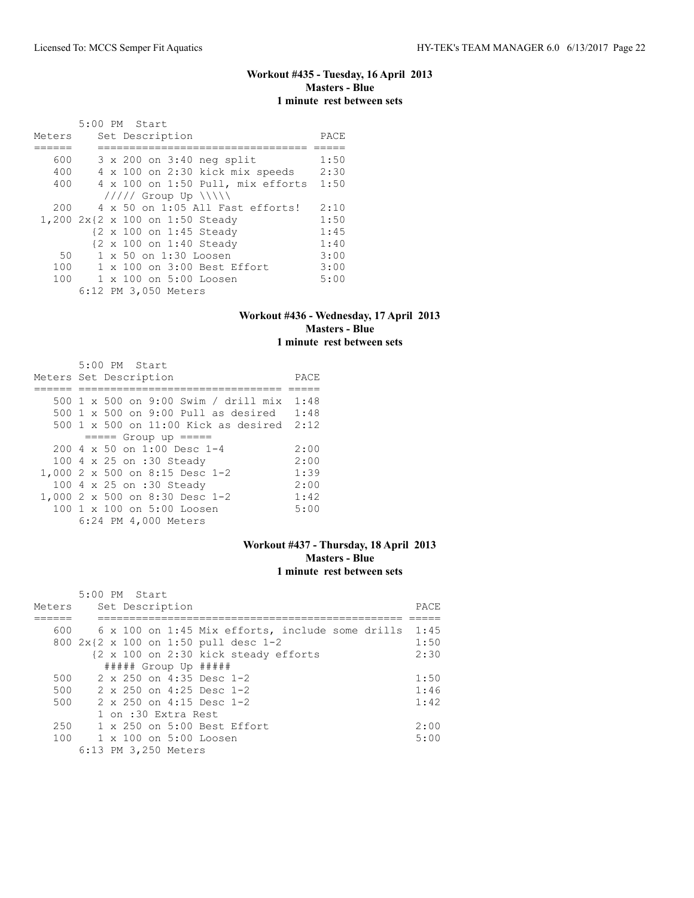**Workout #435 - Tuesday, 16 April 2013**
**Masters - Blue**
**1 minute rest between sets**

```
       5:00 PM  Start
Meters     Set Description                   PACE
======     ================================  =====
   600     3 x 200 on 3:40 neg split         1:50
   400     4 x 100 on 2:30 kick mix speeds   2:30
   400     4 x 100 on 1:50 Pull, mix efforts  1:50
           ///// Group Up \\\\\
   200     4 x 50 on 1:05 All Fast efforts!  2:10
 1,200 2x{2 x 100 on 1:50 Steady             1:50
         {2 x 100 on 1:45 Steady             1:45
         {2 x 100 on 1:40 Steady             1:40
    50     1 x 50 on 1:30 Loosen             3:00
   100     1 x 100 on 3:00 Best Effort       3:00
   100     1 x 100 on 5:00 Loosen            5:00
       6:12 PM 3,050 Meters
```

**Workout #436 - Wednesday, 17 April 2013**
**Masters - Blue**
**1 minute rest between sets**

```
       5:00 PM  Start
Meters Set Description                    PACE
====== ================================ =====
   500 1 x 500 on 9:00 Swim / drill mix  1:48
   500 1 x 500 on 9:00 Pull as desired   1:48
   500 1 x 500 on 11:00 Kick as desired  2:12
       ===== Group up =====
   200 4 x 50 on 1:00 Desc 1-4           2:00
   100 4 x 25 on :30 Steady              2:00
 1,000 2 x 500 on 8:15 Desc 1-2          1:39
   100 4 x 25 on :30 Steady              2:00
 1,000 2 x 500 on 8:30 Desc 1-2          1:42
   100 1 x 100 on 5:00 Loosen            5:00
       6:24 PM 4,000 Meters
```

**Workout #437 - Thursday, 18 April 2013**
**Masters - Blue**
**1 minute rest between sets**

```
       5:00 PM  Start
Meters     Set Description                                    PACE
======     ================================================  =====
   600     6 x 100 on 1:45 Mix efforts, include some drills  1:45
   800 2x{2 x 100 on 1:50 pull desc 1-2                      1:50
         {2 x 100 on 2:30 kick steady efforts                2:30
          ##### Group Up #####
   500     2 x 250 on 4:35 Desc 1-2                          1:50
   500     2 x 250 on 4:25 Desc 1-2                          1:46
   500     2 x 250 on 4:15 Desc 1-2                          1:42
           1 on :30 Extra Rest
   250     1 x 250 on 5:00 Best Effort                       2:00
   100     1 x 100 on 5:00 Loosen                            5:00
       6:13 PM 3,250 Meters
```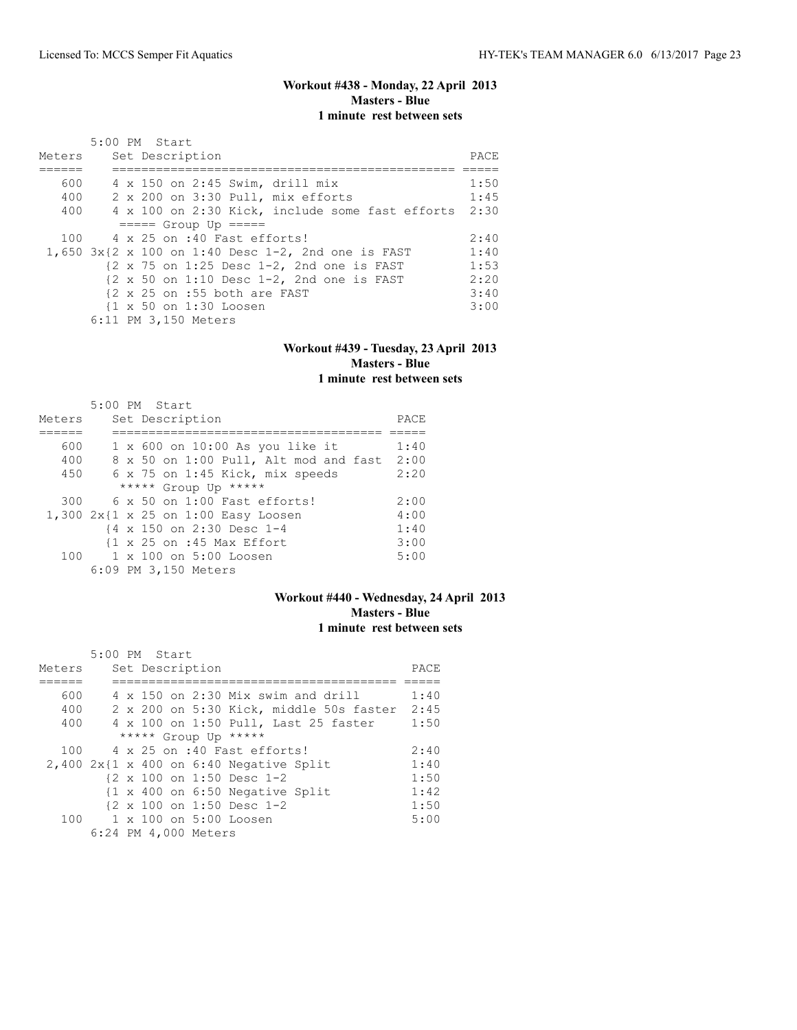### Workout #438 - Monday, 22 April 2013
**Masters - Blue**
**1 minute rest between sets**

5:00 PM Start

| Meters | Set Description | PACE |
|---|---|---|
| 600 | 4 x 150 on 2:45 Swim, drill mix | 1:50 |
| 400 | 2 x 200 on 3:30 Pull, mix efforts | 1:45 |
| 400 | 4 x 100 on 2:30 Kick, include some fast efforts | 2:30 |
| | ===== Group Up ===== | |
| 100 | 4 x 25 on :40 Fast efforts! | 2:40 |
| 1,650 | 3x{2 x 100 on 1:40 Desc 1-2, 2nd one is FAST | 1:40 |
| | {2 x 75 on 1:25 Desc 1-2, 2nd one is FAST | 1:53 |
| | {2 x 50 on 1:10 Desc 1-2, 2nd one is FAST | 2:20 |
| | {2 x 25 on :55 both are FAST | 3:40 |
| | {1 x 50 on 1:30 Loosen | 3:00 |

6:11 PM 3,150 Meters

### Workout #439 - Tuesday, 23 April 2013
**Masters - Blue**
**1 minute rest between sets**

5:00 PM Start

| Meters | Set Description | PACE |
|---|---|---|
| 600 | 1 x 600 on 10:00 As you like it | 1:40 |
| 400 | 8 x 50 on 1:00 Pull, Alt mod and fast | 2:00 |
| 450 | 6 x 75 on 1:45 Kick, mix speeds | 2:20 |
| | ***** Group Up ***** | |
| 300 | 6 x 50 on 1:00 Fast efforts! | 2:00 |
| 1,300 | 2x{1 x 25 on 1:00 Easy Loosen | 4:00 |
| | {4 x 150 on 2:30 Desc 1-4 | 1:40 |
| | {1 x 25 on :45 Max Effort | 3:00 |
| 100 | 1 x 100 on 5:00 Loosen | 5:00 |

6:09 PM 3,150 Meters

### Workout #440 - Wednesday, 24 April 2013
**Masters - Blue**
**1 minute rest between sets**

5:00 PM Start

| Meters | Set Description | PACE |
|---|---|---|
| 600 | 4 x 150 on 2:30 Mix swim and drill | 1:40 |
| 400 | 2 x 200 on 5:30 Kick, middle 50s faster | 2:45 |
| 400 | 4 x 100 on 1:50 Pull, Last 25 faster | 1:50 |
| | ***** Group Up ***** | |
| 100 | 4 x 25 on :40 Fast efforts! | 2:40 |
| 2,400 | 2x{1 x 400 on 6:40 Negative Split | 1:40 |
| | {2 x 100 on 1:50 Desc 1-2 | 1:50 |
| | {1 x 400 on 6:50 Negative Split | 1:42 |
| | {2 x 100 on 1:50 Desc 1-2 | 1:50 |
| 100 | 1 x 100 on 5:00 Loosen | 5:00 |

6:24 PM 4,000 Meters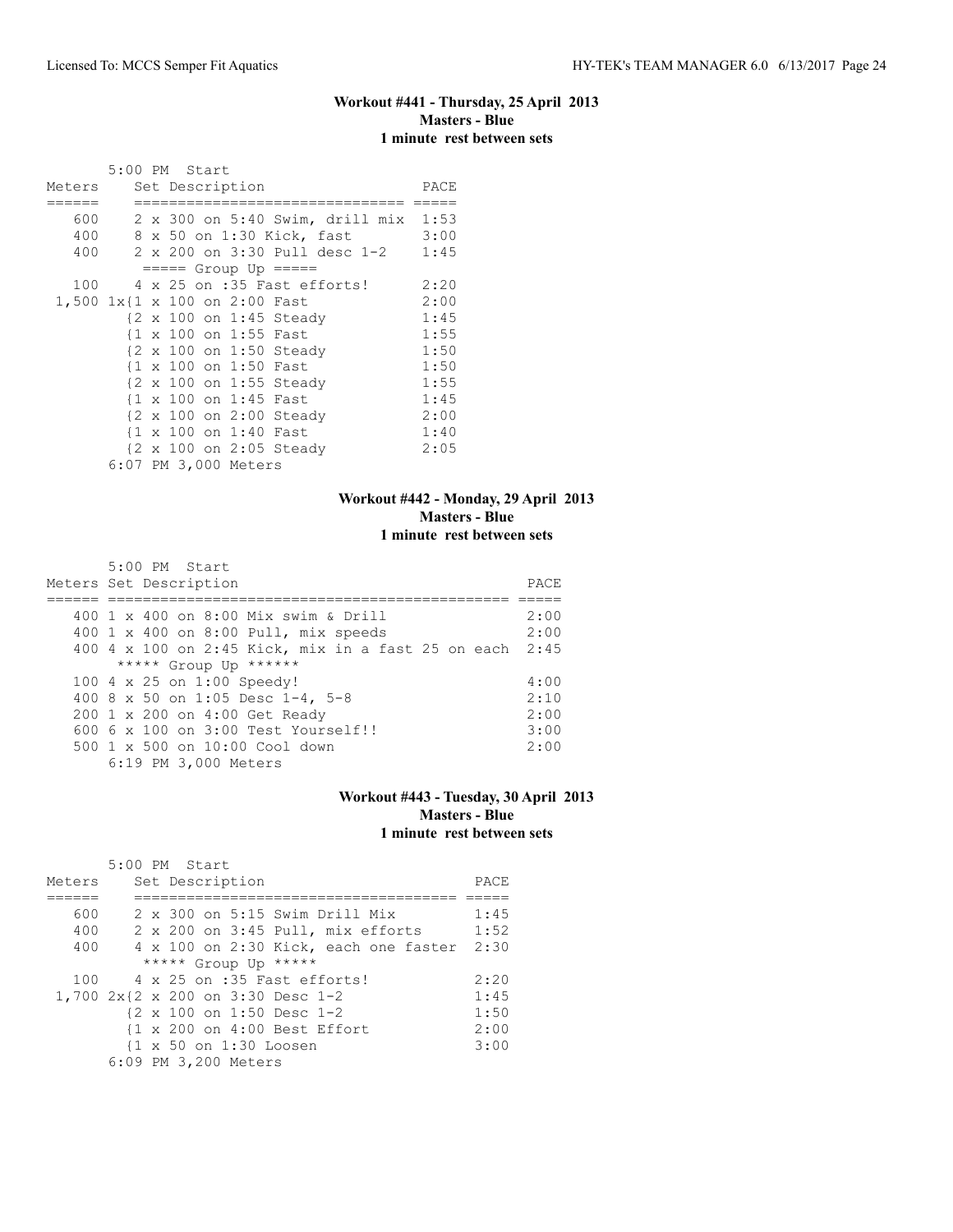### Workout #441 - Thursday, 25 April 2013
### Masters - Blue
### 1 minute rest between sets

5:00 PM Start

| Meters | Set Description | PACE |
|---|---|---|
| 600 | 2 x 300 on 5:40 Swim, drill mix | 1:53 |
| 400 | 8 x 50 on 1:30 Kick, fast | 3:00 |
| 400 | 2 x 200 on 3:30 Pull desc 1-2 | 1:45 |
| | ===== Group Up ===== | |
| 100 | 4 x 25 on :35 Fast efforts! | 2:20 |
| 1,500 | 1x{1 x 100 on 2:00 Fast | 2:00 |
| | {2 x 100 on 1:45 Steady | 1:45 |
| | {1 x 100 on 1:55 Fast | 1:55 |
| | {2 x 100 on 1:50 Steady | 1:50 |
| | {1 x 100 on 1:50 Fast | 1:50 |
| | {2 x 100 on 1:55 Steady | 1:55 |
| | {1 x 100 on 1:45 Fast | 1:45 |
| | {2 x 100 on 2:00 Steady | 2:00 |
| | {1 x 100 on 1:40 Fast | 1:40 |
| | {2 x 100 on 2:05 Steady | 2:05 |

6:07 PM 3,000 Meters

### Workout #442 - Monday, 29 April 2013
### Masters - Blue
### 1 minute rest between sets

5:00 PM Start

| Meters | Set Description | PACE |
|---|---|---|
| 400 | 1 x 400 on 8:00 Mix swim & Drill | 2:00 |
| 400 | 1 x 400 on 8:00 Pull, mix speeds | 2:00 |
| 400 | 4 x 100 on 2:45 Kick, mix in a fast 25 on each | 2:45 |
| | ***** Group Up ****** | |
| 100 | 4 x 25 on 1:00 Speedy! | 4:00 |
| 400 | 8 x 50 on 1:05 Desc 1-4, 5-8 | 2:10 |
| 200 | 1 x 200 on 4:00 Get Ready | 2:00 |
| 600 | 6 x 100 on 3:00 Test Yourself!! | 3:00 |
| 500 | 1 x 500 on 10:00 Cool down | 2:00 |

6:19 PM 3,000 Meters

### Workout #443 - Tuesday, 30 April 2013
### Masters - Blue
### 1 minute rest between sets

5:00 PM Start

| Meters | Set Description | PACE |
|---|---|---|
| 600 | 2 x 300 on 5:15 Swim Drill Mix | 1:45 |
| 400 | 2 x 200 on 3:45 Pull, mix efforts | 1:52 |
| 400 | 4 x 100 on 2:30 Kick, each one faster | 2:30 |
| | ***** Group Up ***** | |
| 100 | 4 x 25 on :35 Fast efforts! | 2:20 |
| 1,700 | 2x{2 x 200 on 3:30 Desc 1-2 | 1:45 |
| | {2 x 100 on 1:50 Desc 1-2 | 1:50 |
| | {1 x 200 on 4:00 Best Effort | 2:00 |
| | {1 x 50 on 1:30 Loosen | 3:00 |

6:09 PM 3,200 Meters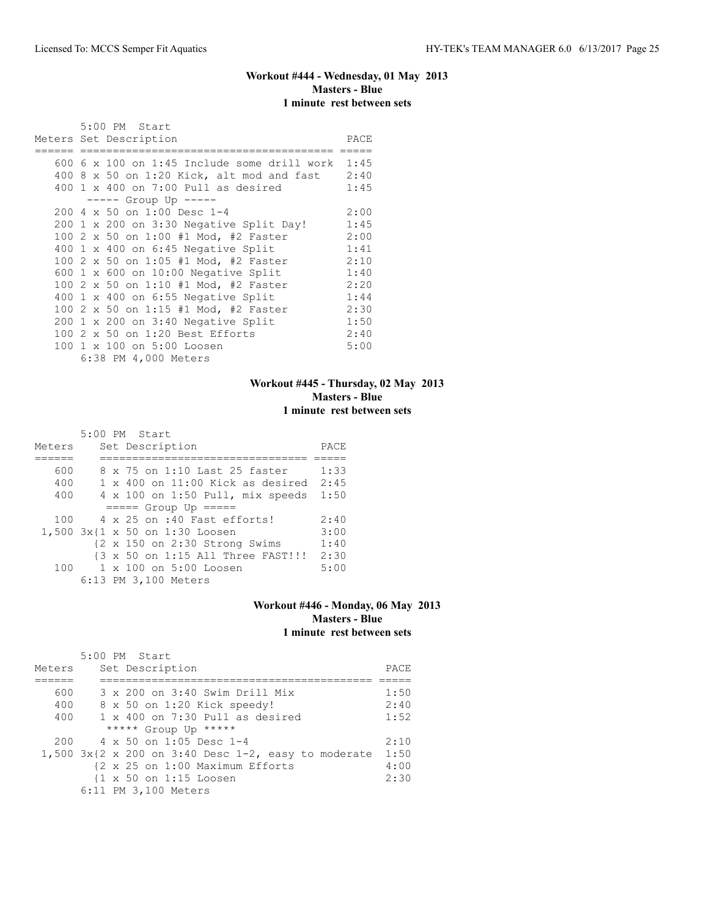### Workout #444 - Wednesday, 01 May 2013
**Masters - Blue**
**1 minute rest between sets**

5:00 PM Start

| Meters | Set Description | PACE |
|---|---|---|
| 600 | 6 x 100 on 1:45 Include some drill work | 1:45 |
| 400 | 8 x 50 on 1:20 Kick, alt mod and fast | 2:40 |
| 400 | 1 x 400 on 7:00 Pull as desired | 1:45 |
| | ----- Group Up ----- | |
| 200 | 4 x 50 on 1:00 Desc 1-4 | 2:00 |
| 200 | 1 x 200 on 3:30 Negative Split Day! | 1:45 |
| 100 | 2 x 50 on 1:00 #1 Mod, #2 Faster | 2:00 |
| 400 | 1 x 400 on 6:45 Negative Split | 1:41 |
| 100 | 2 x 50 on 1:05 #1 Mod, #2 Faster | 2:10 |
| 600 | 1 x 600 on 10:00 Negative Split | 1:40 |
| 100 | 2 x 50 on 1:10 #1 Mod, #2 Faster | 2:20 |
| 400 | 1 x 400 on 6:55 Negative Split | 1:44 |
| 100 | 2 x 50 on 1:15 #1 Mod, #2 Faster | 2:30 |
| 200 | 1 x 200 on 3:40 Negative Split | 1:50 |
| 100 | 2 x 50 on 1:20 Best Efforts | 2:40 |
| 100 | 1 x 100 on 5:00 Loosen | 5:00 |

6:38 PM 4,000 Meters

### Workout #445 - Thursday, 02 May 2013
**Masters - Blue**
**1 minute rest between sets**

5:00 PM Start

| Meters | Set Description | PACE |
|---|---|---|
| 600 | 8 x 75 on 1:10 Last 25 faster | 1:33 |
| 400 | 1 x 400 on 11:00 Kick as desired | 2:45 |
| 400 | 4 x 100 on 1:50 Pull, mix speeds | 1:50 |
| | ===== Group Up ===== | |
| 100 | 4 x 25 on :40 Fast efforts! | 2:40 |
| 1,500 | 3x{1 x 50 on 1:30 Loosen | 3:00 |
| | {2 x 150 on 2:30 Strong Swims | 1:40 |
| | {3 x 50 on 1:15 All Three FAST!!! | 2:30 |
| 100 | 1 x 100 on 5:00 Loosen | 5:00 |

6:13 PM 3,100 Meters

### Workout #446 - Monday, 06 May 2013
**Masters - Blue**
**1 minute rest between sets**

5:00 PM Start

| Meters | Set Description | PACE |
|---|---|---|
| 600 | 3 x 200 on 3:40 Swim Drill Mix | 1:50 |
| 400 | 8 x 50 on 1:20 Kick speedy! | 2:40 |
| 400 | 1 x 400 on 7:30 Pull as desired | 1:52 |
| | ***** Group Up ***** | |
| 200 | 4 x 50 on 1:05 Desc 1-4 | 2:10 |
| 1,500 | 3x{2 x 200 on 3:40 Desc 1-2, easy to moderate | 1:50 |
| | {2 x 25 on 1:00 Maximum Efforts | 4:00 |
| | {1 x 50 on 1:15 Loosen | 2:30 |

6:11 PM 3,100 Meters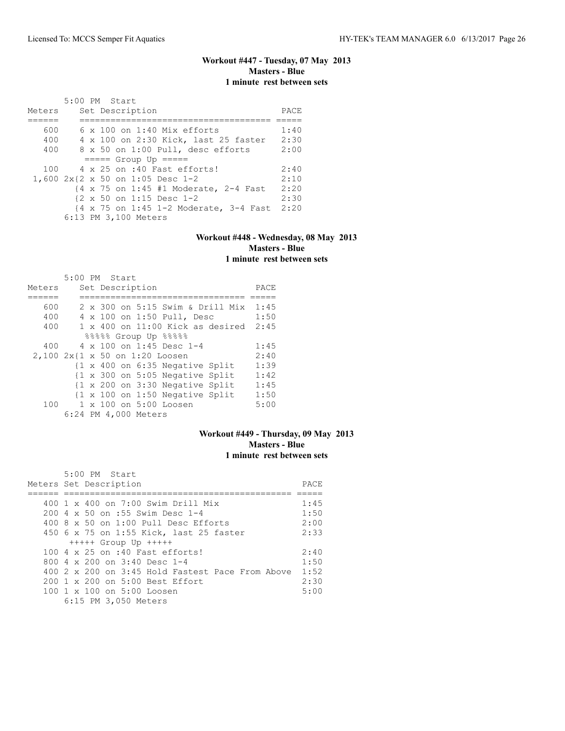### Workout #447 - Tuesday, 07 May 2013
**Masters - Blue**
**1 minute rest between sets**

5:00 PM Start

| Meters | Set Description | PACE |
|---|---|---|
| 600 | 6 x 100 on 1:40 Mix efforts | 1:40 |
| 400 | 4 x 100 on 2:30 Kick, last 25 faster | 2:30 |
| 400 | 8 x 50 on 1:00 Pull, desc efforts | 2:00 |
| | ===== Group Up ===== | |
| 100 | 4 x 25 on :40 Fast efforts! | 2:40 |
| 1,600 | 2x{2 x 50 on 1:05 Desc 1-2 | 2:10 |
| | {4 x 75 on 1:45 #1 Moderate, 2-4 Fast | 2:20 |
| | {2 x 50 on 1:15 Desc 1-2 | 2:30 |
| | {4 x 75 on 1:45 1-2 Moderate, 3-4 Fast | 2:20 |
| | 6:13 PM 3,100 Meters | |

### Workout #448 - Wednesday, 08 May 2013
**Masters - Blue**
**1 minute rest between sets**

5:00 PM Start

| Meters | Set Description | PACE |
|---|---|---|
| 600 | 2 x 300 on 5:15 Swim & Drill Mix | 1:45 |
| 400 | 4 x 100 on 1:50 Pull, Desc | 1:50 |
| 400 | 1 x 400 on 11:00 Kick as desired | 2:45 |
| | %%%%% Group Up %%%%% | |
| 400 | 4 x 100 on 1:45 Desc 1-4 | 1:45 |
| 2,100 | 2x{1 x 50 on 1:20 Loosen | 2:40 |
| | {1 x 400 on 6:35 Negative Split | 1:39 |
| | {1 x 300 on 5:05 Negative Split | 1:42 |
| | {1 x 200 on 3:30 Negative Split | 1:45 |
| | {1 x 100 on 1:50 Negative Split | 1:50 |
| 100 | 1 x 100 on 5:00 Loosen | 5:00 |
| | 6:24 PM 4,000 Meters | |

### Workout #449 - Thursday, 09 May 2013
**Masters - Blue**
**1 minute rest between sets**

5:00 PM Start

| Meters | Set Description | PACE |
|---|---|---|
| 400 | 1 x 400 on 7:00 Swim Drill Mix | 1:45 |
| 200 | 4 x 50 on :55 Swim Desc 1-4 | 1:50 |
| 400 | 8 x 50 on 1:00 Pull Desc Efforts | 2:00 |
| 450 | 6 x 75 on 1:55 Kick, last 25 faster | 2:33 |
| | +++++ Group Up +++++ | |
| 100 | 4 x 25 on :40 Fast efforts! | 2:40 |
| 800 | 4 x 200 on 3:40 Desc 1-4 | 1:50 |
| 400 | 2 x 200 on 3:45 Hold Fastest Pace From Above | 1:52 |
| 200 | 1 x 200 on 5:00 Best Effort | 2:30 |
| 100 | 1 x 100 on 5:00 Loosen | 5:00 |
| | 6:15 PM 3,050 Meters | |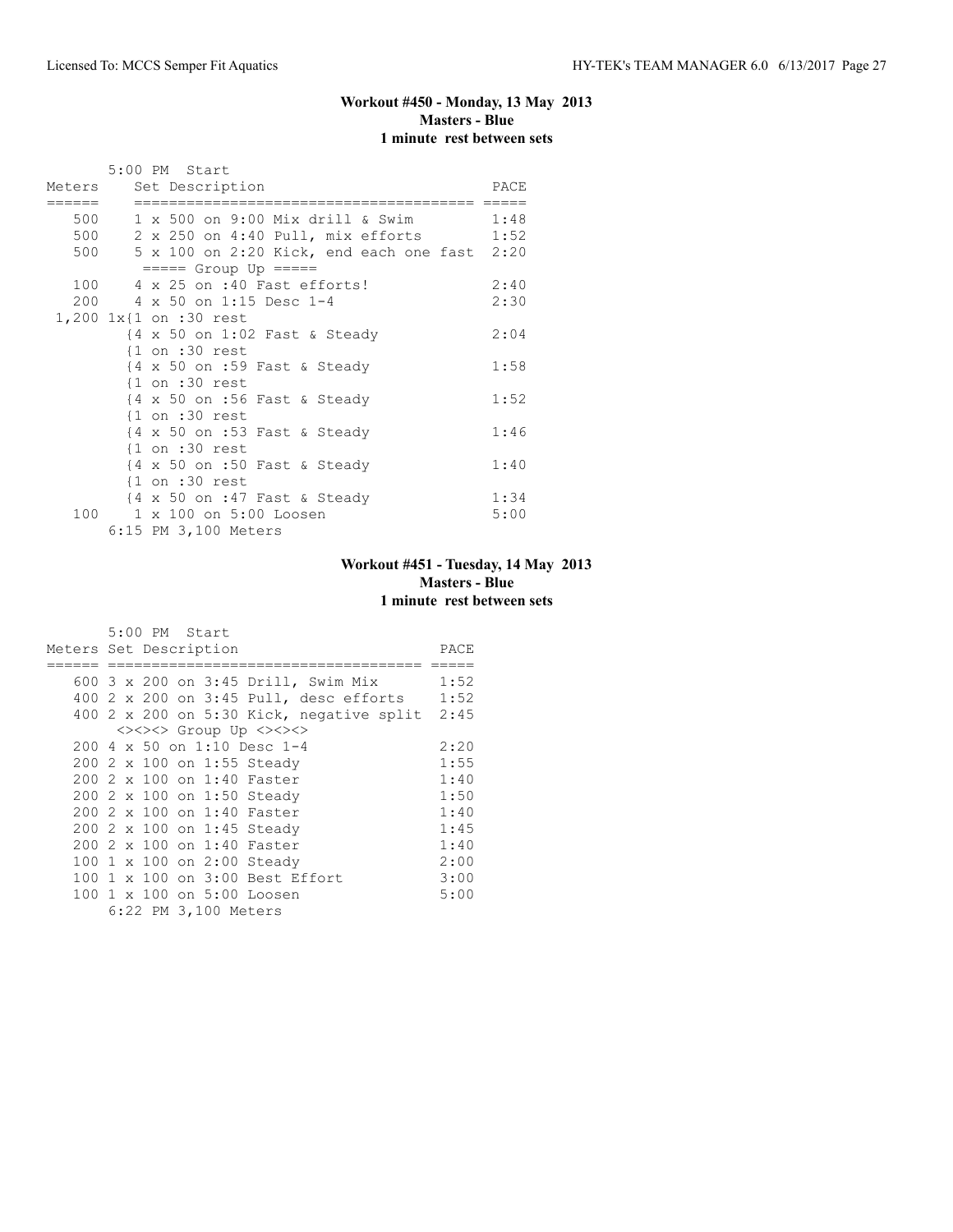### Workout #450 - Monday, 13 May 2013
**Masters - Blue**
**1 minute rest between sets**

```
       5:00 PM  Start
Meters    Set Description                          PACE
======    ======================================= =====
   500    1 x 500 on 9:00 Mix drill & Swim         1:48
   500    2 x 250 on 4:40 Pull, mix efforts        1:52
   500    5 x 100 on 2:20 Kick, end each one fast  2:20
           ===== Group Up =====
   100    4 x 25 on :40 Fast efforts!              2:40
   200    4 x 50 on 1:15 Desc 1-4                  2:30
 1,200 1x{1 on :30 rest
         {4 x 50 on 1:02 Fast & Steady             2:04
         {1 on :30 rest
         {4 x 50 on :59 Fast & Steady              1:58
         {1 on :30 rest
         {4 x 50 on :56 Fast & Steady              1:52
         {1 on :30 rest
         {4 x 50 on :53 Fast & Steady              1:46
         {1 on :30 rest
         {4 x 50 on :50 Fast & Steady              1:40
         {1 on :30 rest
         {4 x 50 on :47 Fast & Steady              1:34
   100    1 x 100 on 5:00 Loosen                   5:00
       6:15 PM 3,100 Meters
```

### Workout #451 - Tuesday, 14 May 2013
**Masters - Blue**
**1 minute rest between sets**

```
       5:00 PM  Start
Meters Set Description                          PACE
====== ===================================== =====
   600 3 x 200 on 3:45 Drill, Swim Mix       1:52
   400 2 x 200 on 3:45 Pull, desc efforts    1:52
   400 2 x 200 on 5:30 Kick, negative split  2:45
        <><><> Group Up <><><>
   200 4 x 50 on 1:10 Desc 1-4               2:20
   200 2 x 100 on 1:55 Steady                1:55
   200 2 x 100 on 1:40 Faster                1:40
   200 2 x 100 on 1:50 Steady                1:50
   200 2 x 100 on 1:40 Faster                1:40
   200 2 x 100 on 1:45 Steady                1:45
   200 2 x 100 on 1:40 Faster                1:40
   100 1 x 100 on 2:00 Steady                2:00
   100 1 x 100 on 3:00 Best Effort           3:00
   100 1 x 100 on 5:00 Loosen                5:00
       6:22 PM 3,100 Meters
```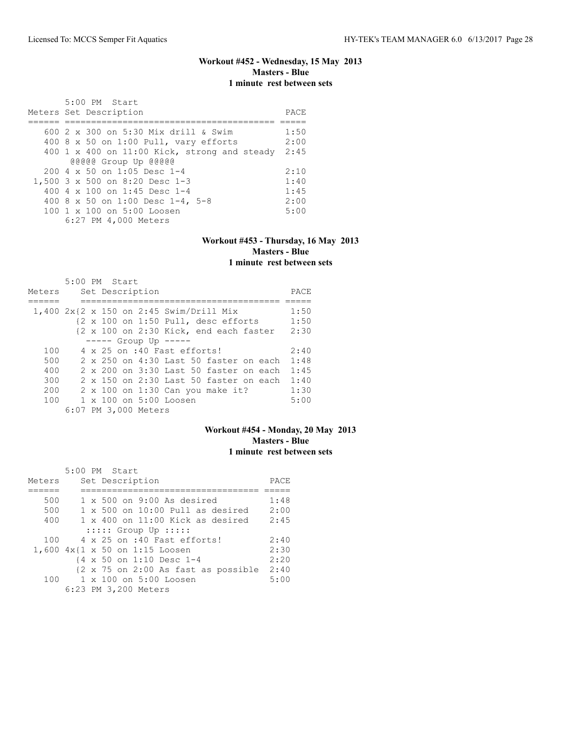### Workout #452 - Wednesday, 15 May 2013
**Masters - Blue**
**1 minute rest between sets**

```
       5:00 PM  Start
Meters Set Description                          PACE
====== ======================================= =====
   600 2 x 300 on 5:30 Mix drill & Swim         1:50
   400 8 x 50 on 1:00 Pull, vary efforts        2:00
   400 1 x 400 on 11:00 Kick, strong and steady 2:45
        @@@@@ Group Up @@@@@
   200 4 x 50 on 1:05 Desc 1-4                  2:10
 1,500 3 x 500 on 8:20 Desc 1-3                 1:40
   400 4 x 100 on 1:45 Desc 1-4                 1:45
   400 8 x 50 on 1:00 Desc 1-4, 5-8             2:00
   100 1 x 100 on 5:00 Loosen                   5:00
       6:27 PM 4,000 Meters
```

### Workout #453 - Thursday, 16 May 2013
**Masters - Blue**
**1 minute rest between sets**

```
       5:00 PM  Start
Meters    Set Description                          PACE
======    ====================================== =====
 1,400 2x{2 x 150 on 2:45 Swim/Drill Mix          1:50
         {2 x 100 on 1:50 Pull, desc efforts      1:50
         {2 x 100 on 2:30 Kick, end each faster   2:30
          ----- Group Up -----
   100    4 x 25 on :40 Fast efforts!             2:40
   500    2 x 250 on 4:30 Last 50 faster on each  1:48
   400    2 x 200 on 3:30 Last 50 faster on each  1:45
   300    2 x 150 on 2:30 Last 50 faster on each  1:40
   200    2 x 100 on 1:30 Can you make it?        1:30
   100    1 x 100 on 5:00 Loosen                  5:00
       6:07 PM 3,000 Meters
```

### Workout #454 - Monday, 20 May 2013
**Masters - Blue**
**1 minute rest between sets**

```
       5:00 PM  Start
Meters    Set Description                     PACE
======    ================================== =====
   500    1 x 500 on 9:00 As desired          1:48
   500    1 x 500 on 10:00 Pull as desired    2:00
   400    1 x 400 on 11:00 Kick as desired    2:45
          ::::: Group Up :::::
   100    4 x 25 on :40 Fast efforts!         2:40
 1,600 4x{1 x 50 on 1:15 Loosen               2:30
         {4 x 50 on 1:10 Desc 1-4             2:20
         {2 x 75 on 2:00 As fast as possible  2:40
   100    1 x 100 on 5:00 Loosen              5:00
       6:23 PM 3,200 Meters
```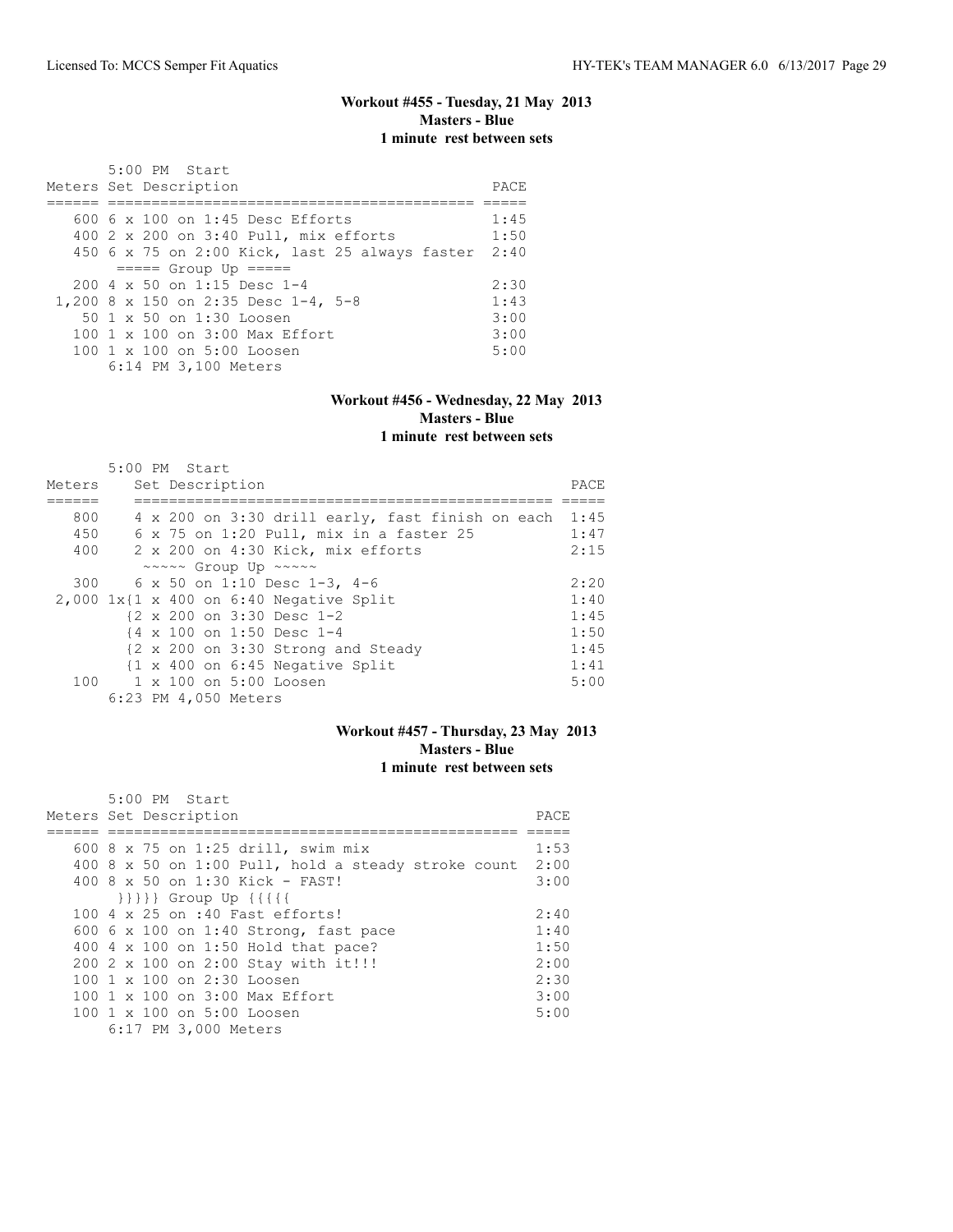### Workout #455 - Tuesday, 21 May 2013
**Masters - Blue**
**1 minute rest between sets**

5:00 PM Start

| Meters | Set Description | PACE |
|---|---|---|
| 600 | 6 x 100 on 1:45 Desc Efforts | 1:45 |
| 400 | 2 x 200 on 3:40 Pull, mix efforts | 1:50 |
| 450 | 6 x 75 on 2:00 Kick, last 25 always faster | 2:40 |
| | ===== Group Up ===== | |
| 200 | 4 x 50 on 1:15 Desc 1-4 | 2:30 |
| 1,200 | 8 x 150 on 2:35 Desc 1-4, 5-8 | 1:43 |
| 50 | 1 x 50 on 1:30 Loosen | 3:00 |
| 100 | 1 x 100 on 3:00 Max Effort | 3:00 |
| 100 | 1 x 100 on 5:00 Loosen | 5:00 |

6:14 PM 3,100 Meters

### Workout #456 - Wednesday, 22 May 2013
**Masters - Blue**
**1 minute rest between sets**

5:00 PM Start

| Meters | Set Description | PACE |
|---|---|---|
| 800 | 4 x 200 on 3:30 drill early, fast finish on each | 1:45 |
| 450 | 6 x 75 on 1:20 Pull, mix in a faster 25 | 1:47 |
| 400 | 2 x 200 on 4:30 Kick, mix efforts | 2:15 |
| | ~~~~~ Group Up ~~~~~ | |
| 300 | 6 x 50 on 1:10 Desc 1-3, 4-6 | 2:20 |
| 2,000 | 1x{1 x 400 on 6:40 Negative Split | 1:40 |
| | {2 x 200 on 3:30 Desc 1-2 | 1:45 |
| | {4 x 100 on 1:50 Desc 1-4 | 1:50 |
| | {2 x 200 on 3:30 Strong and Steady | 1:45 |
| | {1 x 400 on 6:45 Negative Split | 1:41 |
| 100 | 1 x 100 on 5:00 Loosen | 5:00 |

6:23 PM 4,050 Meters

### Workout #457 - Thursday, 23 May 2013
**Masters - Blue**
**1 minute rest between sets**

5:00 PM Start

| Meters | Set Description | PACE |
|---|---|---|
| 600 | 8 x 75 on 1:25 drill, swim mix | 1:53 |
| 400 | 8 x 50 on 1:00 Pull, hold a steady stroke count | 2:00 |
| 400 | 8 x 50 on 1:30 Kick - FAST! | 3:00 |
| | }}}}} Group Up {{{{{ | |
| 100 | 4 x 25 on :40 Fast efforts! | 2:40 |
| 600 | 6 x 100 on 1:40 Strong, fast pace | 1:40 |
| 400 | 4 x 100 on 1:50 Hold that pace? | 1:50 |
| 200 | 2 x 100 on 2:00 Stay with it!!! | 2:00 |
| 100 | 1 x 100 on 2:30 Loosen | 2:30 |
| 100 | 1 x 100 on 3:00 Max Effort | 3:00 |
| 100 | 1 x 100 on 5:00 Loosen | 5:00 |

6:17 PM 3,000 Meters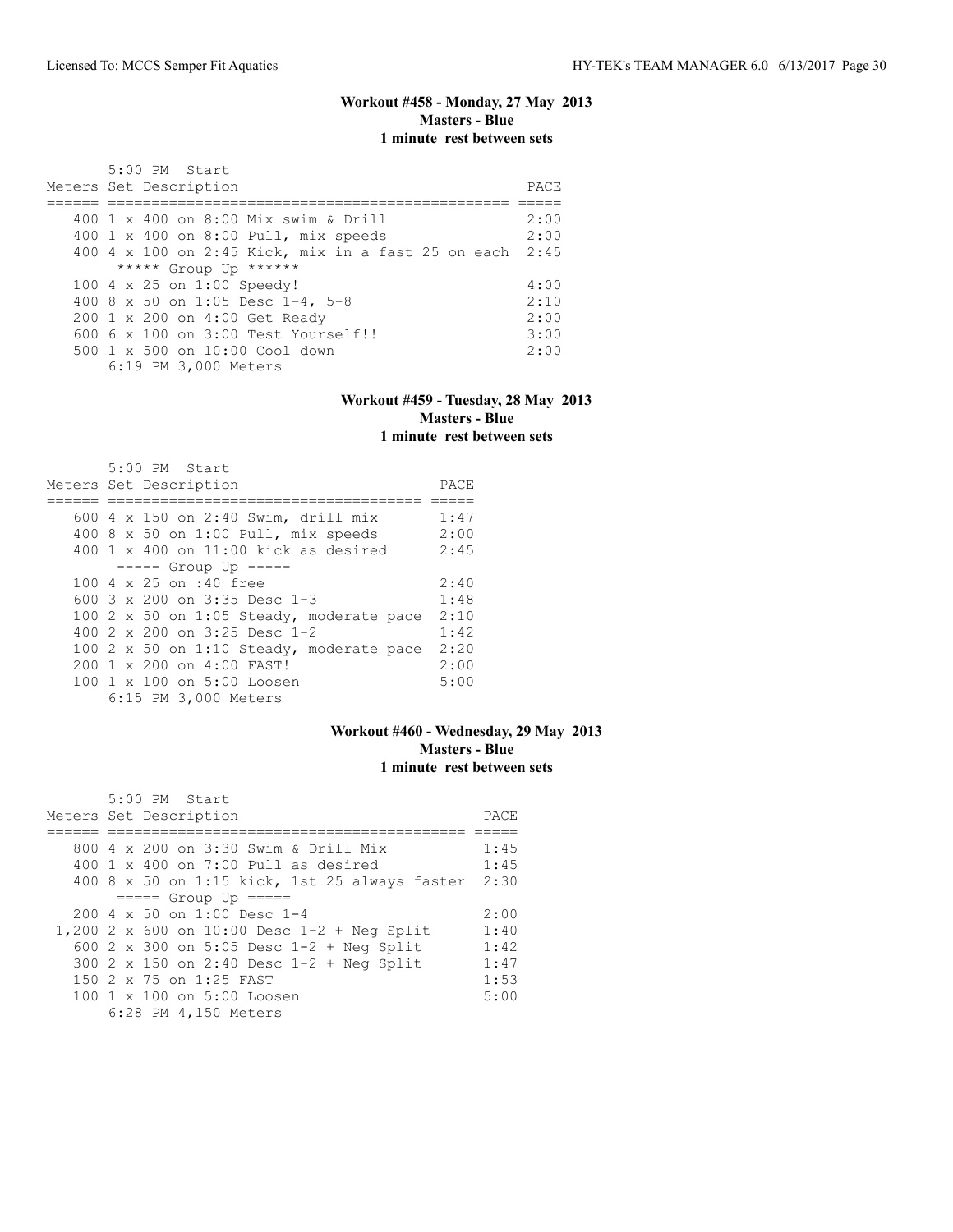### Workout #458 - Monday, 27 May 2013
**Masters - Blue**
**1 minute rest between sets**

```
       5:00 PM  Start
Meters Set Description                                 PACE
====== =============================================== =====
   400 1 x 400 on 8:00 Mix swim & Drill                2:00
   400 1 x 400 on 8:00 Pull, mix speeds                2:00
   400 4 x 100 on 2:45 Kick, mix in a fast 25 on each  2:45
        ***** Group Up ******
   100 4 x 25 on 1:00 Speedy!                          4:00
   400 8 x 50 on 1:05 Desc 1-4, 5-8                    2:10
   200 1 x 200 on 4:00 Get Ready                       2:00
   600 6 x 100 on 3:00 Test Yourself!!                 3:00
   500 1 x 500 on 10:00 Cool down                      2:00
       6:19 PM 3,000 Meters
```

### Workout #459 - Tuesday, 28 May 2013
**Masters - Blue**
**1 minute rest between sets**

```
       5:00 PM  Start
Meters Set Description                           PACE
====== ===================================== =====
   600 4 x 150 on 2:40 Swim, drill mix         1:47
   400 8 x 50 on 1:00 Pull, mix speeds         2:00
   400 1 x 400 on 11:00 kick as desired        2:45
        ----- Group Up -----
   100 4 x 25 on :40 free                      2:40
   600 3 x 200 on 3:35 Desc 1-3                1:48
   100 2 x 50 on 1:05 Steady, moderate pace    2:10
   400 2 x 200 on 3:25 Desc 1-2                1:42
   100 2 x 50 on 1:10 Steady, moderate pace    2:20
   200 1 x 200 on 4:00 FAST!                   2:00
   100 1 x 100 on 5:00 Loosen                  5:00
       6:15 PM 3,000 Meters
```

### Workout #460 - Wednesday, 29 May 2013
**Masters - Blue**
**1 minute rest between sets**

```
       5:00 PM  Start
Meters Set Description                                  PACE
====== ============================================== =====
   800 4 x 200 on 3:30 Swim & Drill Mix                1:45
   400 1 x 400 on 7:00 Pull as desired                 1:45
   400 8 x 50 on 1:15 kick, 1st 25 always faster       2:30
        ===== Group Up =====
   200 4 x 50 on 1:00 Desc 1-4                         2:00
 1,200 2 x 600 on 10:00 Desc 1-2 + Neg Split           1:40
   600 2 x 300 on 5:05 Desc 1-2 + Neg Split            1:42
   300 2 x 150 on 2:40 Desc 1-2 + Neg Split            1:47
   150 2 x 75 on 1:25 FAST                             1:53
   100 1 x 100 on 5:00 Loosen                          5:00
       6:28 PM 4,150 Meters
```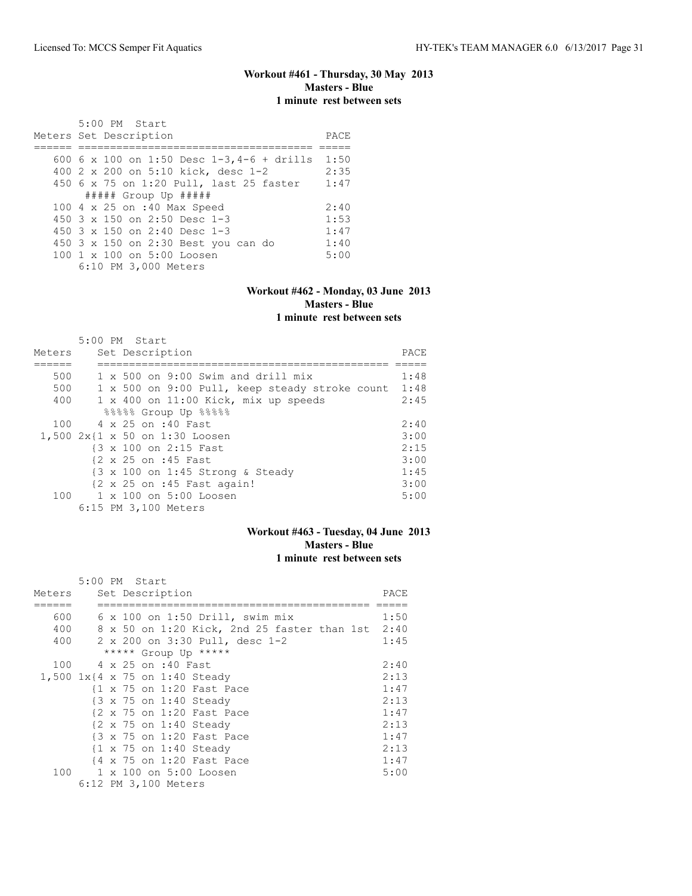### Workout #461 - Thursday, 30 May 2013
**Masters - Blue**
**1 minute rest between sets**

```
      5:00 PM  Start
Meters Set Description                         PACE
====== ==================================== =====
   600 6 x 100 on 1:50 Desc 1-3,4-6 + drills  1:50
   400 2 x 200 on 5:10 kick, desc 1-2         2:35
   450 6 x 75 on 1:20 Pull, last 25 faster    1:47
       ##### Group Up #####
   100 4 x 25 on :40 Max Speed                2:40
   450 3 x 150 on 2:50 Desc 1-3               1:53
   450 3 x 150 on 2:40 Desc 1-3               1:47
   450 3 x 150 on 2:30 Best you can do        1:40
   100 1 x 100 on 5:00 Loosen                 5:00
       6:10 PM 3,000 Meters
```

### Workout #462 - Monday, 03 June 2013
**Masters - Blue**
**1 minute rest between sets**

```
       5:00 PM  Start
Meters     Set Description                                 PACE
======     ============================================== =====
   500     1 x 500 on 9:00 Swim and drill mix              1:48
   500     1 x 500 on 9:00 Pull, keep steady stroke count  1:48
   400     1 x 400 on 11:00 Kick, mix up speeds            2:45
            %%%%% Group Up %%%%%
   100     4 x 25 on :40 Fast                              2:40
 1,500 2x{1 x 50 on 1:30 Loosen                            3:00
         {3 x 100 on 2:15 Fast                             2:15
         {2 x 25 on :45 Fast                               3:00
         {3 x 100 on 1:45 Strong & Steady                  1:45
         {2 x 25 on :45 Fast again!                        3:00
   100     1 x 100 on 5:00 Loosen                          5:00
       6:15 PM 3,100 Meters
```

### Workout #463 - Tuesday, 04 June 2013
**Masters - Blue**
**1 minute rest between sets**

```
       5:00 PM  Start
Meters     Set Description                               PACE
======     ========================================== =====
   600     6 x 100 on 1:50 Drill, swim mix               1:50
   400     8 x 50 on 1:20 Kick, 2nd 25 faster than 1st  2:40
   400     2 x 200 on 3:30 Pull, desc 1-2                1:45
            ***** Group Up *****
   100     4 x 25 on :40 Fast                            2:40
 1,500 1x{4 x 75 on 1:40 Steady                          2:13
         {1 x 75 on 1:20 Fast Pace                       1:47
         {3 x 75 on 1:40 Steady                          2:13
         {2 x 75 on 1:20 Fast Pace                       1:47
         {2 x 75 on 1:40 Steady                          2:13
         {3 x 75 on 1:20 Fast Pace                       1:47
         {1 x 75 on 1:40 Steady                          2:13
         {4 x 75 on 1:20 Fast Pace                       1:47
   100     1 x 100 on 5:00 Loosen                        5:00
       6:12 PM 3,100 Meters
```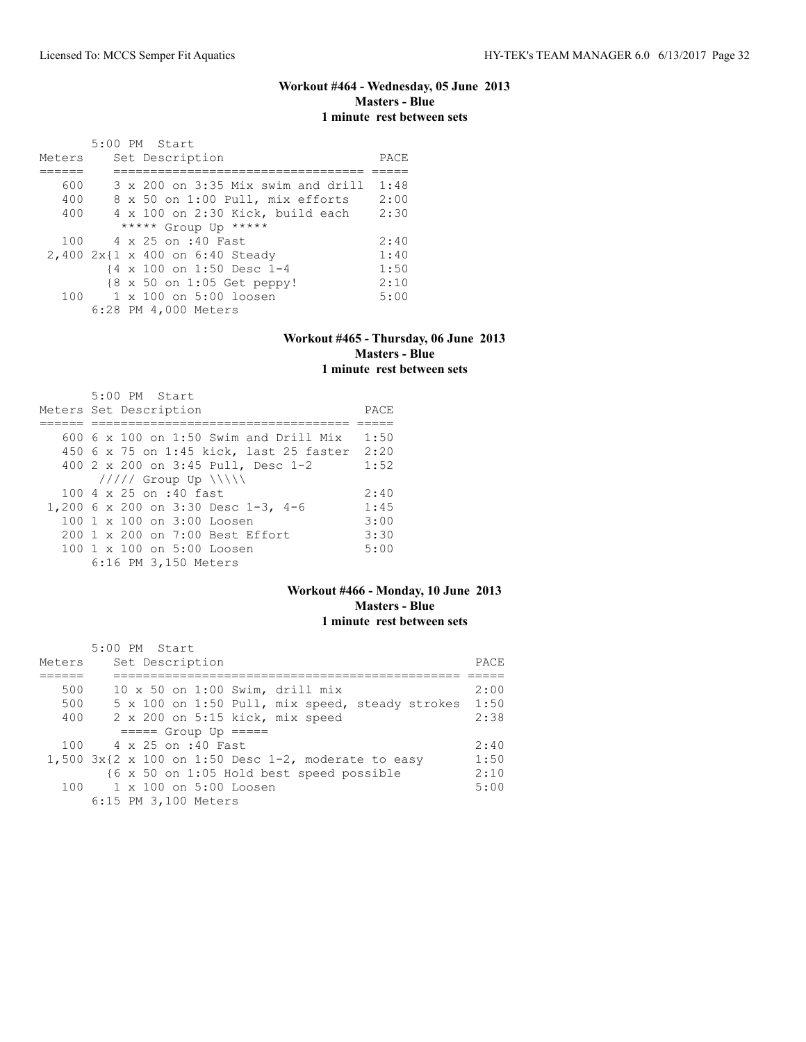### Workout #464 - Wednesday, 05 June 2013
**Masters - Blue**
**1 minute rest between sets**

```
       5:00 PM  Start
Meters    Set Description                     PACE
======    =================================  =====
   600    3 x 200 on 3:35 Mix swim and drill  1:48
   400    8 x 50 on 1:00 Pull, mix efforts    2:00
   400    4 x 100 on 2:30 Kick, build each    2:30
           ***** Group Up *****
   100    4 x 25 on :40 Fast                  2:40
 2,400 2x{1 x 400 on 6:40 Steady              1:40
         {4 x 100 on 1:50 Desc 1-4            1:50
         {8 x 50 on 1:05 Get peppy!           2:10
   100    1 x 100 on 5:00 loosen              5:00
       6:28 PM 4,000 Meters
```

### Workout #465 - Thursday, 06 June 2013
**Masters - Blue**
**1 minute rest between sets**

```
       5:00 PM  Start
Meters Set Description                      PACE
====== ==================================  =====
   600 6 x 100 on 1:50 Swim and Drill Mix   1:50
   450 6 x 75 on 1:45 kick, last 25 faster  2:20
   400 2 x 200 on 3:45 Pull, Desc 1-2       1:52
       ///// Group Up \\\\\
   100 4 x 25 on :40 fast                   2:40
 1,200 6 x 200 on 3:30 Desc 1-3, 4-6        1:45
   100 1 x 100 on 3:00 Loosen               3:00
   200 1 x 200 on 7:00 Best Effort          3:30
   100 1 x 100 on 5:00 Loosen               5:00
       6:16 PM 3,150 Meters
```

### Workout #466 - Monday, 10 June 2013
**Masters - Blue**
**1 minute rest between sets**

```
       5:00 PM  Start
Meters    Set Description                                  PACE
======    ==============================================  =====
   500    10 x 50 on 1:00 Swim, drill mix                  2:00
   500    5 x 100 on 1:50 Pull, mix speed, steady strokes  1:50
   400    2 x 200 on 5:15 kick, mix speed                  2:38
           ===== Group Up =====
   100    4 x 25 on :40 Fast                               2:40
 1,500 3x{2 x 100 on 1:50 Desc 1-2, moderate to easy       1:50
         {6 x 50 on 1:05 Hold best speed possible          2:10
   100    1 x 100 on 5:00 Loosen                           5:00
       6:15 PM 3,100 Meters
```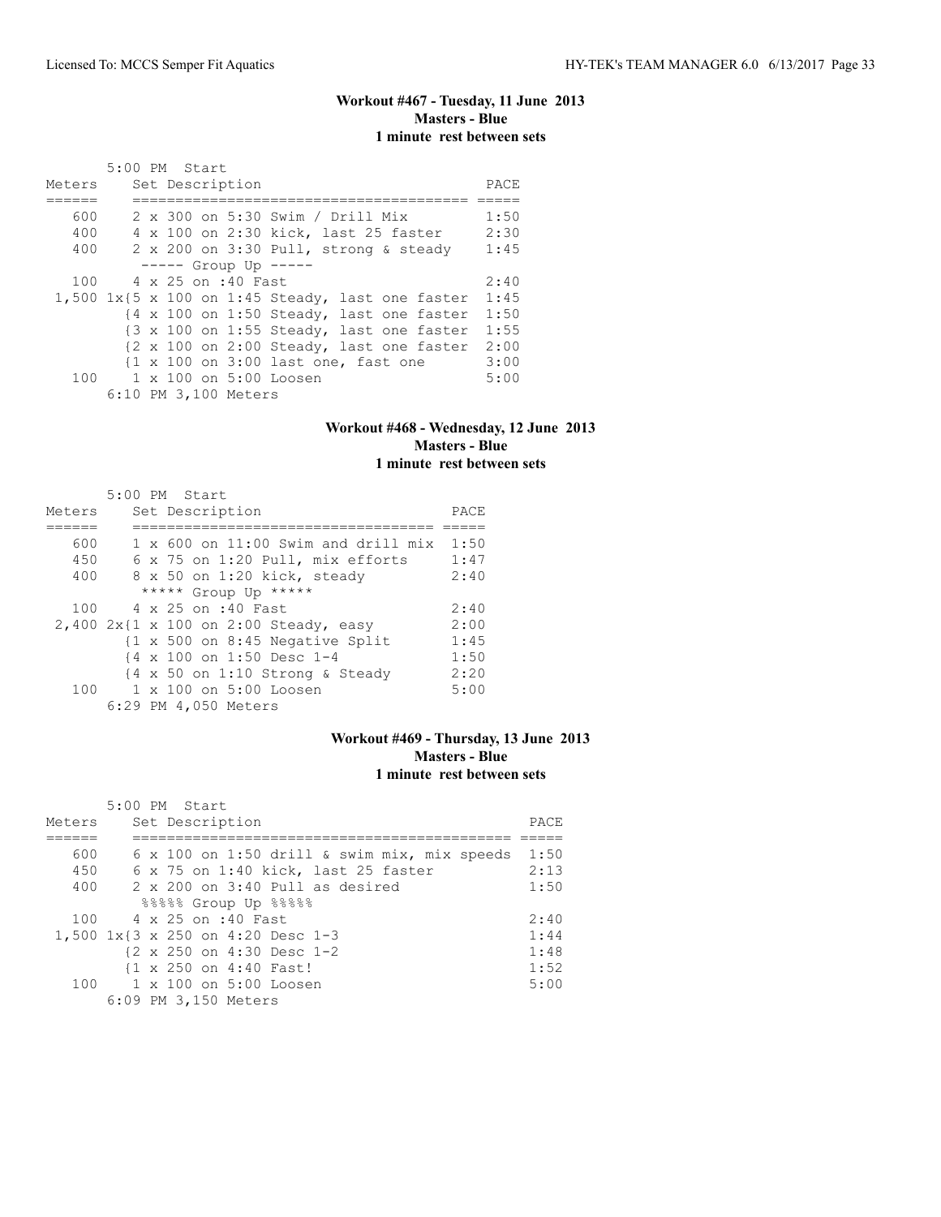## Workout #467 - Tuesday, 11 June 2013
### Masters - Blue
### 1 minute rest between sets

```
       5:00 PM  Start
Meters     Set Description                          PACE
======     ======================================  =====
   600     2 x 300 on 5:30 Swim / Drill Mix         1:50
   400     4 x 100 on 2:30 kick, last 25 faster     2:30
   400     2 x 200 on 3:30 Pull, strong & steady    1:45
            ----- Group Up -----
   100     4 x 25 on :40 Fast                       2:40
 1,500 1x{5 x 100 on 1:45 Steady, last one faster  1:45
         {4 x 100 on 1:50 Steady, last one faster  1:50
         {3 x 100 on 1:55 Steady, last one faster  1:55
         {2 x 100 on 2:00 Steady, last one faster  2:00
         {1 x 100 on 3:00 last one, fast one       3:00
   100     1 x 100 on 5:00 Loosen                   5:00
       6:10 PM 3,100 Meters
```

## Workout #468 - Wednesday, 12 June 2013
### Masters - Blue
### 1 minute rest between sets

```
       5:00 PM  Start
Meters     Set Description                     PACE
======     ==================================  =====
   600     1 x 600 on 11:00 Swim and drill mix  1:50
   450     6 x 75 on 1:20 Pull, mix efforts     1:47
   400     8 x 50 on 1:20 kick, steady          2:40
            ***** Group Up *****
   100     4 x 25 on :40 Fast                   2:40
 2,400 2x{1 x 100 on 2:00 Steady, easy         2:00
         {1 x 500 on 8:45 Negative Split       1:45
         {4 x 100 on 1:50 Desc 1-4             1:50
         {4 x 50 on 1:10 Strong & Steady       2:20
   100     1 x 100 on 5:00 Loosen               5:00
       6:29 PM 4,050 Meters
```

## Workout #469 - Thursday, 13 June 2013
### Masters - Blue
### 1 minute rest between sets

```
       5:00 PM  Start
Meters     Set Description                               PACE
======     ============================================  =====
   600     6 x 100 on 1:50 drill & swim mix, mix speeds  1:50
   450     6 x 75 on 1:40 kick, last 25 faster           2:13
   400     2 x 200 on 3:40 Pull as desired               1:50
            %%%%% Group Up %%%%%
   100     4 x 25 on :40 Fast                            2:40
 1,500 1x{3 x 250 on 4:20 Desc 1-3                      1:44
         {2 x 250 on 4:30 Desc 1-2                      1:48
         {1 x 250 on 4:40 Fast!                         1:52
   100     1 x 100 on 5:00 Loosen                        5:00
       6:09 PM 3,150 Meters
```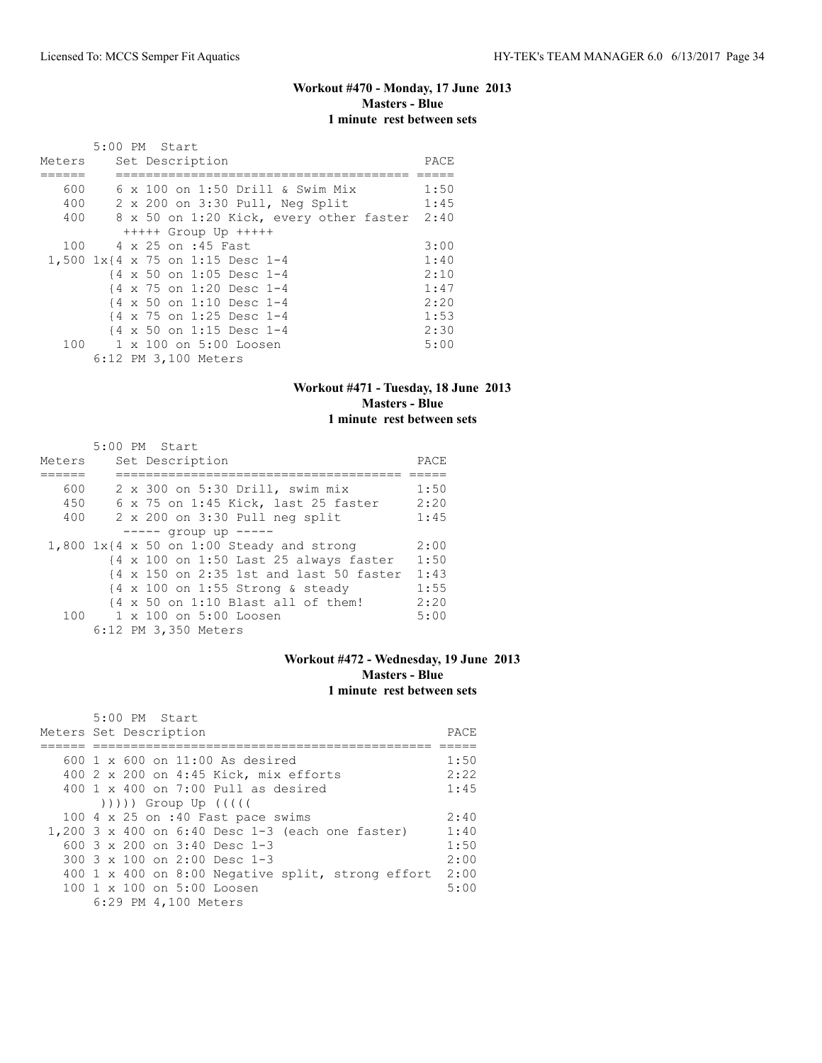### Workout #470 - Monday, 17 June 2013
**Masters - Blue**
**1 minute rest between sets**

```
       5:00 PM  Start
Meters    Set Description                         PACE
======    ====================================== =====
   600    6 x 100 on 1:50 Drill & Swim Mix        1:50
   400    2 x 200 on 3:30 Pull, Neg Split         1:45
   400    8 x 50 on 1:20 Kick, every other faster 2:40
           +++++ Group Up +++++
   100    4 x 25 on :45 Fast                      3:00
 1,500 1x{4 x 75 on 1:15 Desc 1-4                 1:40
         {4 x 50 on 1:05 Desc 1-4                 2:10
         {4 x 75 on 1:20 Desc 1-4                 1:47
         {4 x 50 on 1:10 Desc 1-4                 2:20
         {4 x 75 on 1:25 Desc 1-4                 1:53
         {4 x 50 on 1:15 Desc 1-4                 2:30
   100    1 x 100 on 5:00 Loosen                  5:00
       6:12 PM 3,100 Meters
```

### Workout #471 - Tuesday, 18 June 2013
**Masters - Blue**
**1 minute rest between sets**

```
       5:00 PM  Start
Meters    Set Description                        PACE
======    ====================================== =====
   600    2 x 300 on 5:30 Drill, swim mix        1:50
   450    6 x 75 on 1:45 Kick, last 25 faster    2:20
   400    2 x 200 on 3:30 Pull neg split         1:45
           ----- group up -----
 1,800 1x{4 x 50 on 1:00 Steady and strong       2:00
         {4 x 100 on 1:50 Last 25 always faster  1:50
         {4 x 150 on 2:35 1st and last 50 faster 1:43
         {4 x 100 on 1:55 Strong & steady        1:55
         {4 x 50 on 1:10 Blast all of them!      2:20
   100    1 x 100 on 5:00 Loosen                 5:00
       6:12 PM 3,350 Meters
```

### Workout #472 - Wednesday, 19 June 2013
**Masters - Blue**
**1 minute rest between sets**

```
       5:00 PM  Start
Meters Set Description                                  PACE
====== ============================================== =====
   600 1 x 600 on 11:00 As desired                      1:50
   400 2 x 200 on 4:45 Kick, mix efforts                2:22
   400 1 x 400 on 7:00 Pull as desired                  1:45
        ))))) Group Up (((((
   100 4 x 25 on :40 Fast pace swims                    2:40
 1,200 3 x 400 on 6:40 Desc 1-3 (each one faster)       1:40
   600 3 x 200 on 3:40 Desc 1-3                         1:50
   300 3 x 100 on 2:00 Desc 1-3                         2:00
   400 1 x 400 on 8:00 Negative split, strong effort    2:00
   100 1 x 100 on 5:00 Loosen                           5:00
       6:29 PM 4,100 Meters
```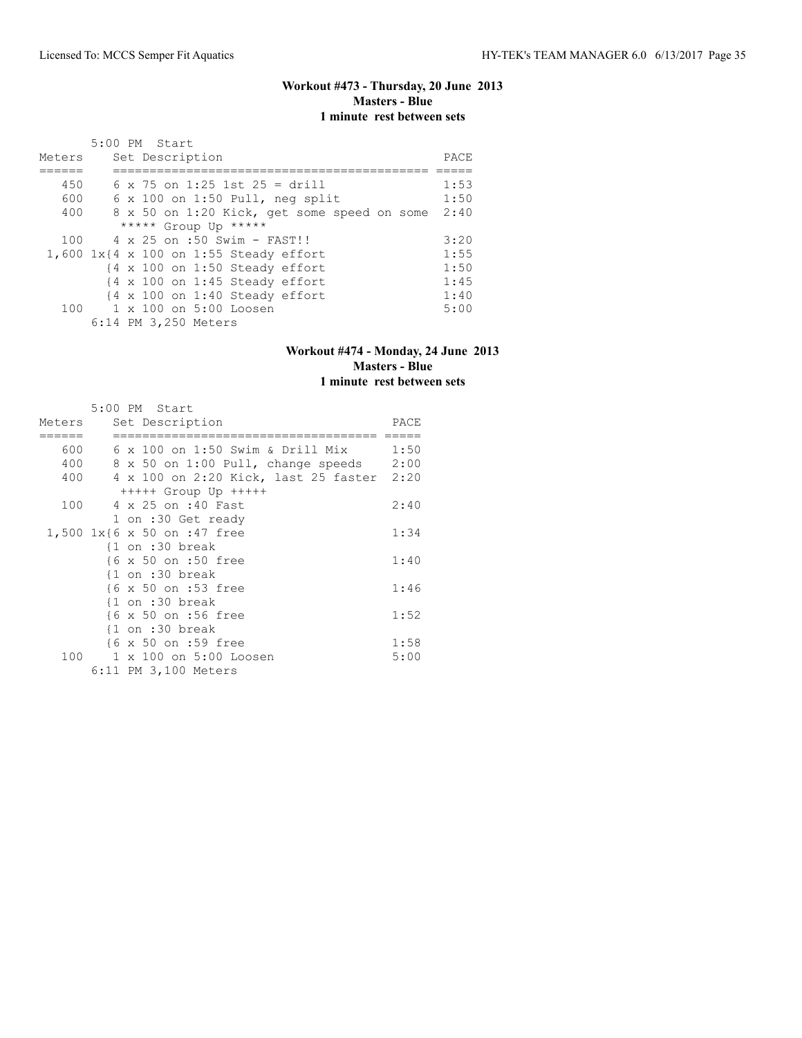### Workout #473 - Thursday, 20 June 2013
**Masters - Blue**
**1 minute rest between sets**

5:00 PM Start

| Meters | Set Description | PACE |
|---|---|---|
| 450 | 6 x 75 on 1:25 1st 25 = drill | 1:53 |
| 600 | 6 x 100 on 1:50 Pull, neg split | 1:50 |
| 400 | 8 x 50 on 1:20 Kick, get some speed on some | 2:40 |
| | ***** Group Up ***** | |
| 100 | 4 x 25 on :50 Swim - FAST!! | 3:20 |
| 1,600 | 1x{4 x 100 on 1:55 Steady effort | 1:55 |
| | {4 x 100 on 1:50 Steady effort | 1:50 |
| | {4 x 100 on 1:45 Steady effort | 1:45 |
| | {4 x 100 on 1:40 Steady effort | 1:40 |
| 100 | 1 x 100 on 5:00 Loosen | 5:00 |

6:14 PM 3,250 Meters

### Workout #474 - Monday, 24 June 2013
**Masters - Blue**
**1 minute rest between sets**

5:00 PM Start

| Meters | Set Description | PACE |
|---|---|---|
| 600 | 6 x 100 on 1:50 Swim & Drill Mix | 1:50 |
| 400 | 8 x 50 on 1:00 Pull, change speeds | 2:00 |
| 400 | 4 x 100 on 2:20 Kick, last 25 faster | 2:20 |
| | +++++ Group Up +++++ | |
| 100 | 4 x 25 on :40 Fast | 2:40 |
| | 1 on :30 Get ready | |
| 1,500 | 1x{6 x 50 on :47 free | 1:34 |
| | {1 on :30 break | |
| | {6 x 50 on :50 free | 1:40 |
| | {1 on :30 break | |
| | {6 x 50 on :53 free | 1:46 |
| | {1 on :30 break | |
| | {6 x 50 on :56 free | 1:52 |
| | {1 on :30 break | |
| | {6 x 50 on :59 free | 1:58 |
| 100 | 1 x 100 on 5:00 Loosen | 5:00 |

6:11 PM 3,100 Meters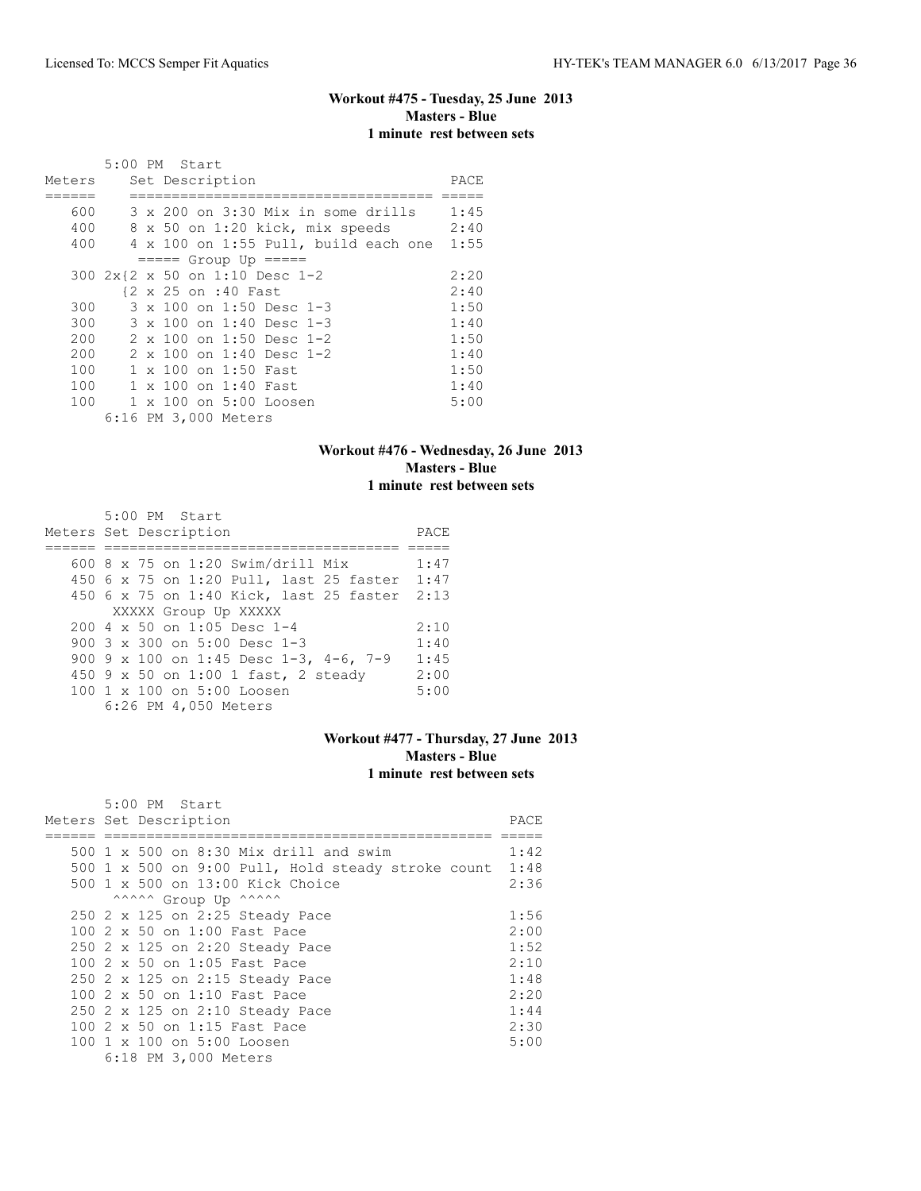### Workout #475 - Tuesday, 25 June 2013
**Masters - Blue**
**1 minute rest between sets**

5:00 PM Start

| Meters | Set Description | PACE |
|---|---|---|
| 600 | 3 x 200 on 3:30 Mix in some drills | 1:45 |
| 400 | 8 x 50 on 1:20 kick, mix speeds | 2:40 |
| 400 | 4 x 100 on 1:55 Pull, build each one | 1:55 |
| | ===== Group Up ===== | |
| 300 | 2x{2 x 50 on 1:10 Desc 1-2 | 2:20 |
| | {2 x 25 on :40 Fast | 2:40 |
| 300 | 3 x 100 on 1:50 Desc 1-3 | 1:50 |
| 300 | 3 x 100 on 1:40 Desc 1-3 | 1:40 |
| 200 | 2 x 100 on 1:50 Desc 1-2 | 1:50 |
| 200 | 2 x 100 on 1:40 Desc 1-2 | 1:40 |
| 100 | 1 x 100 on 1:50 Fast | 1:50 |
| 100 | 1 x 100 on 1:40 Fast | 1:40 |
| 100 | 1 x 100 on 5:00 Loosen | 5:00 |

6:16 PM 3,000 Meters

### Workout #476 - Wednesday, 26 June 2013
**Masters - Blue**
**1 minute rest between sets**

5:00 PM Start

| Meters | Set Description | PACE |
|---|---|---|
| 600 | 8 x 75 on 1:20 Swim/drill Mix | 1:47 |
| 450 | 6 x 75 on 1:20 Pull, last 25 faster | 1:47 |
| 450 | 6 x 75 on 1:40 Kick, last 25 faster | 2:13 |
| | XXXXX Group Up XXXXX | |
| 200 | 4 x 50 on 1:05 Desc 1-4 | 2:10 |
| 900 | 3 x 300 on 5:00 Desc 1-3 | 1:40 |
| 900 | 9 x 100 on 1:45 Desc 1-3, 4-6, 7-9 | 1:45 |
| 450 | 9 x 50 on 1:00 1 fast, 2 steady | 2:00 |
| 100 | 1 x 100 on 5:00 Loosen | 5:00 |

6:26 PM 4,050 Meters

### Workout #477 - Thursday, 27 June 2013
**Masters - Blue**
**1 minute rest between sets**

5:00 PM Start

| Meters | Set Description | PACE |
|---|---|---|
| 500 | 1 x 500 on 8:30 Mix drill and swim | 1:42 |
| 500 | 1 x 500 on 9:00 Pull, Hold steady stroke count | 1:48 |
| 500 | 1 x 500 on 13:00 Kick Choice | 2:36 |
| | ^^^^^ Group Up ^^^^^ | |
| 250 | 2 x 125 on 2:25 Steady Pace | 1:56 |
| 100 | 2 x 50 on 1:00 Fast Pace | 2:00 |
| 250 | 2 x 125 on 2:20 Steady Pace | 1:52 |
| 100 | 2 x 50 on 1:05 Fast Pace | 2:10 |
| 250 | 2 x 125 on 2:15 Steady Pace | 1:48 |
| 100 | 2 x 50 on 1:10 Fast Pace | 2:20 |
| 250 | 2 x 125 on 2:10 Steady Pace | 1:44 |
| 100 | 2 x 50 on 1:15 Fast Pace | 2:30 |
| 100 | 1 x 100 on 5:00 Loosen | 5:00 |

6:18 PM 3,000 Meters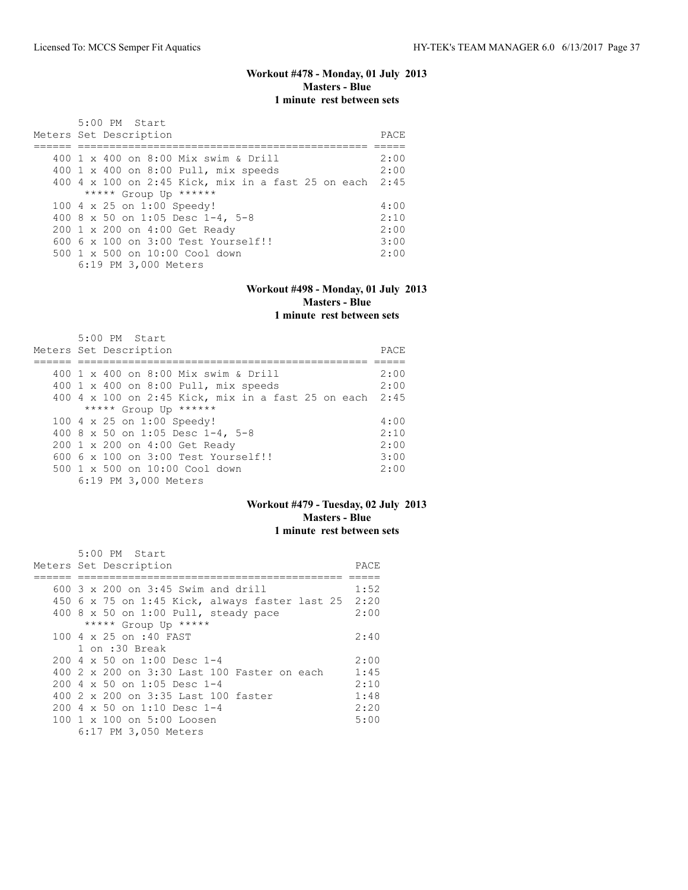**Workout #478 - Monday, 01 July 2013**
**Masters - Blue**
**1 minute rest between sets**

```
      5:00 PM  Start
Meters Set Description                                  PACE
====== ============================================= =====
   400 1 x 400 on 8:00 Mix swim & Drill              2:00
   400 1 x 400 on 8:00 Pull, mix speeds              2:00
   400 4 x 100 on 2:45 Kick, mix in a fast 25 on each  2:45
       ***** Group Up ******
   100 4 x 25 on 1:00 Speedy!                          4:00
   400 8 x 50 on 1:05 Desc 1-4, 5-8                    2:10
   200 1 x 200 on 4:00 Get Ready                       2:00
   600 6 x 100 on 3:00 Test Yourself!!                 3:00
   500 1 x 500 on 10:00 Cool down                      2:00
       6:19 PM 3,000 Meters
```

**Workout #498 - Monday, 01 July 2013**
**Masters - Blue**
**1 minute rest between sets**

```
      5:00 PM  Start
Meters Set Description                                  PACE
====== ============================================= =====
   400 1 x 400 on 8:00 Mix swim & Drill              2:00
   400 1 x 400 on 8:00 Pull, mix speeds              2:00
   400 4 x 100 on 2:45 Kick, mix in a fast 25 on each  2:45
       ***** Group Up ******
   100 4 x 25 on 1:00 Speedy!                          4:00
   400 8 x 50 on 1:05 Desc 1-4, 5-8                    2:10
   200 1 x 200 on 4:00 Get Ready                       2:00
   600 6 x 100 on 3:00 Test Yourself!!                 3:00
   500 1 x 500 on 10:00 Cool down                      2:00
       6:19 PM 3,000 Meters
```

**Workout #479 - Tuesday, 02 July 2013**
**Masters - Blue**
**1 minute rest between sets**

```
      5:00 PM  Start
Meters Set Description                              PACE
====== ========================================= =====
   600 3 x 200 on 3:45 Swim and drill              1:52
   450 6 x 75 on 1:45 Kick, always faster last 25  2:20
   400 8 x 50 on 1:00 Pull, steady pace            2:00
       ***** Group Up *****
   100 4 x 25 on :40 FAST                          2:40
       1 on :30 Break
   200 4 x 50 on 1:00 Desc 1-4                     2:00
   400 2 x 200 on 3:30 Last 100 Faster on each     1:45
   200 4 x 50 on 1:05 Desc 1-4                     2:10
   400 2 x 200 on 3:35 Last 100 faster             1:48
   200 4 x 50 on 1:10 Desc 1-4                     2:20
   100 1 x 100 on 5:00 Loosen                      5:00
       6:17 PM 3,050 Meters
```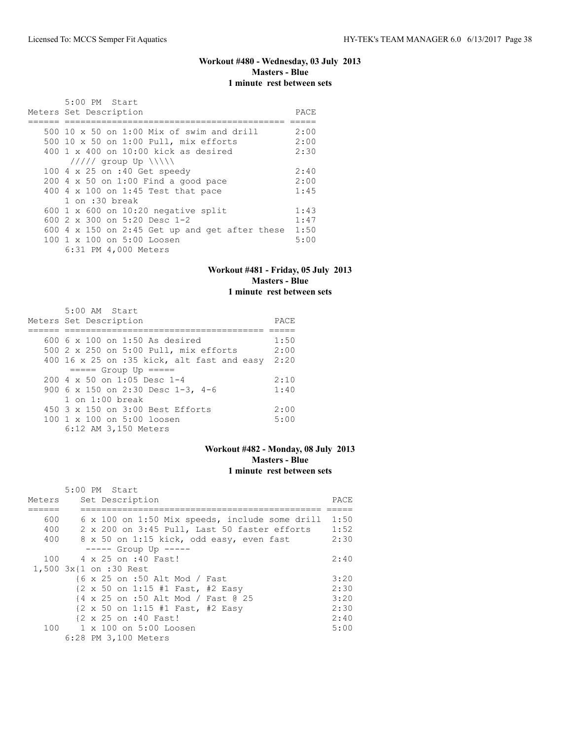**Workout #480 - Wednesday, 03 July 2013**
**Masters - Blue**
**1 minute rest between sets**

```
     5:00 PM  Start
Meters Set Description                              PACE
====== ========================================== =====
   500 10 x 50 on 1:00 Mix of swim and drill        2:00
   500 10 x 50 on 1:00 Pull, mix efforts            2:00
   400 1 x 400 on 10:00 kick as desired             2:30
       ///// group Up \\\\\
   100 4 x 25 on :40 Get speedy                     2:40
   200 4 x 50 on 1:00 Find a good pace              2:00
   400 4 x 100 on 1:45 Test that pace               1:45
       1 on :30 break
   600 1 x 600 on 10:20 negative split              1:43
   600 2 x 300 on 5:20 Desc 1-2                     1:47
   600 4 x 150 on 2:45 Get up and get after these  1:50
   100 1 x 100 on 5:00 Loosen                       5:00
       6:31 PM 4,000 Meters
```

**Workout #481 - Friday, 05 July 2013**
**Masters - Blue**
**1 minute rest between sets**

```
     5:00 AM  Start
Meters Set Description                          PACE
====== ====================================== =====
   600 6 x 100 on 1:50 As desired               1:50
   500 2 x 250 on 5:00 Pull, mix efforts        2:00
   400 16 x 25 on :35 kick, alt fast and easy  2:20
       ===== Group Up =====
   200 4 x 50 on 1:05 Desc 1-4                  2:10
   900 6 x 150 on 2:30 Desc 1-3, 4-6            1:40
       1 on 1:00 break
   450 3 x 150 on 3:00 Best Efforts             2:00
   100 1 x 100 on 5:00 loosen                   5:00
       6:12 AM 3,150 Meters
```

**Workout #482 - Monday, 08 July 2013**
**Masters - Blue**
**1 minute rest between sets**

```
      5:00 PM  Start
Meters    Set Description                                    PACE
======    ============================================== =====
   600    6 x 100 on 1:50 Mix speeds, include some drill  1:50
   400    2 x 200 on 3:45 Pull, Last 50 faster efforts    1:52
   400    8 x 50 on 1:15 kick, odd easy, even fast        2:30
          ----- Group Up -----
   100    4 x 25 on :40 Fast!                             2:40
 1,500 3x{1 on :30 Rest
         {6 x 25 on :50 Alt Mod / Fast                    3:20
         {2 x 50 on 1:15 #1 Fast, #2 Easy                 2:30
         {4 x 25 on :50 Alt Mod / Fast @ 25               3:20
         {2 x 50 on 1:15 #1 Fast, #2 Easy                 2:30
         {2 x 25 on :40 Fast!                             2:40
   100    1 x 100 on 5:00 Loosen                          5:00
      6:28 PM 3,100 Meters
```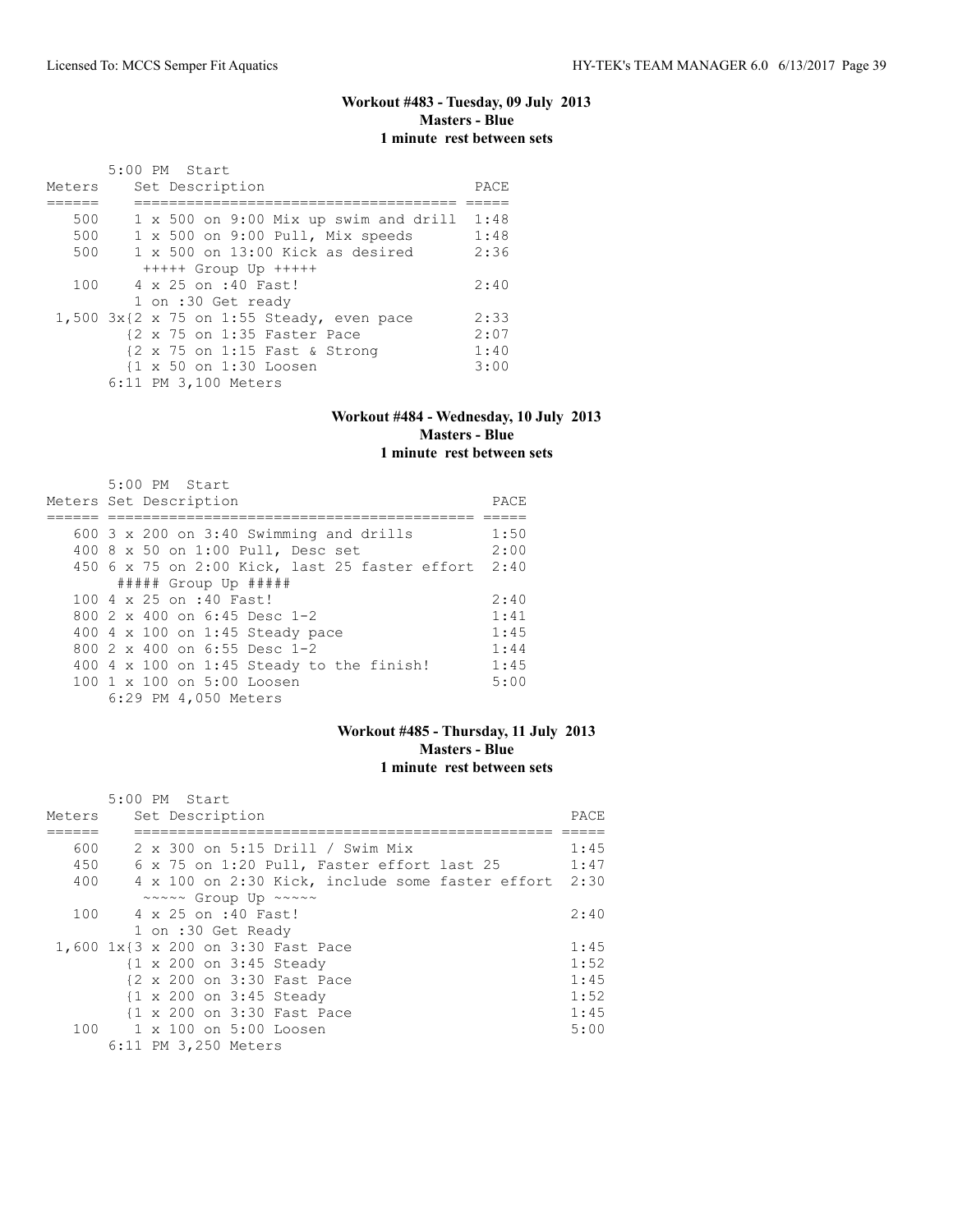### Workout #483 - Tuesday, 09 July 2013
### Masters - Blue
### 1 minute rest between sets

```
       5:00 PM  Start
Meters     Set Description                         PACE
======     ====================================== =====
   500     1 x 500 on 9:00 Mix up swim and drill  1:48
   500     1 x 500 on 9:00 Pull, Mix speeds       1:48
   500     1 x 500 on 13:00 Kick as desired       2:36
            +++++ Group Up +++++
   100     4 x 25 on :40 Fast!                    2:40
           1 on :30 Get ready
 1,500 3x{2 x 75 on 1:55 Steady, even pace        2:33
         {2 x 75 on 1:35 Faster Pace              2:07
         {2 x 75 on 1:15 Fast & Strong            1:40
         {1 x 50 on 1:30 Loosen                   3:00
       6:11 PM 3,100 Meters
```

### Workout #484 - Wednesday, 10 July 2013
### Masters - Blue
### 1 minute rest between sets

```
       5:00 PM  Start
Meters Set Description                                  PACE
====== ============================================== =====
   600 3 x 200 on 3:40 Swimming and drills             1:50
   400 8 x 50 on 1:00 Pull, Desc set                   2:00
   450 6 x 75 on 2:00 Kick, last 25 faster effort     2:40
        ##### Group Up #####
   100 4 x 25 on :40 Fast!                             2:40
   800 2 x 400 on 6:45 Desc 1-2                        1:41
   400 4 x 100 on 1:45 Steady pace                     1:45
   800 2 x 400 on 6:55 Desc 1-2                        1:44
   400 4 x 100 on 1:45 Steady to the finish!          1:45
   100 1 x 100 on 5:00 Loosen                          5:00
       6:29 PM 4,050 Meters
```

### Workout #485 - Thursday, 11 July 2013
### Masters - Blue
### 1 minute rest between sets

```
       5:00 PM  Start
Meters     Set Description                                     PACE
======     ================================================== =====
   600     2 x 300 on 5:15 Drill / Swim Mix                    1:45
   450     6 x 75 on 1:20 Pull, Faster effort last 25          1:47
   400     4 x 100 on 2:30 Kick, include some faster effort   2:30
            ~~~~~ Group Up ~~~~~
   100     4 x 25 on :40 Fast!                                 2:40
           1 on :30 Get Ready
 1,600 1x{3 x 200 on 3:30 Fast Pace                            1:45
         {1 x 200 on 3:45 Steady                               1:52
         {2 x 200 on 3:30 Fast Pace                            1:45
         {1 x 200 on 3:45 Steady                               1:52
         {1 x 200 on 3:30 Fast Pace                            1:45
   100     1 x 100 on 5:00 Loosen                              5:00
       6:11 PM 3,250 Meters
```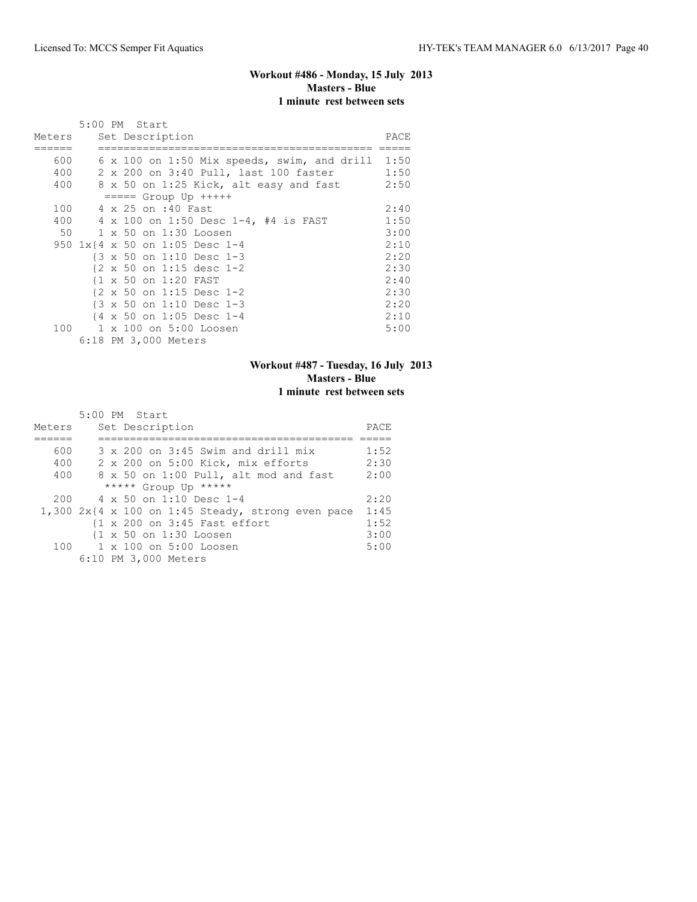### Workout #486 - Monday, 15 July 2013
**Masters - Blue**
**1 minute rest between sets**

5:00 PM Start

| Meters | Set Description | PACE |
|---|---|---|
| 600 | 6 x 100 on 1:50 Mix speeds, swim, and drill | 1:50 |
| 400 | 2 x 200 on 3:40 Pull, last 100 faster | 1:50 |
| 400 | 8 x 50 on 1:25 Kick, alt easy and fast | 2:50 |
| | ===== Group Up +++++ | |
| 100 | 4 x 25 on :40 Fast | 2:40 |
| 400 | 4 x 100 on 1:50 Desc 1-4, #4 is FAST | 1:50 |
| 50 | 1 x 50 on 1:30 Loosen | 3:00 |
| 950 | 1x{4 x 50 on 1:05 Desc 1-4 | 2:10 |
| | {3 x 50 on 1:10 Desc 1-3 | 2:20 |
| | {2 x 50 on 1:15 desc 1-2 | 2:30 |
| | {1 x 50 on 1:20 FAST | 2:40 |
| | {2 x 50 on 1:15 Desc 1-2 | 2:30 |
| | {3 x 50 on 1:10 Desc 1-3 | 2:20 |
| | {4 x 50 on 1:05 Desc 1-4 | 2:10 |
| 100 | 1 x 100 on 5:00 Loosen | 5:00 |

6:18 PM 3,000 Meters

### Workout #487 - Tuesday, 16 July 2013
**Masters - Blue**
**1 minute rest between sets**

5:00 PM Start

| Meters | Set Description | PACE |
|---|---|---|
| 600 | 3 x 200 on 3:45 Swim and drill mix | 1:52 |
| 400 | 2 x 200 on 5:00 Kick, mix efforts | 2:30 |
| 400 | 8 x 50 on 1:00 Pull, alt mod and fast | 2:00 |
| | ***** Group Up ***** | |
| 200 | 4 x 50 on 1:10 Desc 1-4 | 2:20 |
| 1,300 | 2x{4 x 100 on 1:45 Steady, strong even pace | 1:45 |
| | {1 x 200 on 3:45 Fast effort | 1:52 |
| | {1 x 50 on 1:30 Loosen | 3:00 |
| 100 | 1 x 100 on 5:00 Loosen | 5:00 |

6:10 PM 3,000 Meters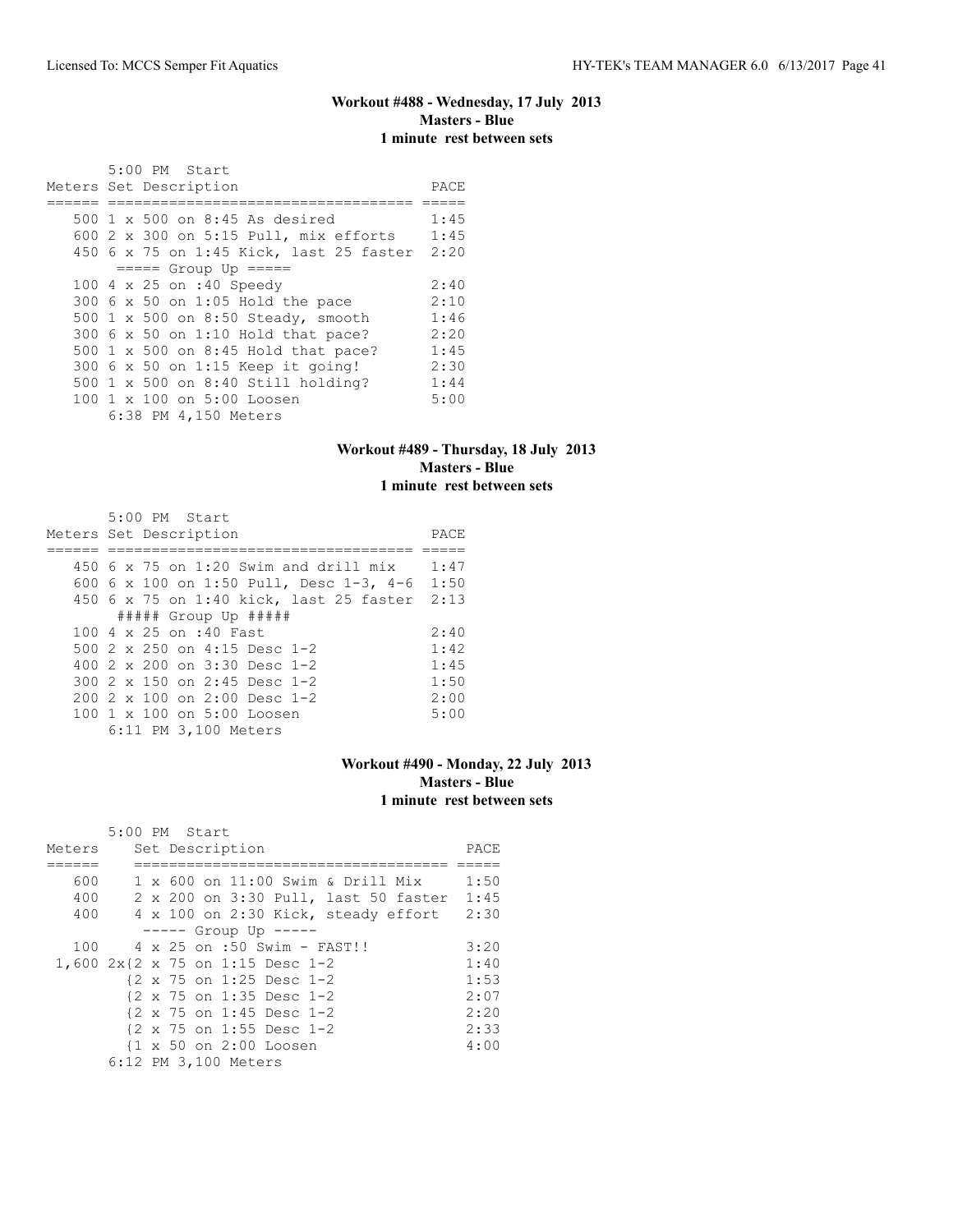### Workout #488 - Wednesday, 17 July 2013
**Masters - Blue**
**1 minute rest between sets**

5:00 PM Start

| Meters | Set Description | PACE |
|---|---|---|
| 500 | 1 x 500 on 8:45 As desired | 1:45 |
| 600 | 2 x 300 on 5:15 Pull, mix efforts | 1:45 |
| 450 | 6 x 75 on 1:45 Kick, last 25 faster | 2:20 |
| | ===== Group Up ===== | |
| 100 | 4 x 25 on :40 Speedy | 2:40 |
| 300 | 6 x 50 on 1:05 Hold the pace | 2:10 |
| 500 | 1 x 500 on 8:50 Steady, smooth | 1:46 |
| 300 | 6 x 50 on 1:10 Hold that pace? | 2:20 |
| 500 | 1 x 500 on 8:45 Hold that pace? | 1:45 |
| 300 | 6 x 50 on 1:15 Keep it going! | 2:30 |
| 500 | 1 x 500 on 8:40 Still holding? | 1:44 |
| 100 | 1 x 100 on 5:00 Loosen | 5:00 |

6:38 PM 4,150 Meters

### Workout #489 - Thursday, 18 July 2013
**Masters - Blue**
**1 minute rest between sets**

5:00 PM Start

| Meters | Set Description | PACE |
|---|---|---|
| 450 | 6 x 75 on 1:20 Swim and drill mix | 1:47 |
| 600 | 6 x 100 on 1:50 Pull, Desc 1-3, 4-6 | 1:50 |
| 450 | 6 x 75 on 1:40 kick, last 25 faster | 2:13 |
| | ##### Group Up ##### | |
| 100 | 4 x 25 on :40 Fast | 2:40 |
| 500 | 2 x 250 on 4:15 Desc 1-2 | 1:42 |
| 400 | 2 x 200 on 3:30 Desc 1-2 | 1:45 |
| 300 | 2 x 150 on 2:45 Desc 1-2 | 1:50 |
| 200 | 2 x 100 on 2:00 Desc 1-2 | 2:00 |
| 100 | 1 x 100 on 5:00 Loosen | 5:00 |

6:11 PM 3,100 Meters

### Workout #490 - Monday, 22 July 2013
**Masters - Blue**
**1 minute rest between sets**

5:00 PM Start

| Meters | Set Description | PACE |
|---|---|---|
| 600 | 1 x 600 on 11:00 Swim & Drill Mix | 1:50 |
| 400 | 2 x 200 on 3:30 Pull, last 50 faster | 1:45 |
| 400 | 4 x 100 on 2:30 Kick, steady effort | 2:30 |
| | ----- Group Up ----- | |
| 100 | 4 x 25 on :50 Swim - FAST!! | 3:20 |
| 1,600 | 2x{2 x 75 on 1:15 Desc 1-2 | 1:40 |
| | {2 x 75 on 1:25 Desc 1-2 | 1:53 |
| | {2 x 75 on 1:35 Desc 1-2 | 2:07 |
| | {2 x 75 on 1:45 Desc 1-2 | 2:20 |
| | {2 x 75 on 1:55 Desc 1-2 | 2:33 |
| | {1 x 50 on 2:00 Loosen | 4:00 |

6:12 PM 3,100 Meters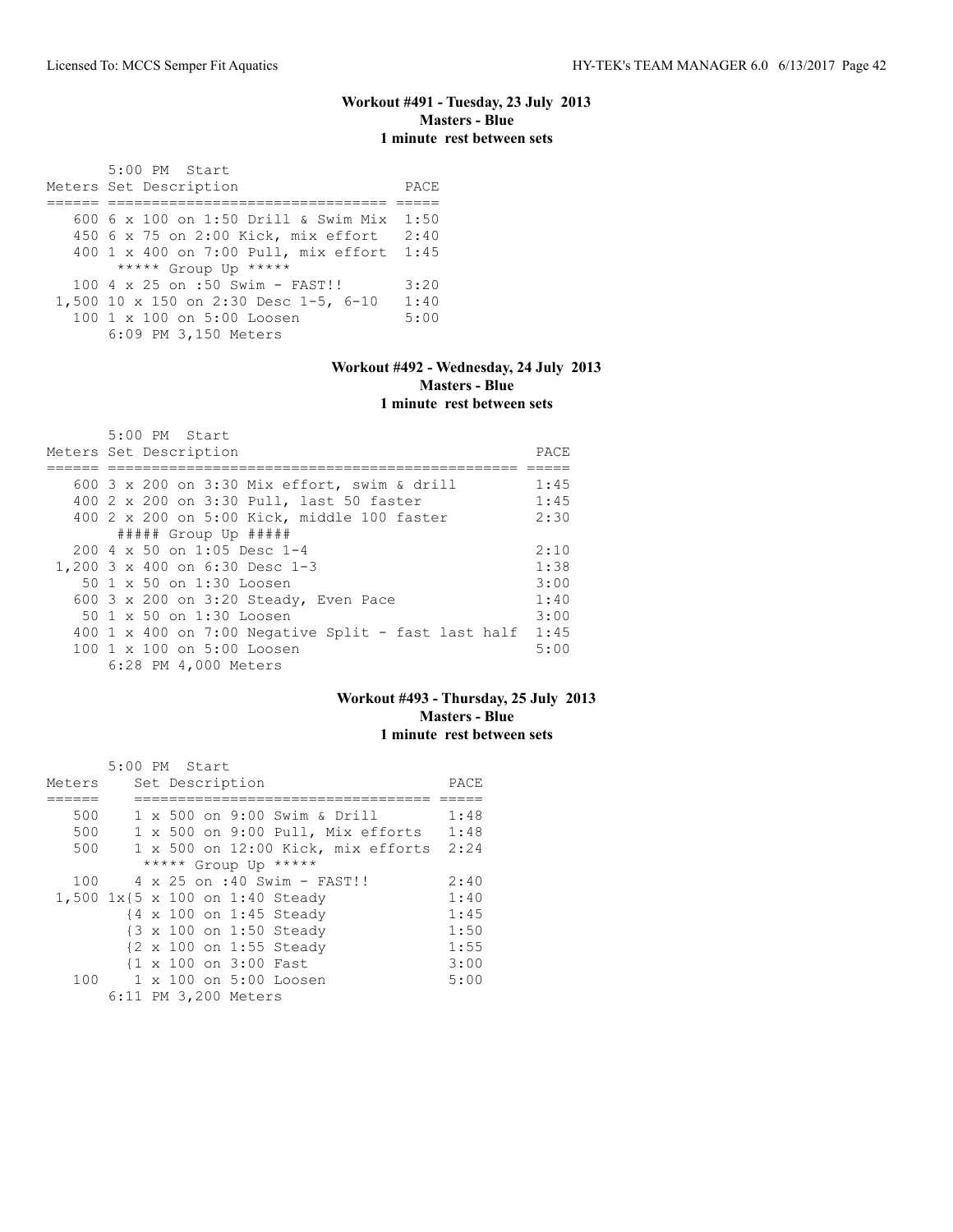### Workout #491 - Tuesday, 23 July 2013
**Masters - Blue**
**1 minute rest between sets**

5:00 PM Start

| Meters | Set Description | PACE |
|---|---|---|
| 600 | 6 x 100 on 1:50 Drill & Swim Mix | 1:50 |
| 450 | 6 x 75 on 2:00 Kick, mix effort | 2:40 |
| 400 | 1 x 400 on 7:00 Pull, mix effort | 1:45 |
| | ***** Group Up ***** | |
| 100 | 4 x 25 on :50 Swim - FAST!! | 3:20 |
| 1,500 | 10 x 150 on 2:30 Desc 1-5, 6-10 | 1:40 |
| 100 | 1 x 100 on 5:00 Loosen | 5:00 |
| | 6:09 PM 3,150 Meters | |

### Workout #492 - Wednesday, 24 July 2013
**Masters - Blue**
**1 minute rest between sets**

5:00 PM Start

| Meters | Set Description | PACE |
|---|---|---|
| 600 | 3 x 200 on 3:30 Mix effort, swim & drill | 1:45 |
| 400 | 2 x 200 on 3:30 Pull, last 50 faster | 1:45 |
| 400 | 2 x 200 on 5:00 Kick, middle 100 faster | 2:30 |
| | ##### Group Up ##### | |
| 200 | 4 x 50 on 1:05 Desc 1-4 | 2:10 |
| 1,200 | 3 x 400 on 6:30 Desc 1-3 | 1:38 |
| 50 | 1 x 50 on 1:30 Loosen | 3:00 |
| 600 | 3 x 200 on 3:20 Steady, Even Pace | 1:40 |
| 50 | 1 x 50 on 1:30 Loosen | 3:00 |
| 400 | 1 x 400 on 7:00 Negative Split - fast last half | 1:45 |
| 100 | 1 x 100 on 5:00 Loosen | 5:00 |
| | 6:28 PM 4,000 Meters | |

### Workout #493 - Thursday, 25 July 2013
**Masters - Blue**
**1 minute rest between sets**

5:00 PM Start

| Meters | Set Description | PACE |
|---|---|---|
| 500 | 1 x 500 on 9:00 Swim & Drill | 1:48 |
| 500 | 1 x 500 on 9:00 Pull, Mix efforts | 1:48 |
| 500 | 1 x 500 on 12:00 Kick, mix efforts | 2:24 |
| | ***** Group Up ***** | |
| 100 | 4 x 25 on :40 Swim - FAST!! | 2:40 |
| 1,500 | 1x{5 x 100 on 1:40 Steady | 1:40 |
| | {4 x 100 on 1:45 Steady | 1:45 |
| | {3 x 100 on 1:50 Steady | 1:50 |
| | {2 x 100 on 1:55 Steady | 1:55 |
| | {1 x 100 on 3:00 Fast | 3:00 |
| 100 | 1 x 100 on 5:00 Loosen | 5:00 |
| | 6:11 PM 3,200 Meters | |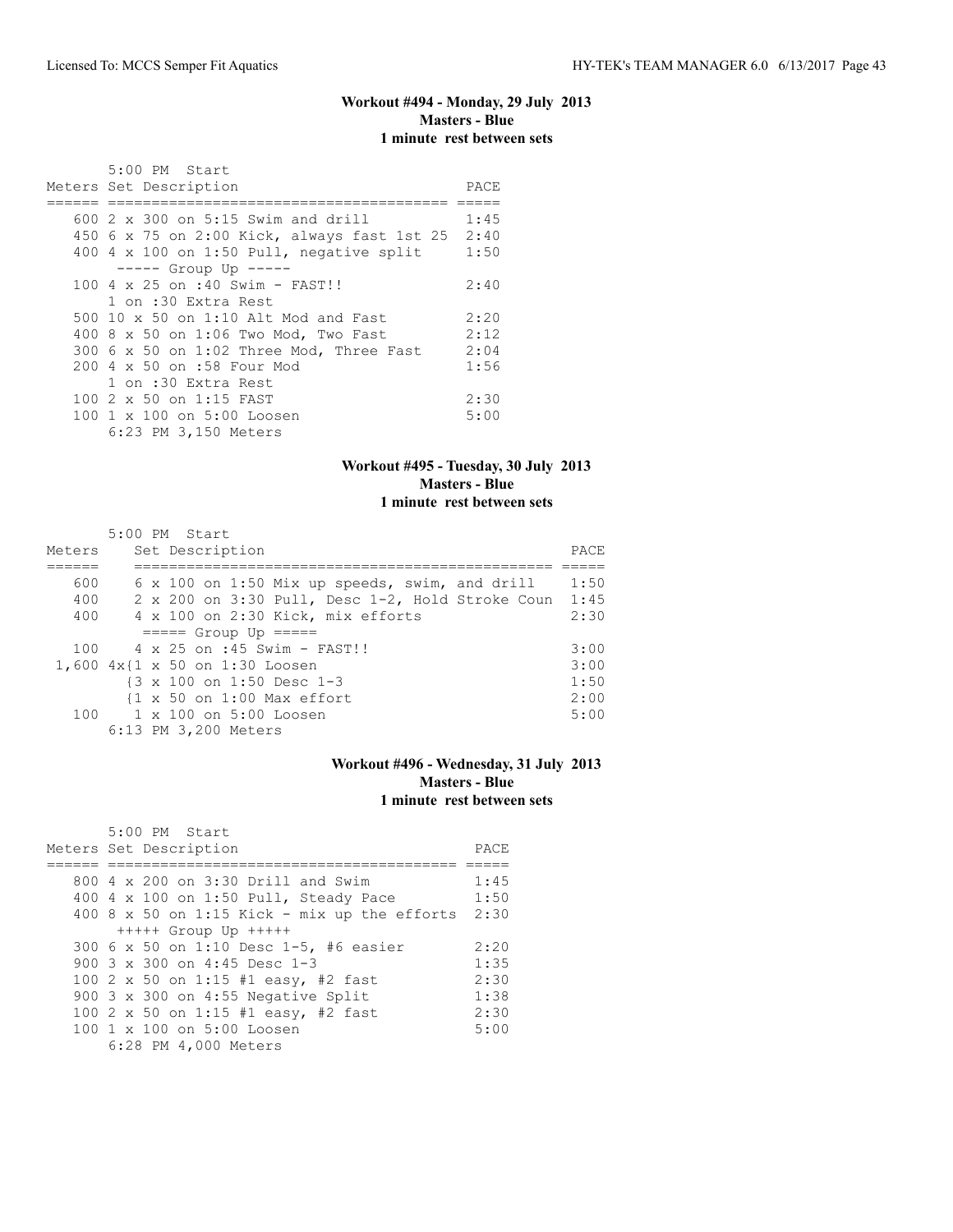### Workout #494 - Monday, 29 July 2013
**Masters - Blue**
**1 minute rest between sets**

5:00 PM Start

| Meters | Set Description | PACE |
|---|---|---|
| 600 | 2 x 300 on 5:15 Swim and drill | 1:45 |
| 450 | 6 x 75 on 2:00 Kick, always fast 1st 25 | 2:40 |
| 400 | 4 x 100 on 1:50 Pull, negative split | 1:50 |
| | ----- Group Up ----- | |
| 100 | 4 x 25 on :40 Swim - FAST!! | 2:40 |
| | 1 on :30 Extra Rest | |
| 500 | 10 x 50 on 1:10 Alt Mod and Fast | 2:20 |
| 400 | 8 x 50 on 1:06 Two Mod, Two Fast | 2:12 |
| 300 | 6 x 50 on 1:02 Three Mod, Three Fast | 2:04 |
| 200 | 4 x 50 on :58 Four Mod | 1:56 |
| | 1 on :30 Extra Rest | |
| 100 | 2 x 50 on 1:15 FAST | 2:30 |
| 100 | 1 x 100 on 5:00 Loosen | 5:00 |
| | 6:23 PM 3,150 Meters | |

### Workout #495 - Tuesday, 30 July 2013
**Masters - Blue**
**1 minute rest between sets**

5:00 PM Start

| Meters | Set Description | PACE |
|---|---|---|
| 600 | 6 x 100 on 1:50 Mix up speeds, swim, and drill | 1:50 |
| 400 | 2 x 200 on 3:30 Pull, Desc 1-2, Hold Stroke Coun | 1:45 |
| 400 | 4 x 100 on 2:30 Kick, mix efforts | 2:30 |
| | ===== Group Up ===== | |
| 100 | 4 x 25 on :45 Swim - FAST!! | 3:00 |
| 1,600 | 4x{1 x 50 on 1:30 Loosen | 3:00 |
| | {3 x 100 on 1:50 Desc 1-3 | 1:50 |
| | {1 x 50 on 1:00 Max effort | 2:00 |
| 100 | 1 x 100 on 5:00 Loosen | 5:00 |
| | 6:13 PM 3,200 Meters | |

### Workout #496 - Wednesday, 31 July 2013
**Masters - Blue**
**1 minute rest between sets**

5:00 PM Start

| Meters | Set Description | PACE |
|---|---|---|
| 800 | 4 x 200 on 3:30 Drill and Swim | 1:45 |
| 400 | 4 x 100 on 1:50 Pull, Steady Pace | 1:50 |
| 400 | 8 x 50 on 1:15 Kick - mix up the efforts | 2:30 |
| | +++++ Group Up +++++ | |
| 300 | 6 x 50 on 1:10 Desc 1-5, #6 easier | 2:20 |
| 900 | 3 x 300 on 4:45 Desc 1-3 | 1:35 |
| 100 | 2 x 50 on 1:15 #1 easy, #2 fast | 2:30 |
| 900 | 3 x 300 on 4:55 Negative Split | 1:38 |
| 100 | 2 x 50 on 1:15 #1 easy, #2 fast | 2:30 |
| 100 | 1 x 100 on 5:00 Loosen | 5:00 |
| | 6:28 PM 4,000 Meters | |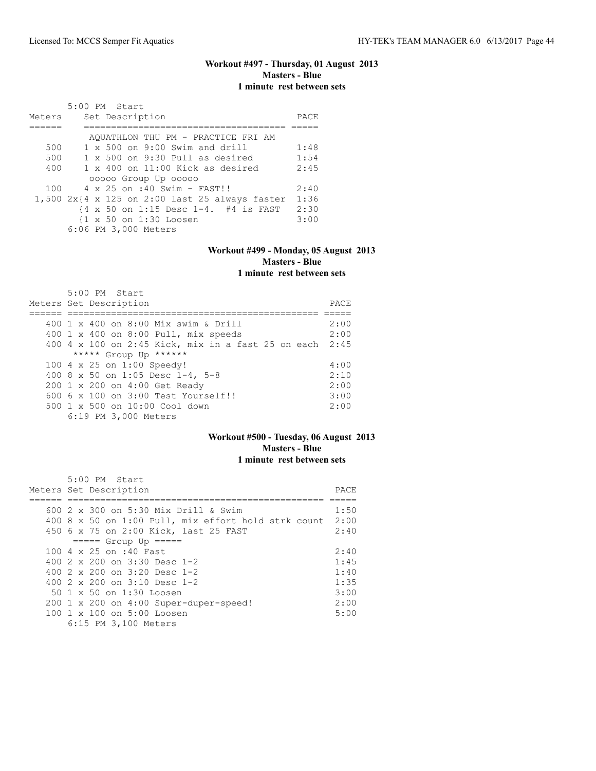### Workout #497 - Thursday, 01 August 2013
**Masters - Blue**
**1 minute rest between sets**

5:00 PM Start

| Meters | Set Description | PACE |
|---|---|---|
| | AQUATHLON THU PM - PRACTICE FRI AM | |
| 500 | 1 x 500 on 9:00 Swim and drill | 1:48 |
| 500 | 1 x 500 on 9:30 Pull as desired | 1:54 |
| 400 | 1 x 400 on 11:00 Kick as desired | 2:45 |
| | ooooo Group Up ooooo | |
| 100 | 4 x 25 on :40 Swim - FAST!! | 2:40 |
| 1,500 | 2x{4 x 125 on 2:00 last 25 always faster | 1:36 |
| | {4 x 50 on 1:15 Desc 1-4. #4 is FAST | 2:30 |
| | {1 x 50 on 1:30 Loosen | 3:00 |

6:06 PM 3,000 Meters

### Workout #499 - Monday, 05 August 2013
**Masters - Blue**
**1 minute rest between sets**

5:00 PM Start

| Meters | Set Description | PACE |
|---|---|---|
| 400 | 1 x 400 on 8:00 Mix swim & Drill | 2:00 |
| 400 | 1 x 400 on 8:00 Pull, mix speeds | 2:00 |
| 400 | 4 x 100 on 2:45 Kick, mix in a fast 25 on each | 2:45 |
| | ***** Group Up ****** | |
| 100 | 4 x 25 on 1:00 Speedy! | 4:00 |
| 400 | 8 x 50 on 1:05 Desc 1-4, 5-8 | 2:10 |
| 200 | 1 x 200 on 4:00 Get Ready | 2:00 |
| 600 | 6 x 100 on 3:00 Test Yourself!! | 3:00 |
| 500 | 1 x 500 on 10:00 Cool down | 2:00 |

6:19 PM 3,000 Meters

### Workout #500 - Tuesday, 06 August 2013
**Masters - Blue**
**1 minute rest between sets**

5:00 PM Start

| Meters | Set Description | PACE |
|---|---|---|
| 600 | 2 x 300 on 5:30 Mix Drill & Swim | 1:50 |
| 400 | 8 x 50 on 1:00 Pull, mix effort hold strk count | 2:00 |
| 450 | 6 x 75 on 2:00 Kick, last 25 FAST | 2:40 |
| | ===== Group Up ===== | |
| 100 | 4 x 25 on :40 Fast | 2:40 |
| 400 | 2 x 200 on 3:30 Desc 1-2 | 1:45 |
| 400 | 2 x 200 on 3:20 Desc 1-2 | 1:40 |
| 400 | 2 x 200 on 3:10 Desc 1-2 | 1:35 |
| 50 | 1 x 50 on 1:30 Loosen | 3:00 |
| 200 | 1 x 200 on 4:00 Super-duper-speed! | 2:00 |
| 100 | 1 x 100 on 5:00 Loosen | 5:00 |

6:15 PM 3,100 Meters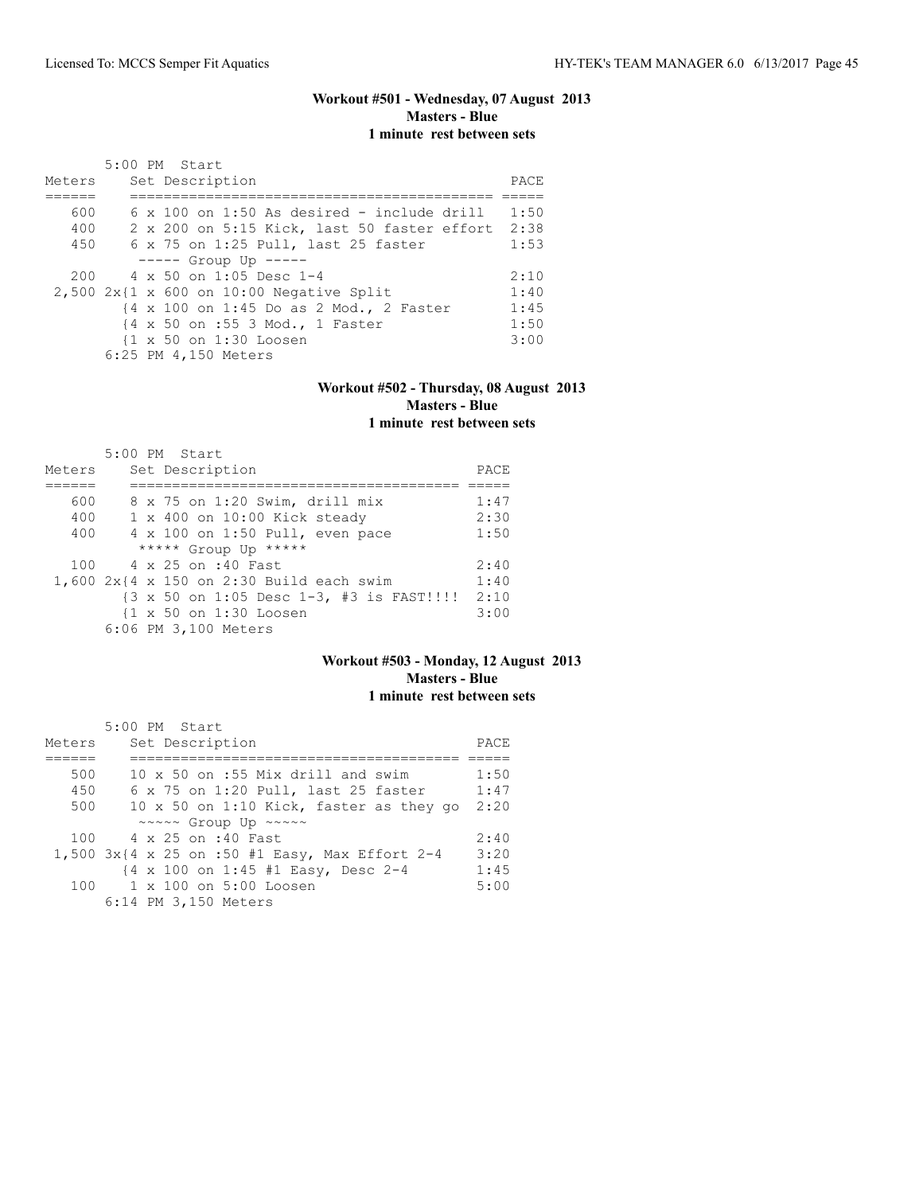### Workout #501 - Wednesday, 07 August 2013
**Masters - Blue**
**1 minute rest between sets**

5:00 PM Start

| Meters | Set Description | PACE |
|---|---|---|
| 600 | 6 x 100 on 1:50 As desired - include drill | 1:50 |
| 400 | 2 x 200 on 5:15 Kick, last 50 faster effort | 2:38 |
| 450 | 6 x 75 on 1:25 Pull, last 25 faster | 1:53 |
| | ----- Group Up ----- | |
| 200 | 4 x 50 on 1:05 Desc 1-4 | 2:10 |
| 2,500 | 2x{1 x 600 on 10:00 Negative Split | 1:40 |
| | {4 x 100 on 1:45 Do as 2 Mod., 2 Faster | 1:45 |
| | {4 x 50 on :55 3 Mod., 1 Faster | 1:50 |
| | {1 x 50 on 1:30 Loosen | 3:00 |
| | 6:25 PM 4,150 Meters | |

### Workout #502 - Thursday, 08 August 2013
**Masters - Blue**
**1 minute rest between sets**

5:00 PM Start

| Meters | Set Description | PACE |
|---|---|---|
| 600 | 8 x 75 on 1:20 Swim, drill mix | 1:47 |
| 400 | 1 x 400 on 10:00 Kick steady | 2:30 |
| 400 | 4 x 100 on 1:50 Pull, even pace | 1:50 |
| | ***** Group Up ***** | |
| 100 | 4 x 25 on :40 Fast | 2:40 |
| 1,600 | 2x{4 x 150 on 2:30 Build each swim | 1:40 |
| | {3 x 50 on 1:05 Desc 1-3, #3 is FAST!!!! | 2:10 |
| | {1 x 50 on 1:30 Loosen | 3:00 |
| | 6:06 PM 3,100 Meters | |

### Workout #503 - Monday, 12 August 2013
**Masters - Blue**
**1 minute rest between sets**

5:00 PM Start

| Meters | Set Description | PACE |
|---|---|---|
| 500 | 10 x 50 on :55 Mix drill and swim | 1:50 |
| 450 | 6 x 75 on 1:20 Pull, last 25 faster | 1:47 |
| 500 | 10 x 50 on 1:10 Kick, faster as they go | 2:20 |
| | ~~~~~ Group Up ~~~~~ | |
| 100 | 4 x 25 on :40 Fast | 2:40 |
| 1,500 | 3x{4 x 25 on :50 #1 Easy, Max Effort 2-4 | 3:20 |
| | {4 x 100 on 1:45 #1 Easy, Desc 2-4 | 1:45 |
| 100 | 1 x 100 on 5:00 Loosen | 5:00 |
| | 6:14 PM 3,150 Meters | |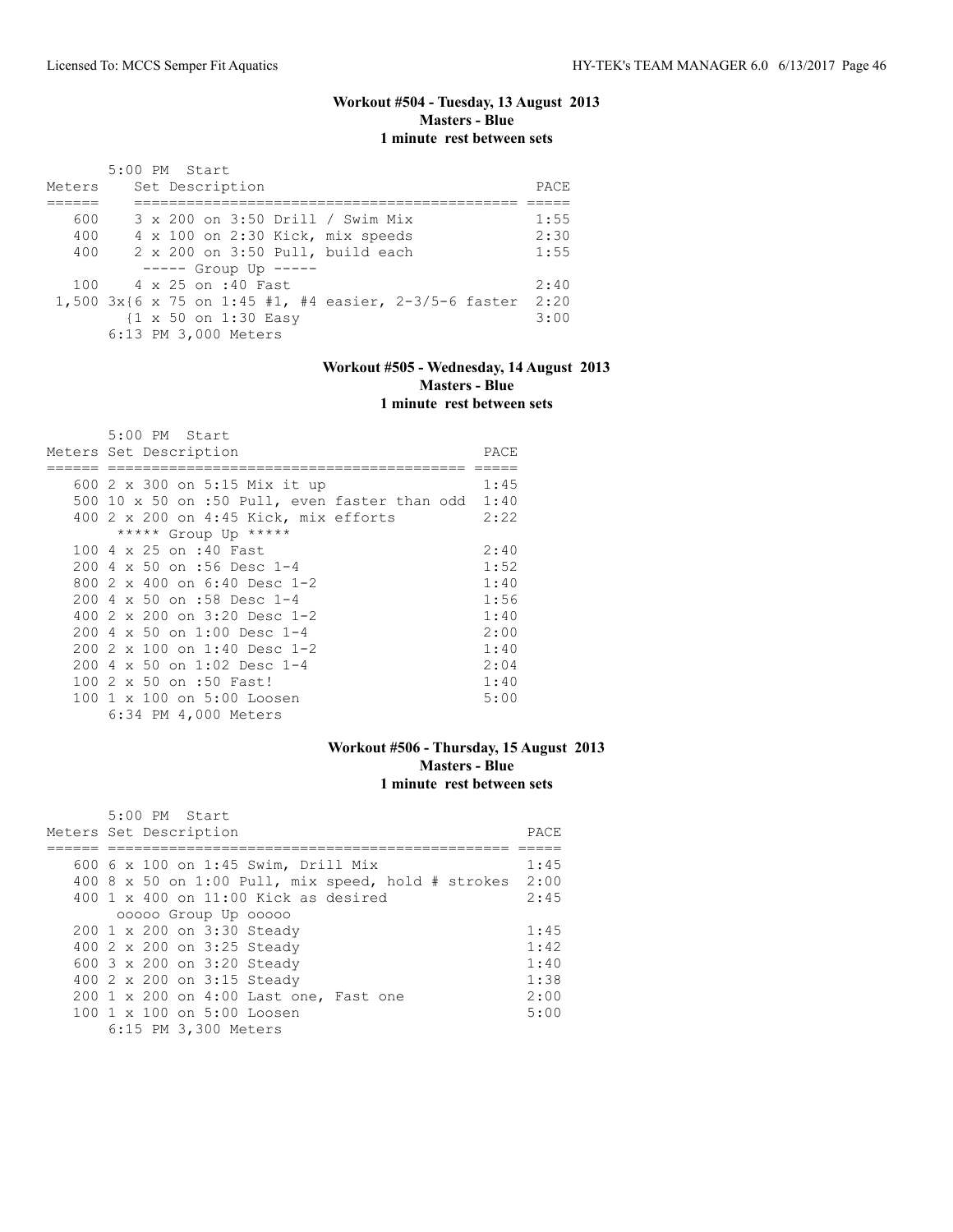### Workout #504 - Tuesday, 13 August 2013
### Masters - Blue
### 1 minute rest between sets

5:00 PM Start

| Meters | Set Description | PACE |
|---|---|---|
| 600 | 3 x 200 on 3:50 Drill / Swim Mix | 1:55 |
| 400 | 4 x 100 on 2:30 Kick, mix speeds | 2:30 |
| 400 | 2 x 200 on 3:50 Pull, build each | 1:55 |
| | ----- Group Up ----- | |
| 100 | 4 x 25 on :40 Fast | 2:40 |
| 1,500 | 3x{6 x 75 on 1:45 #1, #4 easier, 2-3/5-6 faster | 2:20 |
| | {1 x 50 on 1:30 Easy | 3:00 |

6:13 PM 3,000 Meters

### Workout #505 - Wednesday, 14 August 2013
### Masters - Blue
### 1 minute rest between sets

5:00 PM Start

| Meters | Set Description | PACE |
|---|---|---|
| 600 | 2 x 300 on 5:15 Mix it up | 1:45 |
| 500 | 10 x 50 on :50 Pull, even faster than odd | 1:40 |
| 400 | 2 x 200 on 4:45 Kick, mix efforts | 2:22 |
| | ***** Group Up ***** | |
| 100 | 4 x 25 on :40 Fast | 2:40 |
| 200 | 4 x 50 on :56 Desc 1-4 | 1:52 |
| 800 | 2 x 400 on 6:40 Desc 1-2 | 1:40 |
| 200 | 4 x 50 on :58 Desc 1-4 | 1:56 |
| 400 | 2 x 200 on 3:20 Desc 1-2 | 1:40 |
| 200 | 4 x 50 on 1:00 Desc 1-4 | 2:00 |
| 200 | 2 x 100 on 1:40 Desc 1-2 | 1:40 |
| 200 | 4 x 50 on 1:02 Desc 1-4 | 2:04 |
| 100 | 2 x 50 on :50 Fast! | 1:40 |
| 100 | 1 x 100 on 5:00 Loosen | 5:00 |

6:34 PM 4,000 Meters

### Workout #506 - Thursday, 15 August 2013
### Masters - Blue
### 1 minute rest between sets

5:00 PM Start

| Meters | Set Description | PACE |
|---|---|---|
| 600 | 6 x 100 on 1:45 Swim, Drill Mix | 1:45 |
| 400 | 8 x 50 on 1:00 Pull, mix speed, hold # strokes | 2:00 |
| 400 | 1 x 400 on 11:00 Kick as desired | 2:45 |
| | ooooo Group Up ooooo | |
| 200 | 1 x 200 on 3:30 Steady | 1:45 |
| 400 | 2 x 200 on 3:25 Steady | 1:42 |
| 600 | 3 x 200 on 3:20 Steady | 1:40 |
| 400 | 2 x 200 on 3:15 Steady | 1:38 |
| 200 | 1 x 200 on 4:00 Last one, Fast one | 2:00 |
| 100 | 1 x 100 on 5:00 Loosen | 5:00 |

6:15 PM 3,300 Meters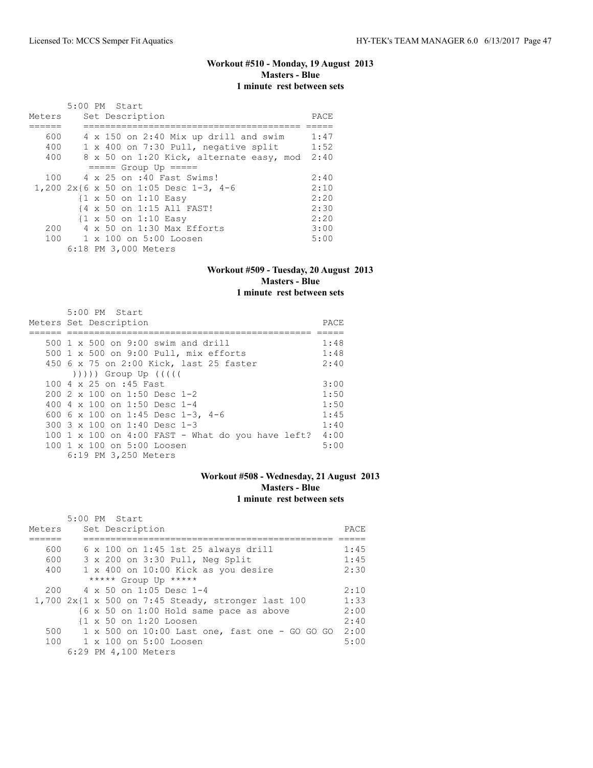### Workout #510 - Monday, 19 August 2013
**Masters - Blue**
**1 minute rest between sets**

5:00 PM Start

| Meters | Set Description | PACE |
|---|---|---|
| 600 | 4 x 150 on 2:40 Mix up drill and swim | 1:47 |
| 400 | 1 x 400 on 7:30 Pull, negative split | 1:52 |
| 400 | 8 x 50 on 1:20 Kick, alternate easy, mod | 2:40 |
| | ===== Group Up ===== | |
| 100 | 4 x 25 on :40 Fast Swims! | 2:40 |
| 1,200 | 2x{6 x 50 on 1:05 Desc 1-3, 4-6 | 2:10 |
| | {1 x 50 on 1:10 Easy | 2:20 |
| | {4 x 50 on 1:15 All FAST! | 2:30 |
| | {1 x 50 on 1:10 Easy | 2:20 |
| 200 | 4 x 50 on 1:30 Max Efforts | 3:00 |
| 100 | 1 x 100 on 5:00 Loosen | 5:00 |
| | 6:18 PM 3,000 Meters | |

### Workout #509 - Tuesday, 20 August 2013
**Masters - Blue**
**1 minute rest between sets**

5:00 PM Start

| Meters | Set Description | PACE |
|---|---|---|
| 500 | 1 x 500 on 9:00 swim and drill | 1:48 |
| 500 | 1 x 500 on 9:00 Pull, mix efforts | 1:48 |
| 450 | 6 x 75 on 2:00 Kick, last 25 faster | 2:40 |
| | ))))) Group Up ((((( | |
| 100 | 4 x 25 on :45 Fast | 3:00 |
| 200 | 2 x 100 on 1:50 Desc 1-2 | 1:50 |
| 400 | 4 x 100 on 1:50 Desc 1-4 | 1:50 |
| 600 | 6 x 100 on 1:45 Desc 1-3, 4-6 | 1:45 |
| 300 | 3 x 100 on 1:40 Desc 1-3 | 1:40 |
| 100 | 1 x 100 on 4:00 FAST - What do you have left? | 4:00 |
| 100 | 1 x 100 on 5:00 Loosen | 5:00 |
| | 6:19 PM 3,250 Meters | |

### Workout #508 - Wednesday, 21 August 2013
**Masters - Blue**
**1 minute rest between sets**

5:00 PM Start

| Meters | Set Description | PACE |
|---|---|---|
| 600 | 6 x 100 on 1:45 1st 25 always drill | 1:45 |
| 600 | 3 x 200 on 3:30 Pull, Neg Split | 1:45 |
| 400 | 1 x 400 on 10:00 Kick as you desire | 2:30 |
| | ***** Group Up ***** | |
| 200 | 4 x 50 on 1:05 Desc 1-4 | 2:10 |
| 1,700 | 2x{1 x 500 on 7:45 Steady, stronger last 100 | 1:33 |
| | {6 x 50 on 1:00 Hold same pace as above | 2:00 |
| | {1 x 50 on 1:20 Loosen | 2:40 |
| 500 | 1 x 500 on 10:00 Last one, fast one - GO GO GO | 2:00 |
| 100 | 1 x 100 on 5:00 Loosen | 5:00 |
| | 6:29 PM 4,100 Meters | |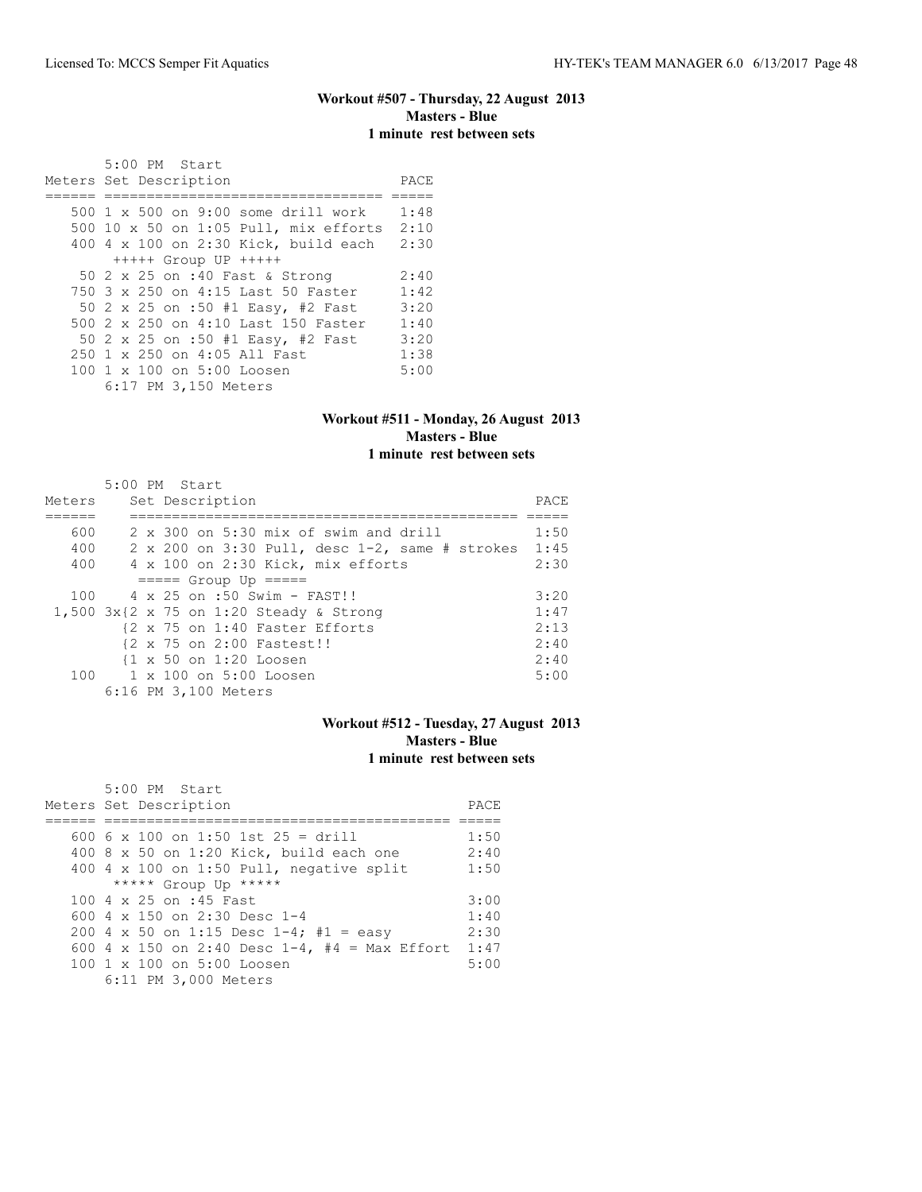### Workout #507 - Thursday, 22 August 2013
**Masters - Blue**
**1 minute rest between sets**

5:00 PM Start

| Meters | Set Description | PACE |
|---|---|---|
| 500 | 1 x 500 on 9:00 some drill work | 1:48 |
| 500 | 10 x 50 on 1:05 Pull, mix efforts | 2:10 |
| 400 | 4 x 100 on 2:30 Kick, build each | 2:30 |
| | +++++ Group UP +++++ | |
| 50 | 2 x 25 on :40 Fast & Strong | 2:40 |
| 750 | 3 x 250 on 4:15 Last 50 Faster | 1:42 |
| 50 | 2 x 25 on :50 #1 Easy, #2 Fast | 3:20 |
| 500 | 2 x 250 on 4:10 Last 150 Faster | 1:40 |
| 50 | 2 x 25 on :50 #1 Easy, #2 Fast | 3:20 |
| 250 | 1 x 250 on 4:05 All Fast | 1:38 |
| 100 | 1 x 100 on 5:00 Loosen | 5:00 |

6:17 PM 3,150 Meters

### Workout #511 - Monday, 26 August 2013
**Masters - Blue**
**1 minute rest between sets**

5:00 PM Start

| Meters | Set Description | PACE |
|---|---|---|
| 600 | 2 x 300 on 5:30 mix of swim and drill | 1:50 |
| 400 | 2 x 200 on 3:30 Pull, desc 1-2, same # strokes | 1:45 |
| 400 | 4 x 100 on 2:30 Kick, mix efforts | 2:30 |
| | ===== Group Up ===== | |
| 100 | 4 x 25 on :50 Swim - FAST!! | 3:20 |
| 1,500 | 3x{2 x 75 on 1:20 Steady & Strong | 1:47 |
| | {2 x 75 on 1:40 Faster Efforts | 2:13 |
| | {2 x 75 on 2:00 Fastest!! | 2:40 |
| | {1 x 50 on 1:20 Loosen | 2:40 |
| 100 | 1 x 100 on 5:00 Loosen | 5:00 |

6:16 PM 3,100 Meters

### Workout #512 - Tuesday, 27 August 2013
**Masters - Blue**
**1 minute rest between sets**

5:00 PM Start

| Meters | Set Description | PACE |
|---|---|---|
| 600 | 6 x 100 on 1:50 1st 25 = drill | 1:50 |
| 400 | 8 x 50 on 1:20 Kick, build each one | 2:40 |
| 400 | 4 x 100 on 1:50 Pull, negative split | 1:50 |
| | ***** Group Up ***** | |
| 100 | 4 x 25 on :45 Fast | 3:00 |
| 600 | 4 x 150 on 2:30 Desc 1-4 | 1:40 |
| 200 | 4 x 50 on 1:15 Desc 1-4; #1 = easy | 2:30 |
| 600 | 4 x 150 on 2:40 Desc 1-4, #4 = Max Effort | 1:47 |
| 100 | 1 x 100 on 5:00 Loosen | 5:00 |

6:11 PM 3,000 Meters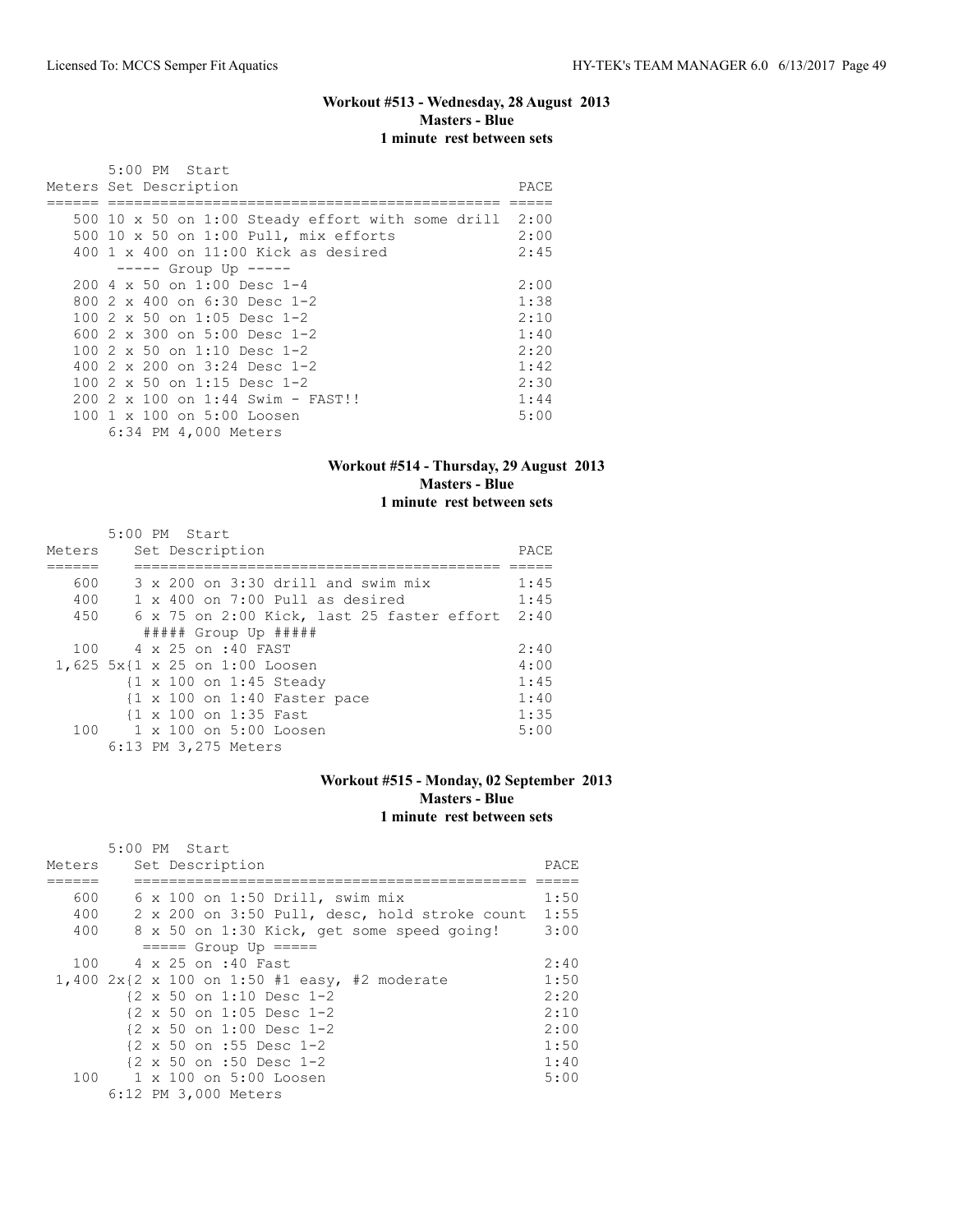### Workout #513 - Wednesday, 28 August 2013
**Masters - Blue**
**1 minute rest between sets**

5:00 PM Start

| Meters | Set Description | PACE |
|---|---|---|
| 500 | 10 x 50 on 1:00 Steady effort with some drill | 2:00 |
| 500 | 10 x 50 on 1:00 Pull, mix efforts | 2:00 |
| 400 | 1 x 400 on 11:00 Kick as desired | 2:45 |
| | ----- Group Up ----- | |
| 200 | 4 x 50 on 1:00 Desc 1-4 | 2:00 |
| 800 | 2 x 400 on 6:30 Desc 1-2 | 1:38 |
| 100 | 2 x 50 on 1:05 Desc 1-2 | 2:10 |
| 600 | 2 x 300 on 5:00 Desc 1-2 | 1:40 |
| 100 | 2 x 50 on 1:10 Desc 1-2 | 2:20 |
| 400 | 2 x 200 on 3:24 Desc 1-2 | 1:42 |
| 100 | 2 x 50 on 1:15 Desc 1-2 | 2:30 |
| 200 | 2 x 100 on 1:44 Swim - FAST!! | 1:44 |
| 100 | 1 x 100 on 5:00 Loosen | 5:00 |

6:34 PM 4,000 Meters

### Workout #514 - Thursday, 29 August 2013
**Masters - Blue**
**1 minute rest between sets**

5:00 PM Start

| Meters | Set Description | PACE |
|---|---|---|
| 600 | 3 x 200 on 3:30 drill and swim mix | 1:45 |
| 400 | 1 x 400 on 7:00 Pull as desired | 1:45 |
| 450 | 6 x 75 on 2:00 Kick, last 25 faster effort | 2:40 |
| | ##### Group Up ##### | |
| 100 | 4 x 25 on :40 FAST | 2:40 |
| 1,625 | 5x{1 x 25 on 1:00 Loosen | 4:00 |
| | {1 x 100 on 1:45 Steady | 1:45 |
| | {1 x 100 on 1:40 Faster pace | 1:40 |
| | {1 x 100 on 1:35 Fast | 1:35 |
| 100 | 1 x 100 on 5:00 Loosen | 5:00 |

6:13 PM 3,275 Meters

### Workout #515 - Monday, 02 September 2013
**Masters - Blue**
**1 minute rest between sets**

5:00 PM Start

| Meters | Set Description | PACE |
|---|---|---|
| 600 | 6 x 100 on 1:50 Drill, swim mix | 1:50 |
| 400 | 2 x 200 on 3:50 Pull, desc, hold stroke count | 1:55 |
| 400 | 8 x 50 on 1:30 Kick, get some speed going! | 3:00 |
| | ===== Group Up ===== | |
| 100 | 4 x 25 on :40 Fast | 2:40 |
| 1,400 | 2x{2 x 100 on 1:50 #1 easy, #2 moderate | 1:50 |
| | {2 x 50 on 1:10 Desc 1-2 | 2:20 |
| | {2 x 50 on 1:05 Desc 1-2 | 2:10 |
| | {2 x 50 on 1:00 Desc 1-2 | 2:00 |
| | {2 x 50 on :55 Desc 1-2 | 1:50 |
| | {2 x 50 on :50 Desc 1-2 | 1:40 |
| 100 | 1 x 100 on 5:00 Loosen | 5:00 |

6:12 PM 3,000 Meters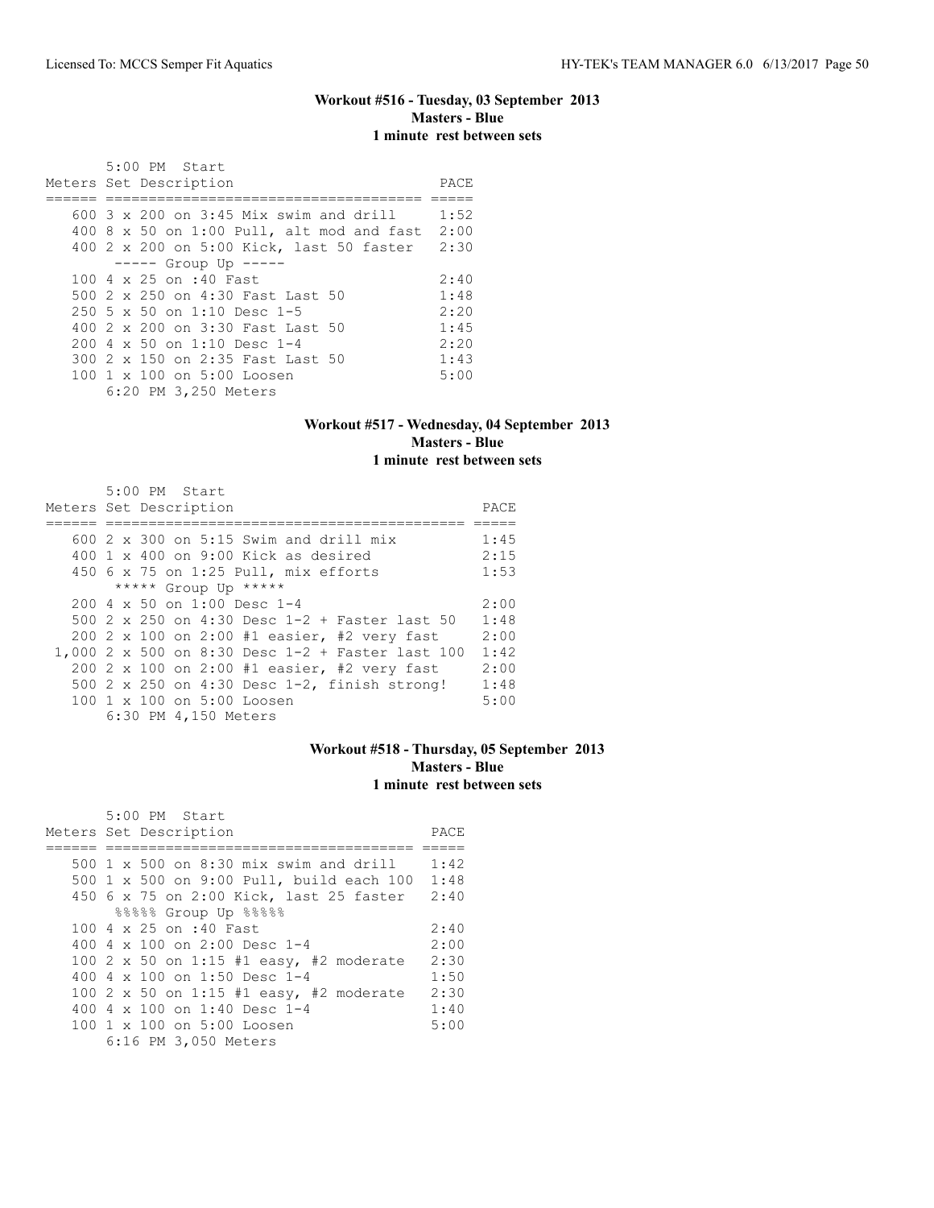### Workout #516 - Tuesday, 03 September 2013
**Masters - Blue**
**1 minute rest between sets**

```
       5:00 PM  Start
Meters Set Description                         PACE
====== ==================================== =====
   600 3 x 200 on 3:45 Mix swim and drill     1:52
   400 8 x 50 on 1:00 Pull, alt mod and fast  2:00
   400 2 x 200 on 5:00 Kick, last 50 faster   2:30
        ----- Group Up -----
   100 4 x 25 on :40 Fast                     2:40
   500 2 x 250 on 4:30 Fast Last 50           1:48
   250 5 x 50 on 1:10 Desc 1-5                2:20
   400 2 x 200 on 3:30 Fast Last 50           1:45
   200 4 x 50 on 1:10 Desc 1-4                2:20
   300 2 x 150 on 2:35 Fast Last 50           1:43
   100 1 x 100 on 5:00 Loosen                 5:00
       6:20 PM 3,250 Meters
```

### Workout #517 - Wednesday, 04 September 2013
**Masters - Blue**
**1 minute rest between sets**

```
       5:00 PM  Start
Meters Set Description                                PACE
====== =========================================== =====
   600 2 x 300 on 5:15 Swim and drill mix            1:45
   400 1 x 400 on 9:00 Kick as desired               2:15
   450 6 x 75 on 1:25 Pull, mix efforts              1:53
        ***** Group Up *****
   200 4 x 50 on 1:00 Desc 1-4                       2:00
   500 2 x 250 on 4:30 Desc 1-2 + Faster last 50     1:48
   200 2 x 100 on 2:00 #1 easier, #2 very fast       2:00
 1,000 2 x 500 on 8:30 Desc 1-2 + Faster last 100   1:42
   200 2 x 100 on 2:00 #1 easier, #2 very fast       2:00
   500 2 x 250 on 4:30 Desc 1-2, finish strong!      1:48
   100 1 x 100 on 5:00 Loosen                        5:00
       6:30 PM 4,150 Meters
```

### Workout #518 - Thursday, 05 September 2013
**Masters - Blue**
**1 minute rest between sets**

```
       5:00 PM  Start
Meters Set Description                         PACE
====== ==================================== =====
   500 1 x 500 on 8:30 mix swim and drill     1:42
   500 1 x 500 on 9:00 Pull, build each 100   1:48
   450 6 x 75 on 2:00 Kick, last 25 faster    2:40
        %%%%% Group Up %%%%%
   100 4 x 25 on :40 Fast                     2:40
   400 4 x 100 on 2:00 Desc 1-4               2:00
   100 2 x 50 on 1:15 #1 easy, #2 moderate    2:30
   400 4 x 100 on 1:50 Desc 1-4               1:50
   100 2 x 50 on 1:15 #1 easy, #2 moderate    2:30
   400 4 x 100 on 1:40 Desc 1-4               1:40
   100 1 x 100 on 5:00 Loosen                 5:00
       6:16 PM 3,050 Meters
```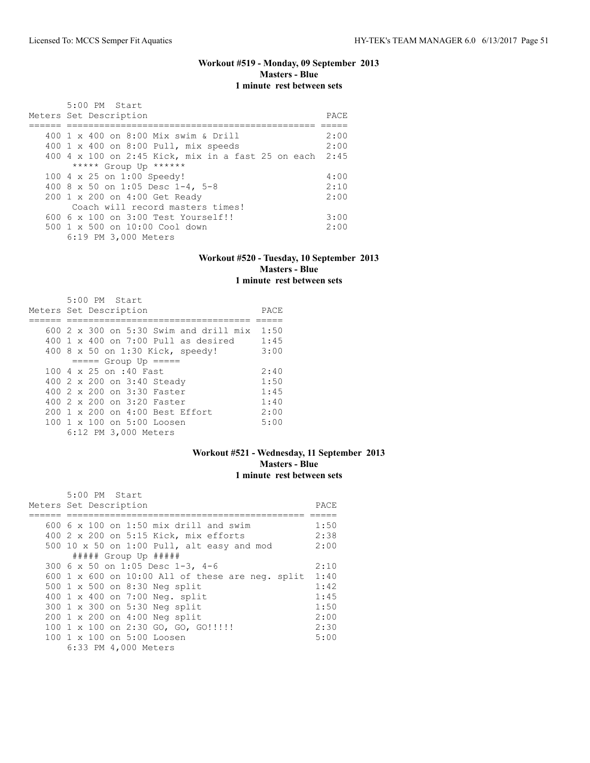### Workout #519 - Monday, 09 September 2013
**Masters - Blue**
**1 minute rest between sets**

```
      5:00 PM  Start
Meters Set Description                                   PACE
====== ============================================== =====
   400 1 x 400 on 8:00 Mix swim & Drill                 2:00
   400 1 x 400 on 8:00 Pull, mix speeds                 2:00
   400 4 x 100 on 2:45 Kick, mix in a fast 25 on each  2:45
       ***** Group Up ******
   100 4 x 25 on 1:00 Speedy!                          4:00
   400 8 x 50 on 1:05 Desc 1-4, 5-8                    2:10
   200 1 x 200 on 4:00 Get Ready                       2:00
       Coach will record masters times!
   600 6 x 100 on 3:00 Test Yourself!!                 3:00
   500 1 x 500 on 10:00 Cool down                      2:00
       6:19 PM 3,000 Meters
```

### Workout #520 - Tuesday, 10 September 2013
**Masters - Blue**
**1 minute rest between sets**

```
      5:00 PM  Start
Meters Set Description                          PACE
====== ================================= =====
   600 2 x 300 on 5:30 Swim and drill mix  1:50
   400 1 x 400 on 7:00 Pull as desired     1:45
   400 8 x 50 on 1:30 Kick, speedy!        3:00
       ===== Group Up =====
   100 4 x 25 on :40 Fast                  2:40
   400 2 x 200 on 3:40 Steady              1:50
   400 2 x 200 on 3:30 Faster              1:45
   400 2 x 200 on 3:20 Faster              1:40
   200 1 x 200 on 4:00 Best Effort         2:00
   100 1 x 100 on 5:00 Loosen              5:00
       6:12 PM 3,000 Meters
```

### Workout #521 - Wednesday, 11 September 2013
**Masters - Blue**
**1 minute rest between sets**

```
      5:00 PM  Start
Meters Set Description                                    PACE
====== =========================================== =====
   600 6 x 100 on 1:50 mix drill and swim               1:50
   400 2 x 200 on 5:15 Kick, mix efforts                2:38
   500 10 x 50 on 1:00 Pull, alt easy and mod           2:00
       ##### Group Up #####
   300 6 x 50 on 1:05 Desc 1-3, 4-6                     2:10
   600 1 x 600 on 10:00 All of these are neg. split    1:40
   500 1 x 500 on 8:30 Neg split                        1:42
   400 1 x 400 on 7:00 Neg. split                       1:45
   300 1 x 300 on 5:30 Neg split                        1:50
   200 1 x 200 on 4:00 Neg split                        2:00
   100 1 x 100 on 2:30 GO, GO, GO!!!!!                  2:30
   100 1 x 100 on 5:00 Loosen                           5:00
       6:33 PM 4,000 Meters
```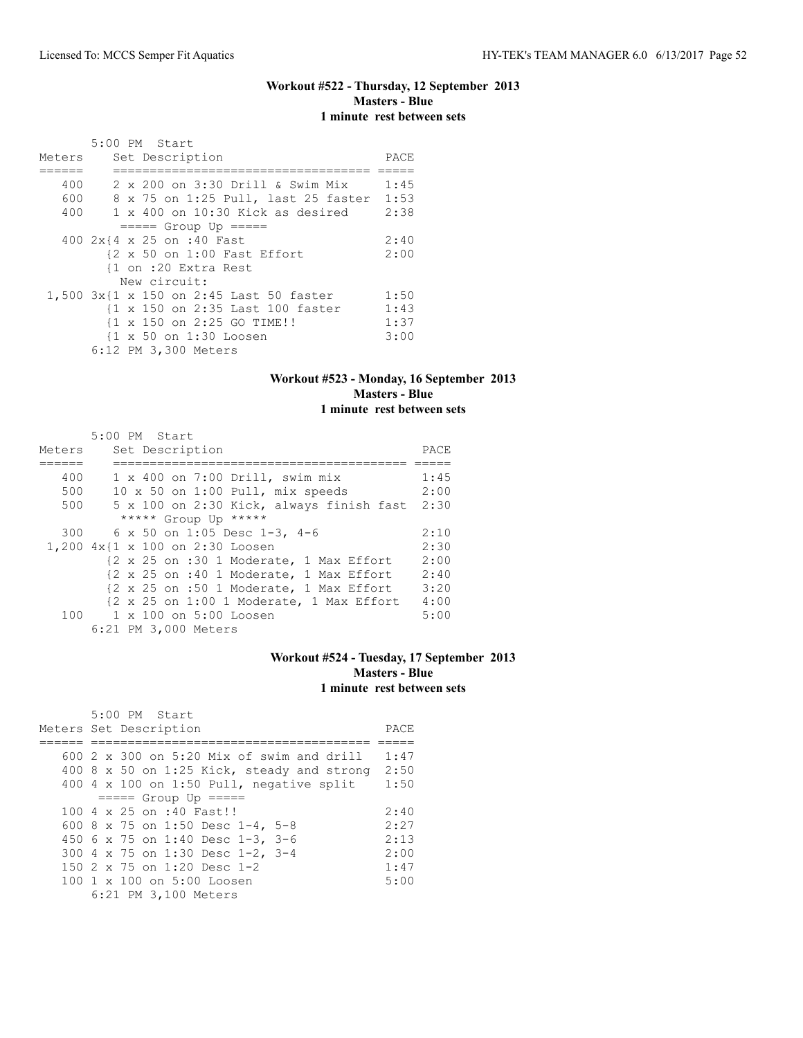### Workout #522 - Thursday, 12 September 2013
**Masters - Blue**
**1 minute rest between sets**

```
       5:00 PM  Start
Meters    Set Description                      PACE
======    ==================================== =====
   400    2 x 200 on 3:30 Drill & Swim Mix     1:45
   600    8 x 75 on 1:25 Pull, last 25 faster  1:53
   400    1 x 400 on 10:30 Kick as desired     2:38
           ===== Group Up =====
   400 2x{4 x 25 on :40 Fast                   2:40
         {2 x 50 on 1:00 Fast Effort           2:00
         {1 on :20 Extra Rest
          New circuit:
 1,500 3x{1 x 150 on 2:45 Last 50 faster       1:50
         {1 x 150 on 2:35 Last 100 faster      1:43
         {1 x 150 on 2:25 GO TIME!!            1:37
         {1 x 50 on 1:30 Loosen                3:00
       6:12 PM 3,300 Meters
```

### Workout #523 - Monday, 16 September 2013
**Masters - Blue**
**1 minute rest between sets**

```
       5:00 PM  Start
Meters    Set Description                              PACE
======    ========================================    =====
   400    1 x 400 on 7:00 Drill, swim mix             1:45
   500    10 x 50 on 1:00 Pull, mix speeds            2:00
   500    5 x 100 on 2:30 Kick, always finish fast    2:30
           ***** Group Up *****
   300    6 x 50 on 1:05 Desc 1-3, 4-6                2:10
 1,200 4x{1 x 100 on 2:30 Loosen                      2:30
         {2 x 25 on :30 1 Moderate, 1 Max Effort      2:00
         {2 x 25 on :40 1 Moderate, 1 Max Effort      2:40
         {2 x 25 on :50 1 Moderate, 1 Max Effort      3:20
         {2 x 25 on 1:00 1 Moderate, 1 Max Effort     4:00
   100    1 x 100 on 5:00 Loosen                      5:00
       6:21 PM 3,000 Meters
```

### Workout #524 - Tuesday, 17 September 2013
**Masters - Blue**
**1 minute rest between sets**

```
       5:00 PM  Start
Meters Set Description                              PACE
====== ====================================== =====
   600 2 x 300 on 5:20 Mix of swim and drill    1:47
   400 8 x 50 on 1:25 Kick, steady and strong   2:50
   400 4 x 100 on 1:50 Pull, negative split     1:50
        ===== Group Up =====
   100 4 x 25 on :40 Fast!!                     2:40
   600 8 x 75 on 1:50 Desc 1-4, 5-8             2:27
   450 6 x 75 on 1:40 Desc 1-3, 3-6             2:13
   300 4 x 75 on 1:30 Desc 1-2, 3-4             2:00
   150 2 x 75 on 1:20 Desc 1-2                  1:47
   100 1 x 100 on 5:00 Loosen                   5:00
       6:21 PM 3,100 Meters
```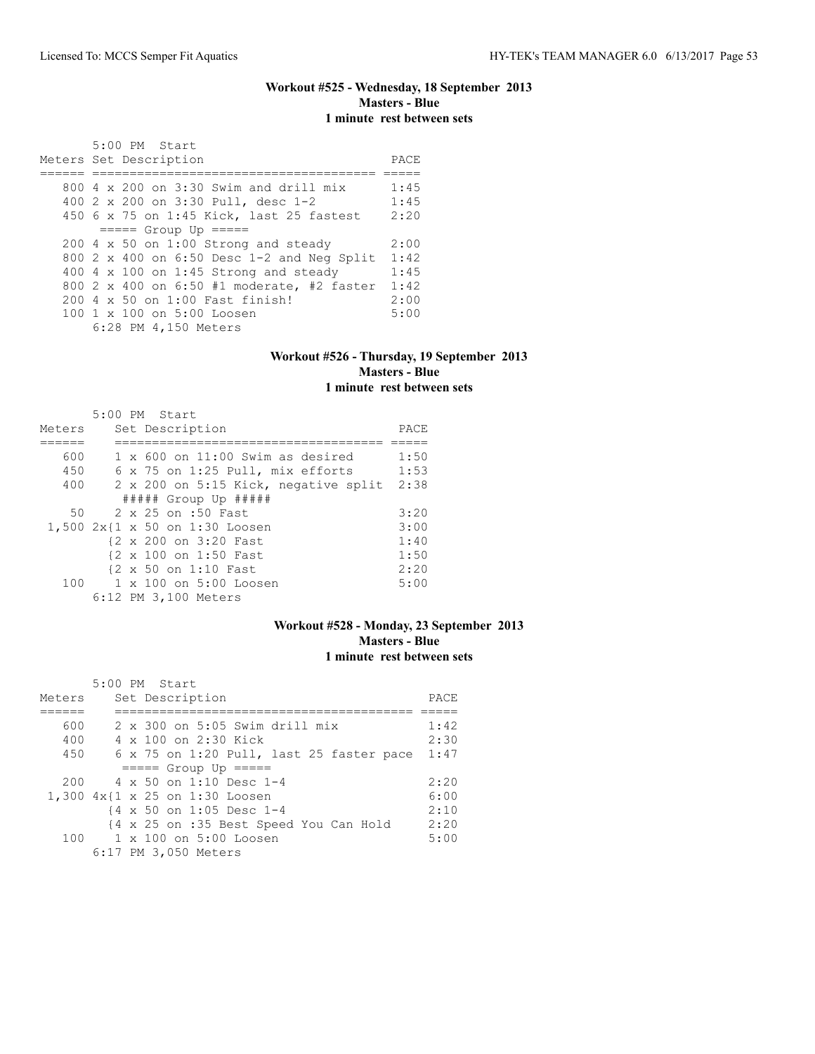### Workout #525 - Wednesday, 18 September 2013
**Masters - Blue**
**1 minute rest between sets**

```
      5:00 PM  Start
Meters Set Description                         PACE
====== ==================================== =====
   800 4 x 200 on 3:30 Swim and drill mix      1:45
   400 2 x 200 on 3:30 Pull, desc 1-2          1:45
   450 6 x 75 on 1:45 Kick, last 25 fastest    2:20
       ===== Group Up =====
   200 4 x 50 on 1:00 Strong and steady        2:00
   800 2 x 400 on 6:50 Desc 1-2 and Neg Split  1:42
   400 4 x 100 on 1:45 Strong and steady       1:45
   800 2 x 400 on 6:50 #1 moderate, #2 faster  1:42
   200 4 x 50 on 1:00 Fast finish!             2:00
   100 1 x 100 on 5:00 Loosen                  5:00
       6:28 PM 4,150 Meters
```

### Workout #526 - Thursday, 19 September 2013
**Masters - Blue**
**1 minute rest between sets**

```
       5:00 PM  Start
Meters     Set Description                         PACE
======     ==================================== =====
   600     1 x 600 on 11:00 Swim as desired        1:50
   450     6 x 75 on 1:25 Pull, mix efforts        1:53
   400     2 x 200 on 5:15 Kick, negative split    2:38
            ##### Group Up #####
    50     2 x 25 on :50 Fast                      3:20
 1,500 2x{1 x 50 on 1:30 Loosen                    3:00
        {2 x 200 on 3:20 Fast                      1:40
        {2 x 100 on 1:50 Fast                      1:50
        {2 x 50 on 1:10 Fast                       2:20
   100     1 x 100 on 5:00 Loosen                  5:00
       6:12 PM 3,100 Meters
```

### Workout #528 - Monday, 23 September 2013
**Masters - Blue**
**1 minute rest between sets**

```
       5:00 PM  Start
Meters     Set Description                              PACE
======     ======================================== =====
   600     2 x 300 on 5:05 Swim drill mix               1:42
   400     4 x 100 on 2:30 Kick                         2:30
   450     6 x 75 on 1:20 Pull, last 25 faster pace     1:47
           ===== Group Up =====
   200     4 x 50 on 1:10 Desc 1-4                      2:20
 1,300 4x{1 x 25 on 1:30 Loosen                         6:00
        {4 x 50 on 1:05 Desc 1-4                        2:10
        {4 x 25 on :35 Best Speed You Can Hold          2:20
   100     1 x 100 on 5:00 Loosen                       5:00
       6:17 PM 3,050 Meters
```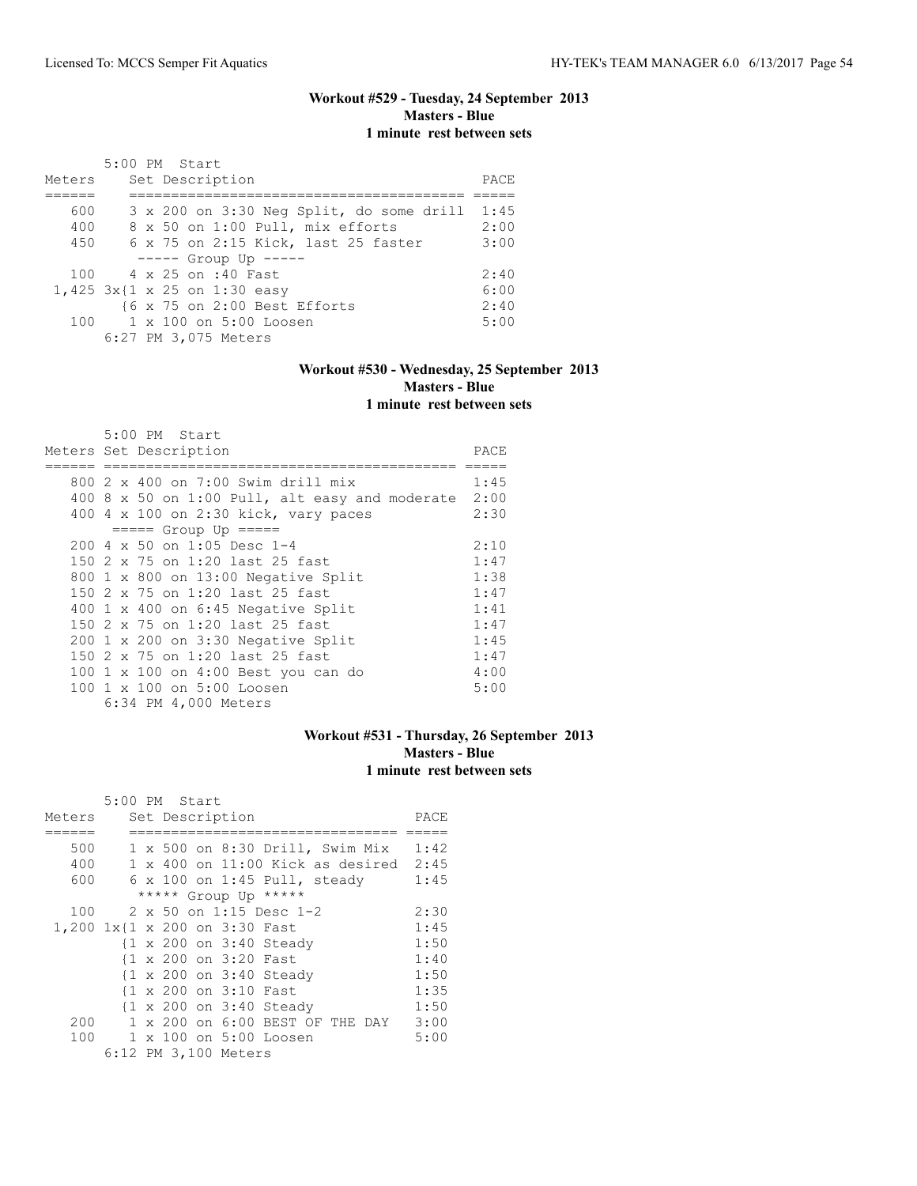### Workout #529 - Tuesday, 24 September 2013
**Masters - Blue**
**1 minute rest between sets**

5:00 PM Start

| Meters | Set Description | PACE |
|---|---|---|
| 600 | 3 x 200 on 3:30 Neg Split, do some drill | 1:45 |
| 400 | 8 x 50 on 1:00 Pull, mix efforts | 2:00 |
| 450 | 6 x 75 on 2:15 Kick, last 25 faster | 3:00 |
| | ----- Group Up ----- | |
| 100 | 4 x 25 on :40 Fast | 2:40 |
| 1,425 | 3x{1 x 25 on 1:30 easy | 6:00 |
| | {6 x 75 on 2:00 Best Efforts | 2:40 |
| 100 | 1 x 100 on 5:00 Loosen | 5:00 |
| | 6:27 PM 3,075 Meters | |

### Workout #530 - Wednesday, 25 September 2013
**Masters - Blue**
**1 minute rest between sets**

5:00 PM Start

| Meters | Set Description | PACE |
|---|---|---|
| 800 | 2 x 400 on 7:00 Swim drill mix | 1:45 |
| 400 | 8 x 50 on 1:00 Pull, alt easy and moderate | 2:00 |
| 400 | 4 x 100 on 2:30 kick, vary paces | 2:30 |
| | ===== Group Up ===== | |
| 200 | 4 x 50 on 1:05 Desc 1-4 | 2:10 |
| 150 | 2 x 75 on 1:20 last 25 fast | 1:47 |
| 800 | 1 x 800 on 13:00 Negative Split | 1:38 |
| 150 | 2 x 75 on 1:20 last 25 fast | 1:47 |
| 400 | 1 x 400 on 6:45 Negative Split | 1:41 |
| 150 | 2 x 75 on 1:20 last 25 fast | 1:47 |
| 200 | 1 x 200 on 3:30 Negative Split | 1:45 |
| 150 | 2 x 75 on 1:20 last 25 fast | 1:47 |
| 100 | 1 x 100 on 4:00 Best you can do | 4:00 |
| 100 | 1 x 100 on 5:00 Loosen | 5:00 |
| | 6:34 PM 4,000 Meters | |

### Workout #531 - Thursday, 26 September 2013
**Masters - Blue**
**1 minute rest between sets**

5:00 PM Start

| Meters | Set Description | PACE |
|---|---|---|
| 500 | 1 x 500 on 8:30 Drill, Swim Mix | 1:42 |
| 400 | 1 x 400 on 11:00 Kick as desired | 2:45 |
| 600 | 6 x 100 on 1:45 Pull, steady | 1:45 |
| | ***** Group Up ***** | |
| 100 | 2 x 50 on 1:15 Desc 1-2 | 2:30 |
| 1,200 | 1x{1 x 200 on 3:30 Fast | 1:45 |
| | {1 x 200 on 3:40 Steady | 1:50 |
| | {1 x 200 on 3:20 Fast | 1:40 |
| | {1 x 200 on 3:40 Steady | 1:50 |
| | {1 x 200 on 3:10 Fast | 1:35 |
| | {1 x 200 on 3:40 Steady | 1:50 |
| 200 | 1 x 200 on 6:00 BEST OF THE DAY | 3:00 |
| 100 | 1 x 100 on 5:00 Loosen | 5:00 |
| | 6:12 PM 3,100 Meters | |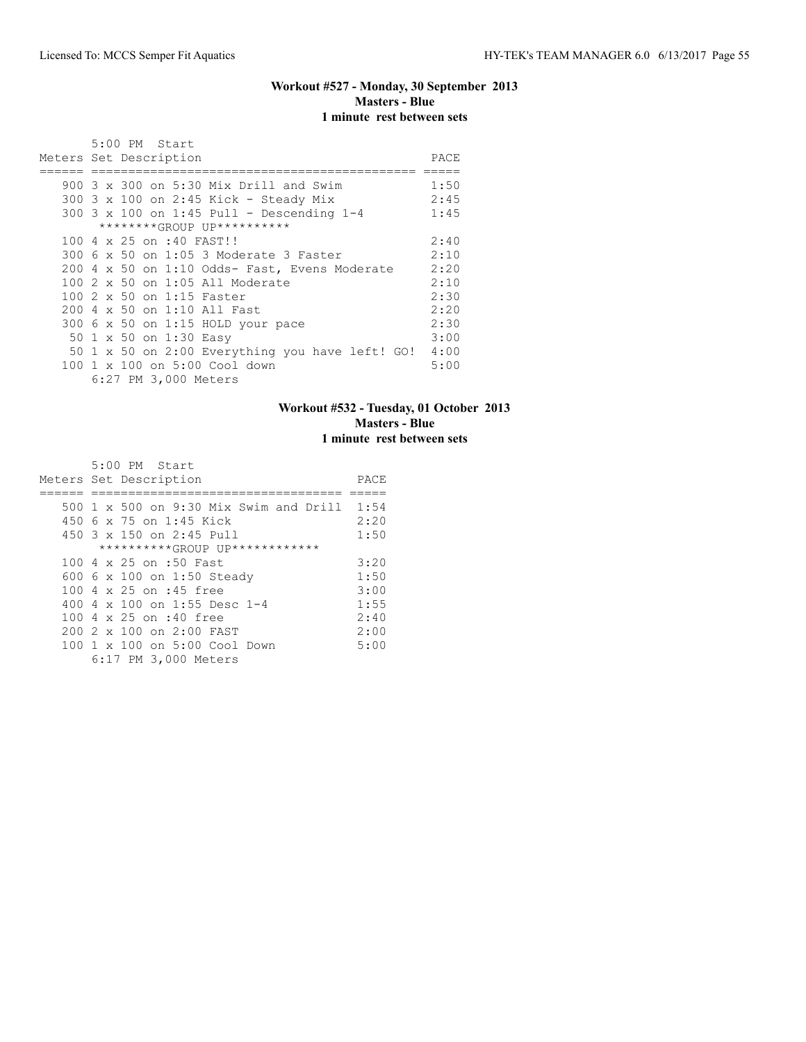### Workout #527 - Monday, 30 September 2013
**Masters - Blue**
**1 minute rest between sets**

5:00 PM Start

| Meters | Set Description | PACE |
|---|---|---|
| 900 | 3 x 300 on 5:30 Mix Drill and Swim | 1:50 |
| 300 | 3 x 100 on 2:45 Kick - Steady Mix | 2:45 |
| 300 | 3 x 100 on 1:45 Pull - Descending 1-4 | 1:45 |
| | ********GROUP UP********** | |
| 100 | 4 x 25 on :40 FAST!! | 2:40 |
| 300 | 6 x 50 on 1:05 3 Moderate 3 Faster | 2:10 |
| 200 | 4 x 50 on 1:10 Odds- Fast, Evens Moderate | 2:20 |
| 100 | 2 x 50 on 1:05 All Moderate | 2:10 |
| 100 | 2 x 50 on 1:15 Faster | 2:30 |
| 200 | 4 x 50 on 1:10 All Fast | 2:20 |
| 300 | 6 x 50 on 1:15 HOLD your pace | 2:30 |
| 50 | 1 x 50 on 1:30 Easy | 3:00 |
| 50 | 1 x 50 on 2:00 Everything you have left! GO! | 4:00 |
| 100 | 1 x 100 on 5:00 Cool down | 5:00 |

6:27 PM 3,000 Meters

### Workout #532 - Tuesday, 01 October 2013
**Masters - Blue**
**1 minute rest between sets**

5:00 PM Start

| Meters | Set Description | PACE |
|---|---|---|
| 500 | 1 x 500 on 9:30 Mix Swim and Drill | 1:54 |
| 450 | 6 x 75 on 1:45 Kick | 2:20 |
| 450 | 3 x 150 on 2:45 Pull | 1:50 |
| | **********GROUP UP************ | |
| 100 | 4 x 25 on :50 Fast | 3:20 |
| 600 | 6 x 100 on 1:50 Steady | 1:50 |
| 100 | 4 x 25 on :45 free | 3:00 |
| 400 | 4 x 100 on 1:55 Desc 1-4 | 1:55 |
| 100 | 4 x 25 on :40 free | 2:40 |
| 200 | 2 x 100 on 2:00 FAST | 2:00 |
| 100 | 1 x 100 on 5:00 Cool Down | 5:00 |

6:17 PM 3,000 Meters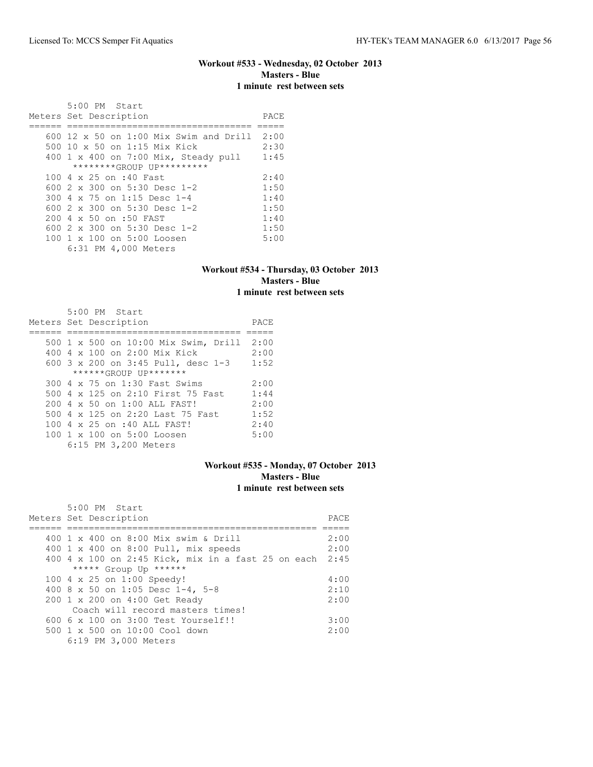### Workout #533 - Wednesday, 02 October 2013
**Masters - Blue**
**1 minute rest between sets**

5:00 PM Start

| Meters | Set Description | PACE |
|---|---|---|
| 600 | 12 x 50 on 1:00 Mix Swim and Drill | 2:00 |
| 500 | 10 x 50 on 1:15 Mix Kick | 2:30 |
| 400 | 1 x 400 on 7:00 Mix, Steady pull | 1:45 |
| | ********GROUP UP********* | |
| 100 | 4 x 25 on :40 Fast | 2:40 |
| 600 | 2 x 300 on 5:30 Desc 1-2 | 1:50 |
| 300 | 4 x 75 on 1:15 Desc 1-4 | 1:40 |
| 600 | 2 x 300 on 5:30 Desc 1-2 | 1:50 |
| 200 | 4 x 50 on :50 FAST | 1:40 |
| 600 | 2 x 300 on 5:30 Desc 1-2 | 1:50 |
| 100 | 1 x 100 on 5:00 Loosen | 5:00 |

6:31 PM 4,000 Meters

### Workout #534 - Thursday, 03 October 2013
**Masters - Blue**
**1 minute rest between sets**

5:00 PM Start

| Meters | Set Description | PACE |
|---|---|---|
| 500 | 1 x 500 on 10:00 Mix Swim, Drill | 2:00 |
| 400 | 4 x 100 on 2:00 Mix Kick | 2:00 |
| 600 | 3 x 200 on 3:45 Pull, desc 1-3 | 1:52 |
| | ******GROUP UP******* | |
| 300 | 4 x 75 on 1:30 Fast Swims | 2:00 |
| 500 | 4 x 125 on 2:10 First 75 Fast | 1:44 |
| 200 | 4 x 50 on 1:00 ALL FAST! | 2:00 |
| 500 | 4 x 125 on 2:20 Last 75 Fast | 1:52 |
| 100 | 4 x 25 on :40 ALL FAST! | 2:40 |
| 100 | 1 x 100 on 5:00 Loosen | 5:00 |

6:15 PM 3,200 Meters

### Workout #535 - Monday, 07 October 2013
**Masters - Blue**
**1 minute rest between sets**

5:00 PM Start

| Meters | Set Description | PACE |
|---|---|---|
| 400 | 1 x 400 on 8:00 Mix swim & Drill | 2:00 |
| 400 | 1 x 400 on 8:00 Pull, mix speeds | 2:00 |
| 400 | 4 x 100 on 2:45 Kick, mix in a fast 25 on each | 2:45 |
| | ***** Group Up ****** | |
| 100 | 4 x 25 on 1:00 Speedy! | 4:00 |
| 400 | 8 x 50 on 1:05 Desc 1-4, 5-8 | 2:10 |
| 200 | 1 x 200 on 4:00 Get Ready | 2:00 |
| | Coach will record masters times! | |
| 600 | 6 x 100 on 3:00 Test Yourself!! | 3:00 |
| 500 | 1 x 500 on 10:00 Cool down | 2:00 |

6:19 PM 3,000 Meters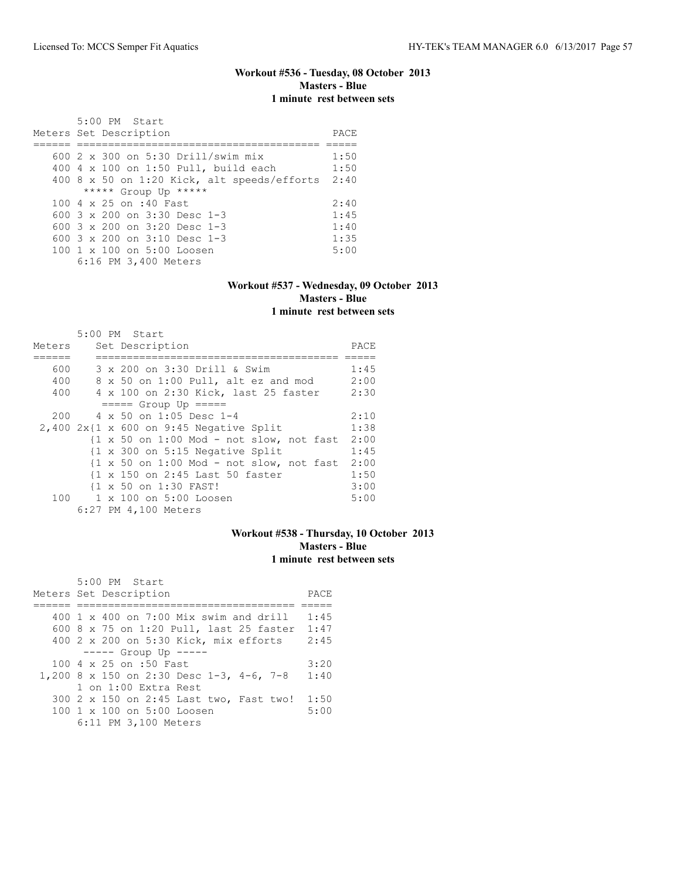**Workout #536 - Tuesday, 08 October 2013**
**Masters - Blue**
**1 minute rest between sets**

```
       5:00 PM  Start
Meters Set Description                          PACE
====== ======================================= =====
   600 2 x 300 on 5:30 Drill/swim mix           1:50
   400 4 x 100 on 1:50 Pull, build each         1:50
   400 8 x 50 on 1:20 Kick, alt speeds/efforts  2:40
        ***** Group Up *****
   100 4 x 25 on :40 Fast                       2:40
   600 3 x 200 on 3:30 Desc 1-3                 1:45
   600 3 x 200 on 3:20 Desc 1-3                 1:40
   600 3 x 200 on 3:10 Desc 1-3                 1:35
   100 1 x 100 on 5:00 Loosen                   5:00
       6:16 PM 3,400 Meters
```

**Workout #537 - Wednesday, 09 October 2013**
**Masters - Blue**
**1 minute rest between sets**

```
       5:00 PM  Start
Meters    Set Description                            PACE
======    ======================================= =====
   600    3 x 200 on 3:30 Drill & Swim              1:45
   400    8 x 50 on 1:00 Pull, alt ez and mod       2:00
   400    4 x 100 on 2:30 Kick, last 25 faster      2:30
          ===== Group Up =====
   200    4 x 50 on 1:05 Desc 1-4                   2:10
 2,400 2x{1 x 600 on 9:45 Negative Split            1:38
         {1 x 50 on 1:00 Mod - not slow, not fast  2:00
         {1 x 300 on 5:15 Negative Split            1:45
         {1 x 50 on 1:00 Mod - not slow, not fast  2:00
         {1 x 150 on 2:45 Last 50 faster            1:50
         {1 x 50 on 1:30 FAST!                      3:00
   100    1 x 100 on 5:00 Loosen                    5:00
       6:27 PM 4,100 Meters
```

**Workout #538 - Thursday, 10 October 2013**
**Masters - Blue**
**1 minute rest between sets**

```
       5:00 PM  Start
Meters Set Description                          PACE
====== =================================== =====
   400 1 x 400 on 7:00 Mix swim and drill    1:45
   600 8 x 75 on 1:20 Pull, last 25 faster   1:47
   400 2 x 200 on 5:30 Kick, mix efforts     2:45
       ----- Group Up -----
   100 4 x 25 on :50 Fast                    3:20
 1,200 8 x 150 on 2:30 Desc 1-3, 4-6, 7-8    1:40
       1 on 1:00 Extra Rest
   300 2 x 150 on 2:45 Last two, Fast two!   1:50
   100 1 x 100 on 5:00 Loosen                5:00
       6:11 PM 3,100 Meters
```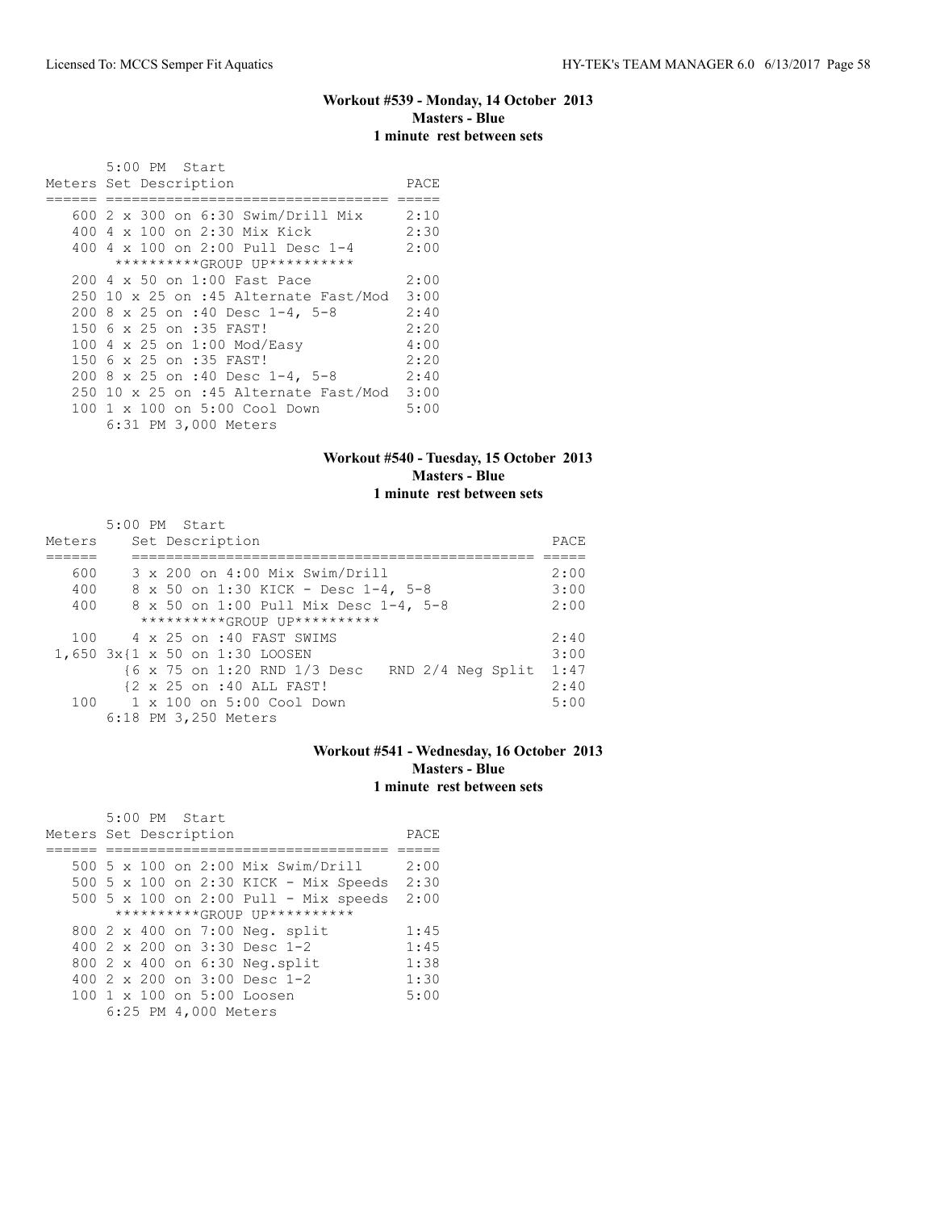### Workout #539 - Monday, 14 October 2013
**Masters - Blue**
**1 minute rest between sets**

5:00 PM Start

| Meters | Set Description | PACE |
|---|---|---|
| 600 | 2 x 300 on 6:30 Swim/Drill Mix | 2:10 |
| 400 | 4 x 100 on 2:30 Mix Kick | 2:30 |
| 400 | 4 x 100 on 2:00 Pull Desc 1-4 | 2:00 |
| | **********GROUP UP********** | |
| 200 | 4 x 50 on 1:00 Fast Pace | 2:00 |
| 250 | 10 x 25 on :45 Alternate Fast/Mod | 3:00 |
| 200 | 8 x 25 on :40 Desc 1-4, 5-8 | 2:40 |
| 150 | 6 x 25 on :35 FAST! | 2:20 |
| 100 | 4 x 25 on 1:00 Mod/Easy | 4:00 |
| 150 | 6 x 25 on :35 FAST! | 2:20 |
| 200 | 8 x 25 on :40 Desc 1-4, 5-8 | 2:40 |
| 250 | 10 x 25 on :45 Alternate Fast/Mod | 3:00 |
| 100 | 1 x 100 on 5:00 Cool Down | 5:00 |
| | 6:31 PM 3,000 Meters | |

### Workout #540 - Tuesday, 15 October 2013
**Masters - Blue**
**1 minute rest between sets**

5:00 PM Start

| Meters | Set Description | PACE |
|---|---|---|
| 600 | 3 x 200 on 4:00 Mix Swim/Drill | 2:00 |
| 400 | 8 x 50 on 1:30 KICK - Desc 1-4, 5-8 | 3:00 |
| 400 | 8 x 50 on 1:00 Pull Mix Desc 1-4, 5-8 | 2:00 |
| | **********GROUP UP********** | |
| 100 | 4 x 25 on :40 FAST SWIMS | 2:40 |
| 1,650 | 3x{1 x 50 on 1:30 LOOSEN | 3:00 |
| | {6 x 75 on 1:20 RND 1/3 Desc RND 2/4 Neg Split | 1:47 |
| | {2 x 25 on :40 ALL FAST! | 2:40 |
| 100 | 1 x 100 on 5:00 Cool Down | 5:00 |
| | 6:18 PM 3,250 Meters | |

### Workout #541 - Wednesday, 16 October 2013
**Masters - Blue**
**1 minute rest between sets**

5:00 PM Start

| Meters | Set Description | PACE |
|---|---|---|
| 500 | 5 x 100 on 2:00 Mix Swim/Drill | 2:00 |
| 500 | 5 x 100 on 2:30 KICK - Mix Speeds | 2:30 |
| 500 | 5 x 100 on 2:00 Pull - Mix speeds | 2:00 |
| | **********GROUP UP********** | |
| 800 | 2 x 400 on 7:00 Neg. split | 1:45 |
| 400 | 2 x 200 on 3:30 Desc 1-2 | 1:45 |
| 800 | 2 x 400 on 6:30 Neg.split | 1:38 |
| 400 | 2 x 200 on 3:00 Desc 1-2 | 1:30 |
| 100 | 1 x 100 on 5:00 Loosen | 5:00 |
| | 6:25 PM 4,000 Meters | |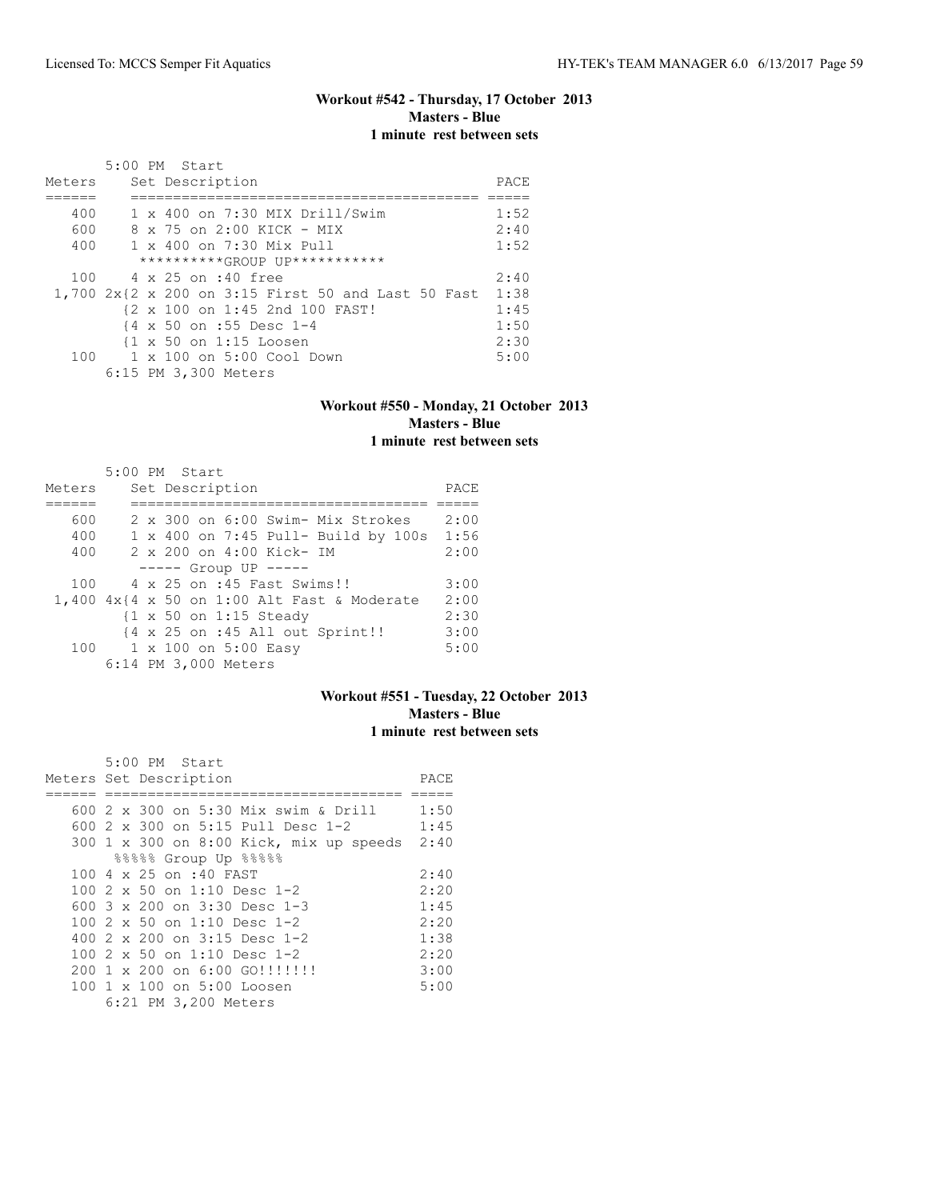### Workout #542 - Thursday, 17 October 2013
**Masters - Blue**
**1 minute rest between sets**

```
       5:00 PM  Start
Meters     Set Description                               PACE
======     ========================================  =====
   400     1 x 400 on 7:30 MIX Drill/Swim                1:52
   600     8 x 75 on 2:00 KICK - MIX                     2:40
   400     1 x 400 on 7:30 Mix Pull                      1:52
            **********GROUP UP***********
   100     4 x 25 on :40 free                            2:40
 1,700 2x{2 x 200 on 3:15 First 50 and Last 50 Fast  1:38
          {2 x 100 on 1:45 2nd 100 FAST!                 1:45
          {4 x 50 on :55 Desc 1-4                        1:50
          {1 x 50 on 1:15 Loosen                         2:30
   100     1 x 100 on 5:00 Cool Down                     5:00
       6:15 PM 3,300 Meters
```

### Workout #550 - Monday, 21 October 2013
**Masters - Blue**
**1 minute rest between sets**

```
       5:00 PM  Start
Meters     Set Description                          PACE
======     ==================================  =====
   600     2 x 300 on 6:00 Swim- Mix Strokes       2:00
   400     1 x 400 on 7:45 Pull- Build by 100s     1:56
   400     2 x 200 on 4:00 Kick- IM                2:00
           ----- Group UP -----
   100     4 x 25 on :45 Fast Swims!!              3:00
 1,400 4x{4 x 50 on 1:00 Alt Fast & Moderate   2:00
          {1 x 50 on 1:15 Steady                   2:30
          {4 x 25 on :45 All out Sprint!!          3:00
   100     1 x 100 on 5:00 Easy                    5:00
       6:14 PM 3,000 Meters
```

### Workout #551 - Tuesday, 22 October 2013
**Masters - Blue**
**1 minute rest between sets**

```
       5:00 PM  Start
Meters Set Description                             PACE
====== ==================================  =====
   600 2 x 300 on 5:30 Mix swim & Drill        1:50
   600 2 x 300 on 5:15 Pull Desc 1-2           1:45
   300 1 x 300 on 8:00 Kick, mix up speeds   2:40
       %%%%% Group Up %%%%%
   100 4 x 25 on :40 FAST                      2:40
   100 2 x 50 on 1:10 Desc 1-2                 2:20
   600 3 x 200 on 3:30 Desc 1-3                1:45
   100 2 x 50 on 1:10 Desc 1-2                 2:20
   400 2 x 200 on 3:15 Desc 1-2                1:38
   100 2 x 50 on 1:10 Desc 1-2                 2:20
   200 1 x 200 on 6:00 GO!!!!!!!               3:00
   100 1 x 100 on 5:00 Loosen                  5:00
       6:21 PM 3,200 Meters
```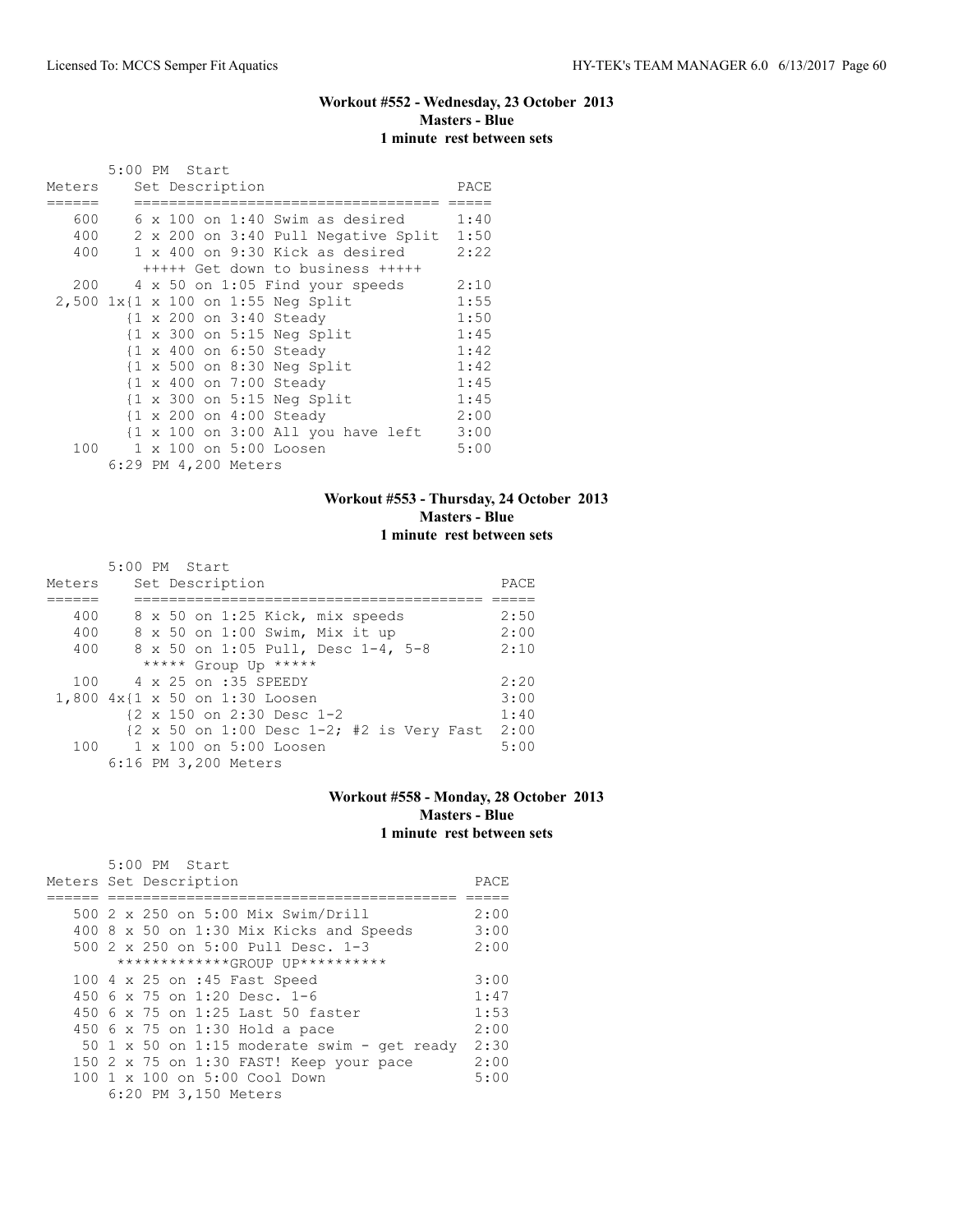### Workout #552 - Wednesday, 23 October 2013
**Masters - Blue**
**1 minute rest between sets**

5:00 PM Start

| Meters | Set Description | PACE |
|---|---|---|
| 600 | 6 x 100 on 1:40 Swim as desired | 1:40 |
| 400 | 2 x 200 on 3:40 Pull Negative Split | 1:50 |
| 400 | 1 x 400 on 9:30 Kick as desired | 2:22 |
| | +++++ Get down to business +++++ | |
| 200 | 4 x 50 on 1:05 Find your speeds | 2:10 |
| 2,500 | 1x{1 x 100 on 1:55 Neg Split | 1:55 |
| | {1 x 200 on 3:40 Steady | 1:50 |
| | {1 x 300 on 5:15 Neg Split | 1:45 |
| | {1 x 400 on 6:50 Steady | 1:42 |
| | {1 x 500 on 8:30 Neg Split | 1:42 |
| | {1 x 400 on 7:00 Steady | 1:45 |
| | {1 x 300 on 5:15 Neg Split | 1:45 |
| | {1 x 200 on 4:00 Steady | 2:00 |
| | {1 x 100 on 3:00 All you have left | 3:00 |
| 100 | 1 x 100 on 5:00 Loosen | 5:00 |

6:29 PM 4,200 Meters

### Workout #553 - Thursday, 24 October 2013
**Masters - Blue**
**1 minute rest between sets**

5:00 PM Start

| Meters | Set Description | PACE |
|---|---|---|
| 400 | 8 x 50 on 1:25 Kick, mix speeds | 2:50 |
| 400 | 8 x 50 on 1:00 Swim, Mix it up | 2:00 |
| 400 | 8 x 50 on 1:05 Pull, Desc 1-4, 5-8 | 2:10 |
| | ***** Group Up ***** | |
| 100 | 4 x 25 on :35 SPEEDY | 2:20 |
| 1,800 | 4x{1 x 50 on 1:30 Loosen | 3:00 |
| | {2 x 150 on 2:30 Desc 1-2 | 1:40 |
| | {2 x 50 on 1:00 Desc 1-2; #2 is Very Fast | 2:00 |
| 100 | 1 x 100 on 5:00 Loosen | 5:00 |

6:16 PM 3,200 Meters

### Workout #558 - Monday, 28 October 2013
**Masters - Blue**
**1 minute rest between sets**

5:00 PM Start

| Meters | Set Description | PACE |
|---|---|---|
| 500 | 2 x 250 on 5:00 Mix Swim/Drill | 2:00 |
| 400 | 8 x 50 on 1:30 Mix Kicks and Speeds | 3:00 |
| 500 | 2 x 250 on 5:00 Pull Desc. 1-3 | 2:00 |
| | ************GROUP UP********** | |
| 100 | 4 x 25 on :45 Fast Speed | 3:00 |
| 450 | 6 x 75 on 1:20 Desc. 1-6 | 1:47 |
| 450 | 6 x 75 on 1:25 Last 50 faster | 1:53 |
| 450 | 6 x 75 on 1:30 Hold a pace | 2:00 |
| 50 | 1 x 50 on 1:15 moderate swim - get ready | 2:30 |
| 150 | 2 x 75 on 1:30 FAST! Keep your pace | 2:00 |
| 100 | 1 x 100 on 5:00 Cool Down | 5:00 |

6:20 PM 3,150 Meters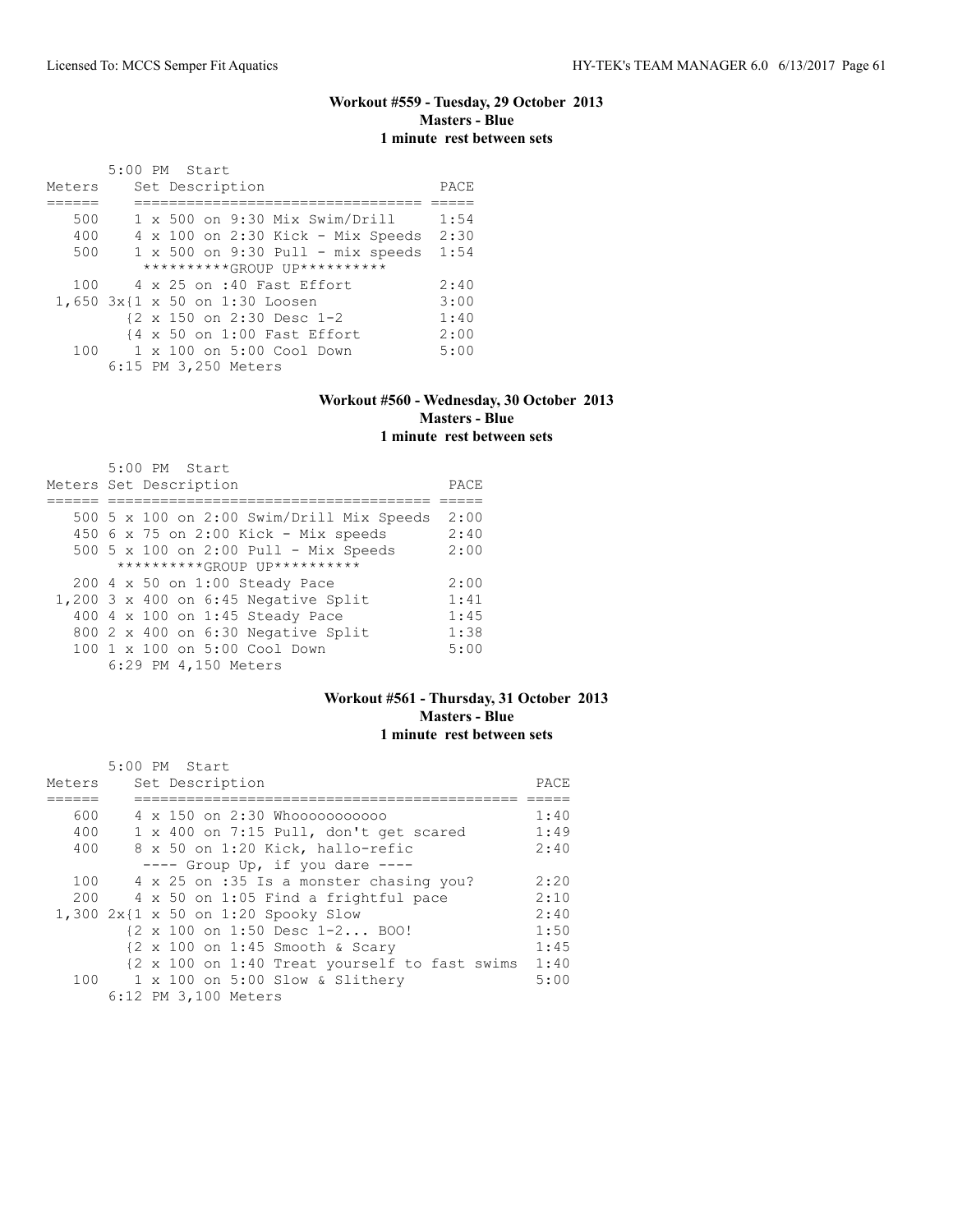### Workout #559 - Tuesday, 29 October 2013
**Masters - Blue**
**1 minute rest between sets**

5:00 PM Start

| Meters | Set Description | PACE |
|---|---|---|
| 500 | 1 x 500 on 9:30 Mix Swim/Drill | 1:54 |
| 400 | 4 x 100 on 2:30 Kick - Mix Speeds | 2:30 |
| 500 | 1 x 500 on 9:30 Pull - mix speeds | 1:54 |
| | **********GROUP UP********** | |
| 100 | 4 x 25 on :40 Fast Effort | 2:40 |
| 1,650 | 3x{1 x 50 on 1:30 Loosen | 3:00 |
| | {2 x 150 on 2:30 Desc 1-2 | 1:40 |
| | {4 x 50 on 1:00 Fast Effort | 2:00 |
| 100 | 1 x 100 on 5:00 Cool Down | 5:00 |

6:15 PM 3,250 Meters

### Workout #560 - Wednesday, 30 October 2013
**Masters - Blue**
**1 minute rest between sets**

5:00 PM Start

| Meters | Set Description | PACE |
|---|---|---|
| 500 | 5 x 100 on 2:00 Swim/Drill Mix Speeds | 2:00 |
| 450 | 6 x 75 on 2:00 Kick - Mix speeds | 2:40 |
| 500 | 5 x 100 on 2:00 Pull - Mix Speeds | 2:00 |
| | **********GROUP UP********** | |
| 200 | 4 x 50 on 1:00 Steady Pace | 2:00 |
| 1,200 | 3 x 400 on 6:45 Negative Split | 1:41 |
| 400 | 4 x 100 on 1:45 Steady Pace | 1:45 |
| 800 | 2 x 400 on 6:30 Negative Split | 1:38 |
| 100 | 1 x 100 on 5:00 Cool Down | 5:00 |

6:29 PM 4,150 Meters

### Workout #561 - Thursday, 31 October 2013
**Masters - Blue**
**1 minute rest between sets**

5:00 PM Start

| Meters | Set Description | PACE |
|---|---|---|
| 600 | 4 x 150 on 2:30 Whoooooooooooo | 1:40 |
| 400 | 1 x 400 on 7:15 Pull, don't get scared | 1:49 |
| 400 | 8 x 50 on 1:20 Kick, hallo-refic | 2:40 |
| | ---- Group Up, if you dare ---- | |
| 100 | 4 x 25 on :35 Is a monster chasing you? | 2:20 |
| 200 | 4 x 50 on 1:05 Find a frightful pace | 2:10 |
| 1,300 | 2x{1 x 50 on 1:20 Spooky Slow | 2:40 |
| | {2 x 100 on 1:50 Desc 1-2... BOO! | 1:50 |
| | {2 x 100 on 1:45 Smooth & Scary | 1:45 |
| | {2 x 100 on 1:40 Treat yourself to fast swims | 1:40 |
| 100 | 1 x 100 on 5:00 Slow & Slithery | 5:00 |

6:12 PM 3,100 Meters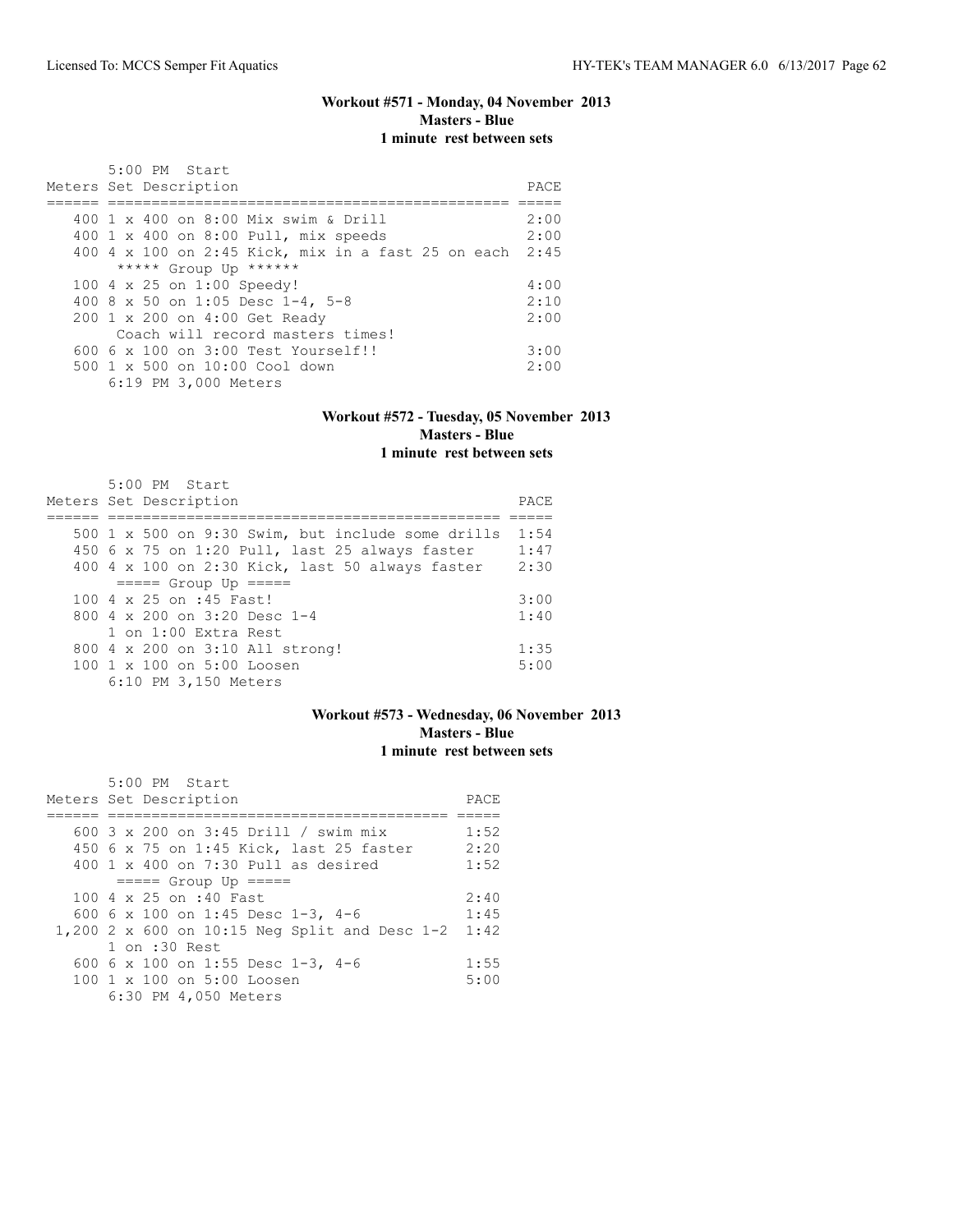### Workout #571 - Monday, 04 November 2013
**Masters - Blue**
**1 minute rest between sets**

```
       5:00 PM  Start
Meters Set Description                                   PACE
====== ============================================== =====
   400 1 x 400 on 8:00 Mix swim & Drill                  2:00
   400 1 x 400 on 8:00 Pull, mix speeds                  2:00
   400 4 x 100 on 2:45 Kick, mix in a fast 25 on each  2:45
        ***** Group Up ******
   100 4 x 25 on 1:00 Speedy!                            4:00
   400 8 x 50 on 1:05 Desc 1-4, 5-8                      2:10
   200 1 x 200 on 4:00 Get Ready                         2:00
        Coach will record masters times!
   600 6 x 100 on 3:00 Test Yourself!!                   3:00
   500 1 x 500 on 10:00 Cool down                        2:00
       6:19 PM 3,000 Meters
```

### Workout #572 - Tuesday, 05 November 2013
**Masters - Blue**
**1 minute rest between sets**

```
       5:00 PM  Start
Meters Set Description                                   PACE
====== ============================================== =====
   500 1 x 500 on 9:30 Swim, but include some drills  1:54
   450 6 x 75 on 1:20 Pull, last 25 always faster     1:47
   400 4 x 100 on 2:30 Kick, last 50 always faster    2:30
       ===== Group Up =====
   100 4 x 25 on :45 Fast!                             3:00
   800 4 x 200 on 3:20 Desc 1-4                        1:40
       1 on 1:00 Extra Rest
   800 4 x 200 on 3:10 All strong!                     1:35
   100 1 x 100 on 5:00 Loosen                          5:00
       6:10 PM 3,150 Meters
```

### Workout #573 - Wednesday, 06 November 2013
**Masters - Blue**
**1 minute rest between sets**

```
       5:00 PM  Start
Meters Set Description                             PACE
====== ======================================== =====
   600 3 x 200 on 3:45 Drill / swim mix           1:52
   450 6 x 75 on 1:45 Kick, last 25 faster        2:20
   400 1 x 400 on 7:30 Pull as desired            1:52
       ===== Group Up =====
   100 4 x 25 on :40 Fast                         2:40
   600 6 x 100 on 1:45 Desc 1-3, 4-6              1:45
 1,200 2 x 600 on 10:15 Neg Split and Desc 1-2  1:42
       1 on :30 Rest
   600 6 x 100 on 1:55 Desc 1-3, 4-6              1:55
   100 1 x 100 on 5:00 Loosen                     5:00
       6:30 PM 4,050 Meters
```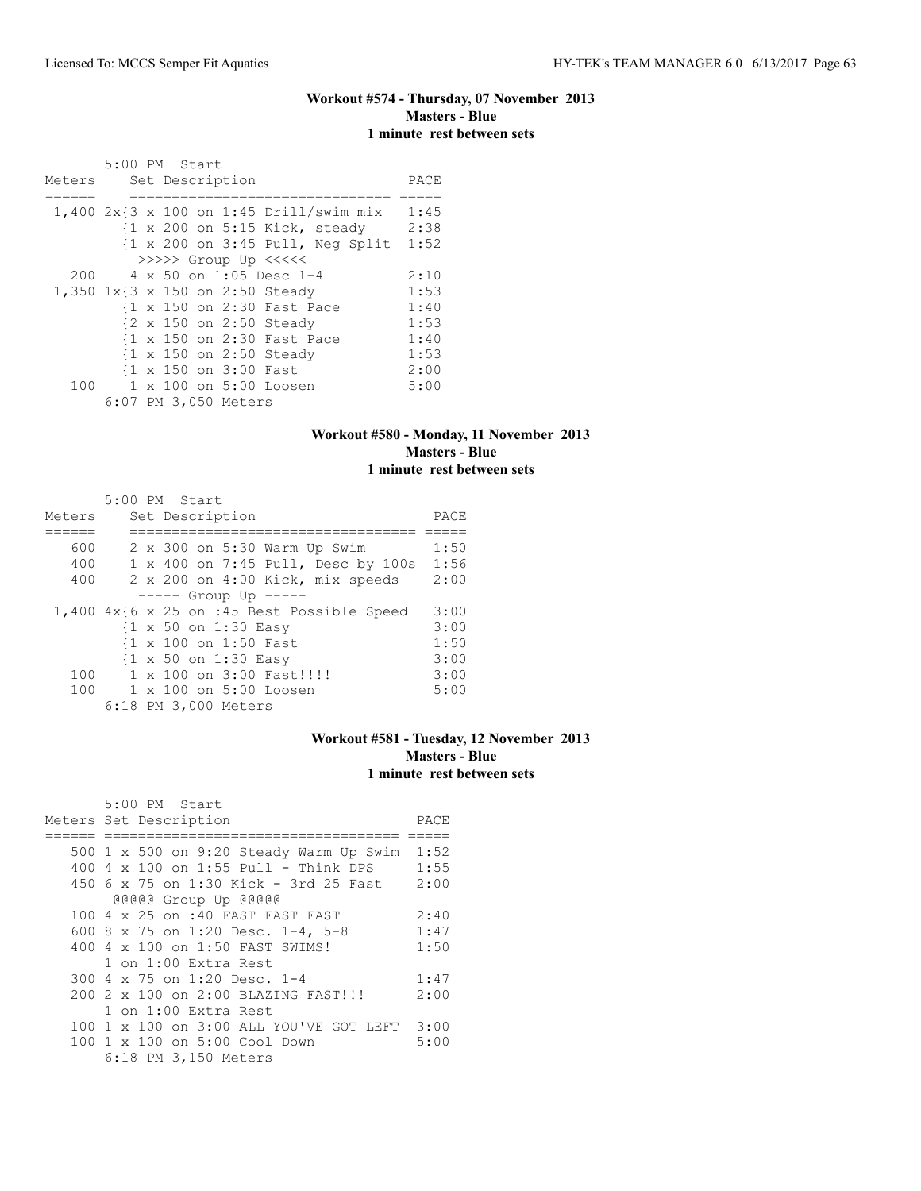### Workout #574 - Thursday, 07 November 2013
**Masters - Blue**
**1 minute rest between sets**

```
       5:00 PM  Start
Meters     Set Description                    PACE
======     ============================== =====
 1,400 2x{3 x 100 on 1:45 Drill/swim mix   1:45
         {1 x 200 on 5:15 Kick, steady     2:38
         {1 x 200 on 3:45 Pull, Neg Split  1:52
          >>>>> Group Up <<<<<
   200    4 x 50 on 1:05 Desc 1-4          2:10
 1,350 1x{3 x 150 on 2:50 Steady           1:53
         {1 x 150 on 2:30 Fast Pace        1:40
         {2 x 150 on 2:50 Steady           1:53
         {1 x 150 on 2:30 Fast Pace        1:40
         {1 x 150 on 2:50 Steady           1:53
         {1 x 150 on 3:00 Fast             2:00
   100    1 x 100 on 5:00 Loosen           5:00
       6:07 PM 3,050 Meters
```

### Workout #580 - Monday, 11 November 2013
**Masters - Blue**
**1 minute rest between sets**

```
       5:00 PM  Start
Meters     Set Description                      PACE
======     ================================== =====
   600    2 x 300 on 5:30 Warm Up Swim         1:50
   400    1 x 400 on 7:45 Pull, Desc by 100s   1:56
   400    2 x 200 on 4:00 Kick, mix speeds     2:00
          ----- Group Up -----
 1,400 4x{6 x 25 on :45 Best Possible Speed    3:00
        {1 x 50 on 1:30 Easy                   3:00
        {1 x 100 on 1:50 Fast                  1:50
        {1 x 50 on 1:30 Easy                   3:00
   100    1 x 100 on 3:00 Fast!!!!             3:00
   100    1 x 100 on 5:00 Loosen               5:00
       6:18 PM 3,000 Meters
```

### Workout #581 - Tuesday, 12 November 2013
**Masters - Blue**
**1 minute rest between sets**

```
       5:00 PM  Start
Meters Set Description                        PACE
====== =================================== =====
   500 1 x 500 on 9:20 Steady Warm Up Swim  1:52
   400 4 x 100 on 1:55 Pull - Think DPS     1:55
   450 6 x 75 on 1:30 Kick - 3rd 25 Fast    2:00
       @@@@@ Group Up @@@@@
   100 4 x 25 on :40 FAST FAST FAST         2:40
   600 8 x 75 on 1:20 Desc. 1-4, 5-8        1:47
   400 4 x 100 on 1:50 FAST SWIMS!          1:50
       1 on 1:00 Extra Rest
   300 4 x 75 on 1:20 Desc. 1-4             1:47
   200 2 x 100 on 2:00 BLAZING FAST!!!      2:00
       1 on 1:00 Extra Rest
   100 1 x 100 on 3:00 ALL YOU'VE GOT LEFT  3:00
   100 1 x 100 on 5:00 Cool Down            5:00
       6:18 PM 3,150 Meters
```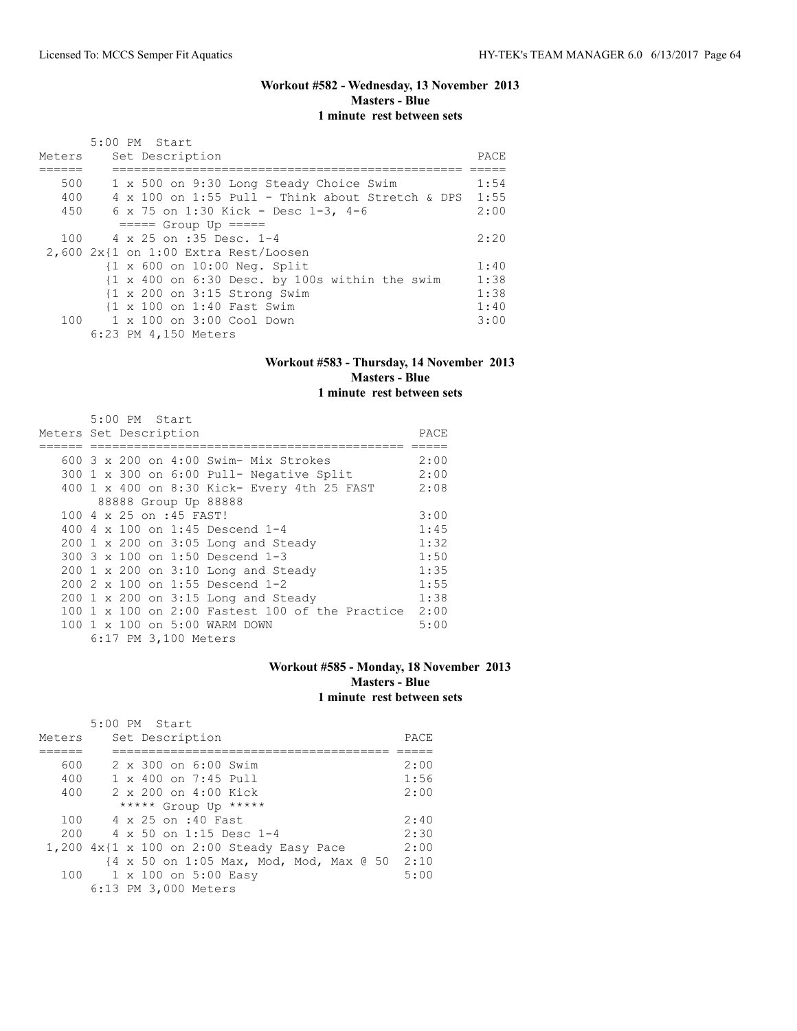### Workout #582 - Wednesday, 13 November 2013
### Masters - Blue
### 1 minute rest between sets

5:00 PM Start

| Meters | Set Description | PACE |
|---|---|---|
| 500 | 1 x 500 on 9:30 Long Steady Choice Swim | 1:54 |
| 400 | 4 x 100 on 1:55 Pull - Think about Stretch & DPS | 1:55 |
| 450 | 6 x 75 on 1:30 Kick - Desc 1-3, 4-6 | 2:00 |
| | ===== Group Up ===== | |
| 100 | 4 x 25 on :35 Desc. 1-4 | 2:20 |
| 2,600 | 2x{1 on 1:00 Extra Rest/Loosen | |
| | {1 x 600 on 10:00 Neg. Split | 1:40 |
| | {1 x 400 on 6:30 Desc. by 100s within the swim | 1:38 |
| | {1 x 200 on 3:15 Strong Swim | 1:38 |
| | {1 x 100 on 1:40 Fast Swim | 1:40 |
| 100 | 1 x 100 on 3:00 Cool Down | 3:00 |

6:23 PM 4,150 Meters

### Workout #583 - Thursday, 14 November 2013
### Masters - Blue
### 1 minute rest between sets

5:00 PM Start

| Meters | Set Description | PACE |
|---|---|---|
| 600 | 3 x 200 on 4:00 Swim- Mix Strokes | 2:00 |
| 300 | 1 x 300 on 6:00 Pull- Negative Split | 2:00 |
| 400 | 1 x 400 on 8:30 Kick- Every 4th 25 FAST | 2:08 |
| | 88888 Group Up 88888 | |
| 100 | 4 x 25 on :45 FAST! | 3:00 |
| 400 | 4 x 100 on 1:45 Descend 1-4 | 1:45 |
| 200 | 1 x 200 on 3:05 Long and Steady | 1:32 |
| 300 | 3 x 100 on 1:50 Descend 1-3 | 1:50 |
| 200 | 1 x 200 on 3:10 Long and Steady | 1:35 |
| 200 | 2 x 100 on 1:55 Descend 1-2 | 1:55 |
| 200 | 1 x 200 on 3:15 Long and Steady | 1:38 |
| 100 | 1 x 100 on 2:00 Fastest 100 of the Practice | 2:00 |
| 100 | 1 x 100 on 5:00 WARM DOWN | 5:00 |

6:17 PM 3,100 Meters

### Workout #585 - Monday, 18 November 2013
### Masters - Blue
### 1 minute rest between sets

5:00 PM Start

| Meters | Set Description | PACE |
|---|---|---|
| 600 | 2 x 300 on 6:00 Swim | 2:00 |
| 400 | 1 x 400 on 7:45 Pull | 1:56 |
| 400 | 2 x 200 on 4:00 Kick | 2:00 |
| | ***** Group Up ***** | |
| 100 | 4 x 25 on :40 Fast | 2:40 |
| 200 | 4 x 50 on 1:15 Desc 1-4 | 2:30 |
| 1,200 | 4x{1 x 100 on 2:00 Steady Easy Pace | 2:00 |
| | {4 x 50 on 1:05 Max, Mod, Mod, Max @ 50 | 2:10 |
| 100 | 1 x 100 on 5:00 Easy | 5:00 |

6:13 PM 3,000 Meters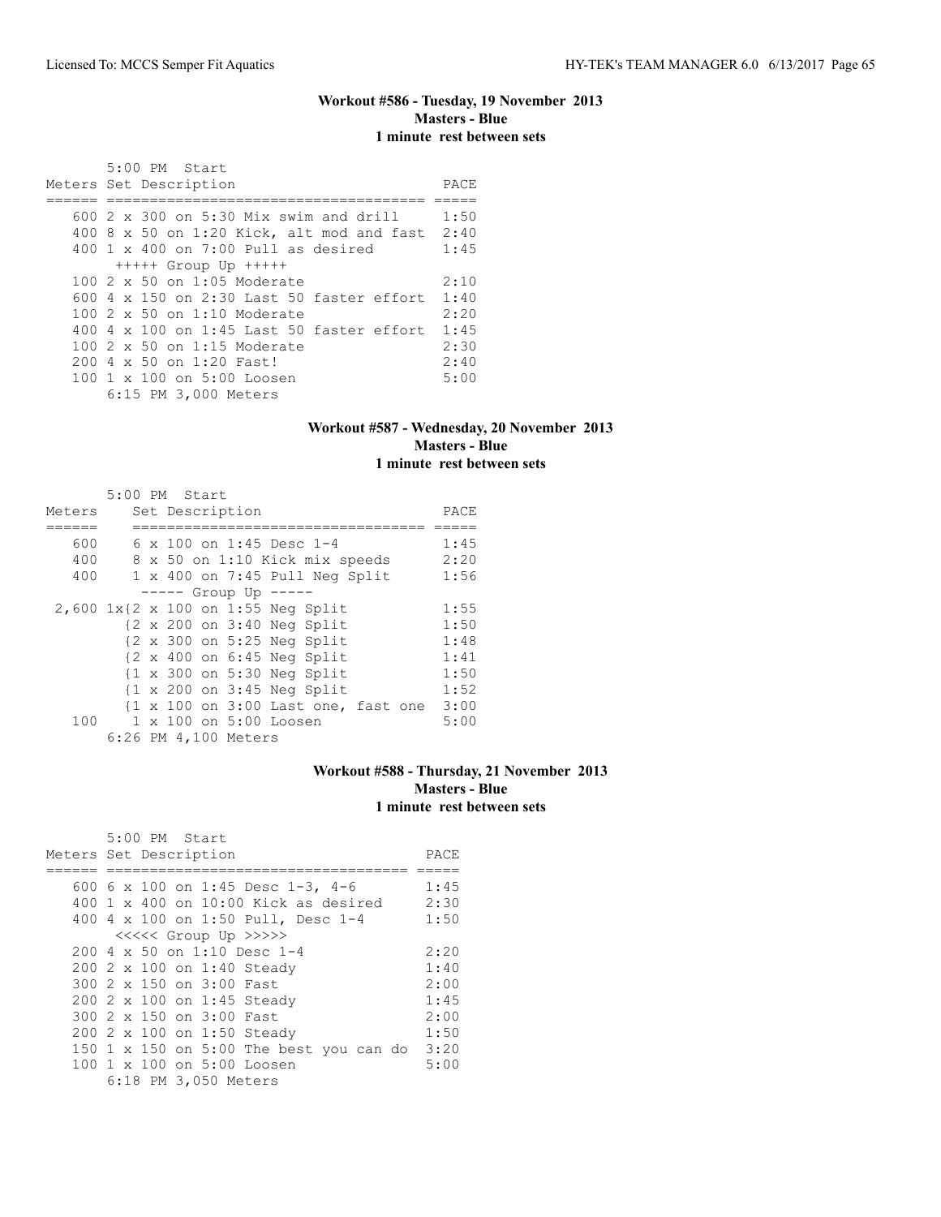## Workout #586 - Tuesday, 19 November 2013
**Masters - Blue**
**1 minute rest between sets**

```
      5:00 PM  Start
Meters Set Description                       PACE
====== ==================================== =====
   600 2 x 300 on 5:30 Mix swim and drill    1:50
   400 8 x 50 on 1:20 Kick, alt mod and fast  2:40
   400 1 x 400 on 7:00 Pull as desired        1:45
       +++++ Group Up +++++
   100 2 x 50 on 1:05 Moderate               2:10
   600 4 x 150 on 2:30 Last 50 faster effort  1:40
   100 2 x 50 on 1:10 Moderate               2:20
   400 4 x 100 on 1:45 Last 50 faster effort  1:45
   100 2 x 50 on 1:15 Moderate               2:30
   200 4 x 50 on 1:20 Fast!                  2:40
   100 1 x 100 on 5:00 Loosen                5:00
       6:15 PM 3,000 Meters
```

## Workout #587 - Wednesday, 20 November 2013
**Masters - Blue**
**1 minute rest between sets**

```
      5:00 PM  Start
Meters     Set Description                     PACE
======     ================================== =====
  600      6 x 100 on 1:45 Desc 1-4           1:45
  400      8 x 50 on 1:10 Kick mix speeds     2:20
  400      1 x 400 on 7:45 Pull Neg Split     1:56
           ----- Group Up -----
 2,600 1x{2 x 100 on 1:55 Neg Split           1:55
         {2 x 200 on 3:40 Neg Split           1:50
         {2 x 300 on 5:25 Neg Split           1:48
         {2 x 400 on 6:45 Neg Split           1:41
         {1 x 300 on 5:30 Neg Split           1:50
         {1 x 200 on 3:45 Neg Split           1:52
         {1 x 100 on 3:00 Last one, fast one  3:00
  100      1 x 100 on 5:00 Loosen             5:00
       6:26 PM 4,100 Meters
```

## Workout #588 - Thursday, 21 November 2013
**Masters - Blue**
**1 minute rest between sets**

```
      5:00 PM  Start
Meters Set Description                       PACE
====== ================================== =====
   600 6 x 100 on 1:45 Desc 1-3, 4-6        1:45
   400 1 x 400 on 10:00 Kick as desired     2:30
   400 4 x 100 on 1:50 Pull, Desc 1-4       1:50
       <<<<< Group Up >>>>>
   200 4 x 50 on 1:10 Desc 1-4              2:20
   200 2 x 100 on 1:40 Steady               1:40
   300 2 x 150 on 3:00 Fast                 2:00
   200 2 x 100 on 1:45 Steady               1:45
   300 2 x 150 on 3:00 Fast                 2:00
   200 2 x 100 on 1:50 Steady               1:50
   150 1 x 150 on 5:00 The best you can do  3:20
   100 1 x 100 on 5:00 Loosen               5:00
       6:18 PM 3,050 Meters
```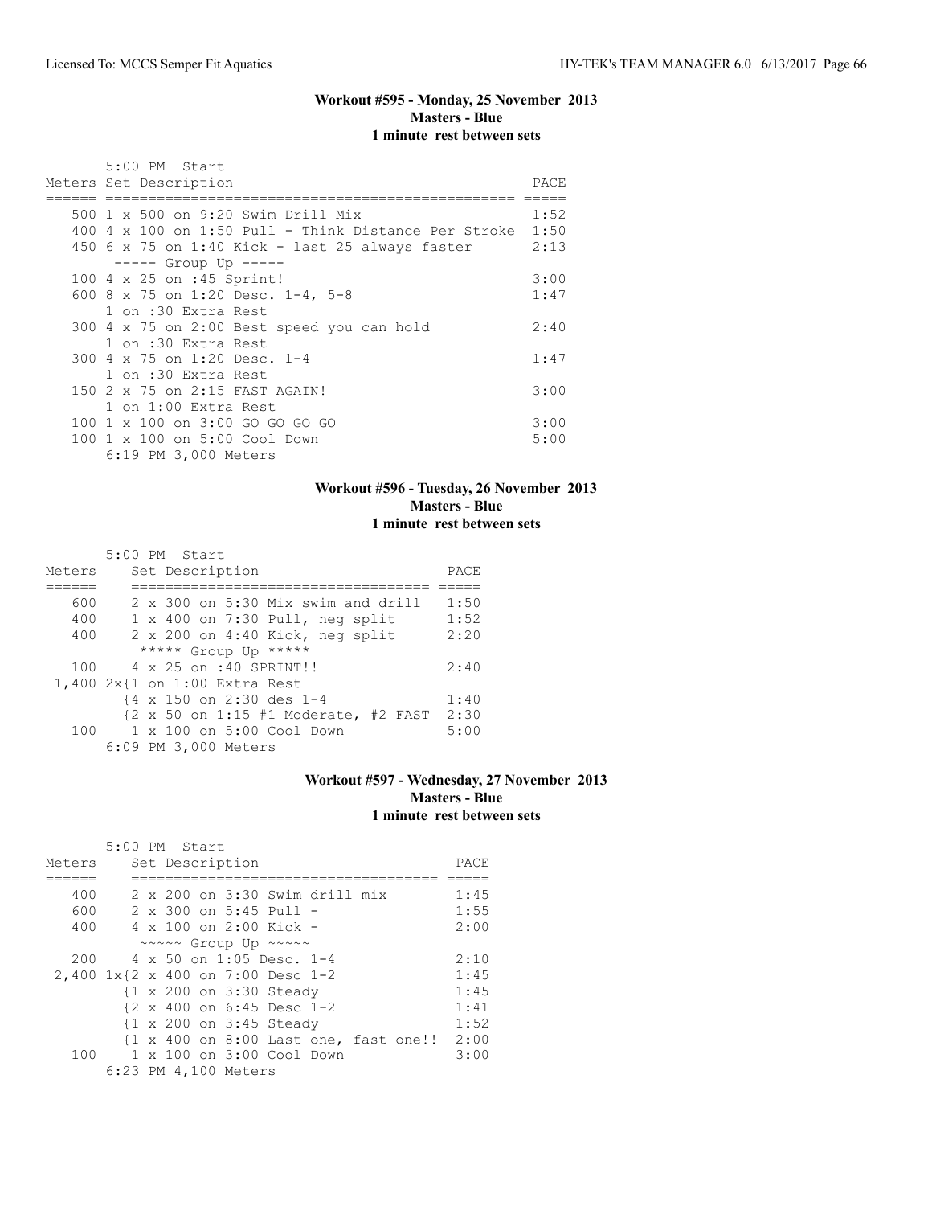## Workout #595 - Monday, 25 November 2013
**Masters - Blue**
**1 minute rest between sets**

5:00 PM Start

| Meters | Set Description | PACE |
|---|---|---|
| 500 | 1 x 500 on 9:20 Swim Drill Mix | 1:52 |
| 400 | 4 x 100 on 1:50 Pull - Think Distance Per Stroke | 1:50 |
| 450 | 6 x 75 on 1:40 Kick - last 25 always faster | 2:13 |
| | ----- Group Up ----- | |
| 100 | 4 x 25 on :45 Sprint! | 3:00 |
| 600 | 8 x 75 on 1:20 Desc. 1-4, 5-8 | 1:47 |
| | 1 on :30 Extra Rest | |
| 300 | 4 x 75 on 2:00 Best speed you can hold | 2:40 |
| | 1 on :30 Extra Rest | |
| 300 | 4 x 75 on 1:20 Desc. 1-4 | 1:47 |
| | 1 on :30 Extra Rest | |
| 150 | 2 x 75 on 2:15 FAST AGAIN! | 3:00 |
| | 1 on 1:00 Extra Rest | |
| 100 | 1 x 100 on 3:00 GO GO GO GO | 3:00 |
| 100 | 1 x 100 on 5:00 Cool Down | 5:00 |

6:19 PM 3,000 Meters

## Workout #596 - Tuesday, 26 November 2013
**Masters - Blue**
**1 minute rest between sets**

5:00 PM Start

| Meters | Set Description | PACE |
|---|---|---|
| 600 | 2 x 300 on 5:30 Mix swim and drill | 1:50 |
| 400 | 1 x 400 on 7:30 Pull, neg split | 1:52 |
| 400 | 2 x 200 on 4:40 Kick, neg split | 2:20 |
| | ***** Group Up ***** | |
| 100 | 4 x 25 on :40 SPRINT!! | 2:40 |
| 1,400 | 2x{1 on 1:00 Extra Rest | |
| | {4 x 150 on 2:30 des 1-4 | 1:40 |
| | {2 x 50 on 1:15 #1 Moderate, #2 FAST | 2:30 |
| 100 | 1 x 100 on 5:00 Cool Down | 5:00 |

6:09 PM 3,000 Meters

## Workout #597 - Wednesday, 27 November 2013
**Masters - Blue**
**1 minute rest between sets**

5:00 PM Start

| Meters | Set Description | PACE |
|---|---|---|
| 400 | 2 x 200 on 3:30 Swim drill mix | 1:45 |
| 600 | 2 x 300 on 5:45 Pull - | 1:55 |
| 400 | 4 x 100 on 2:00 Kick - | 2:00 |
| | ~~~~~ Group Up ~~~~~ | |
| 200 | 4 x 50 on 1:05 Desc. 1-4 | 2:10 |
| 2,400 | 1x{2 x 400 on 7:00 Desc 1-2 | 1:45 |
| | {1 x 200 on 3:30 Steady | 1:45 |
| | {2 x 400 on 6:45 Desc 1-2 | 1:41 |
| | {1 x 200 on 3:45 Steady | 1:52 |
| | {1 x 400 on 8:00 Last one, fast one!! | 2:00 |
| 100 | 1 x 100 on 3:00 Cool Down | 3:00 |

6:23 PM 4,100 Meters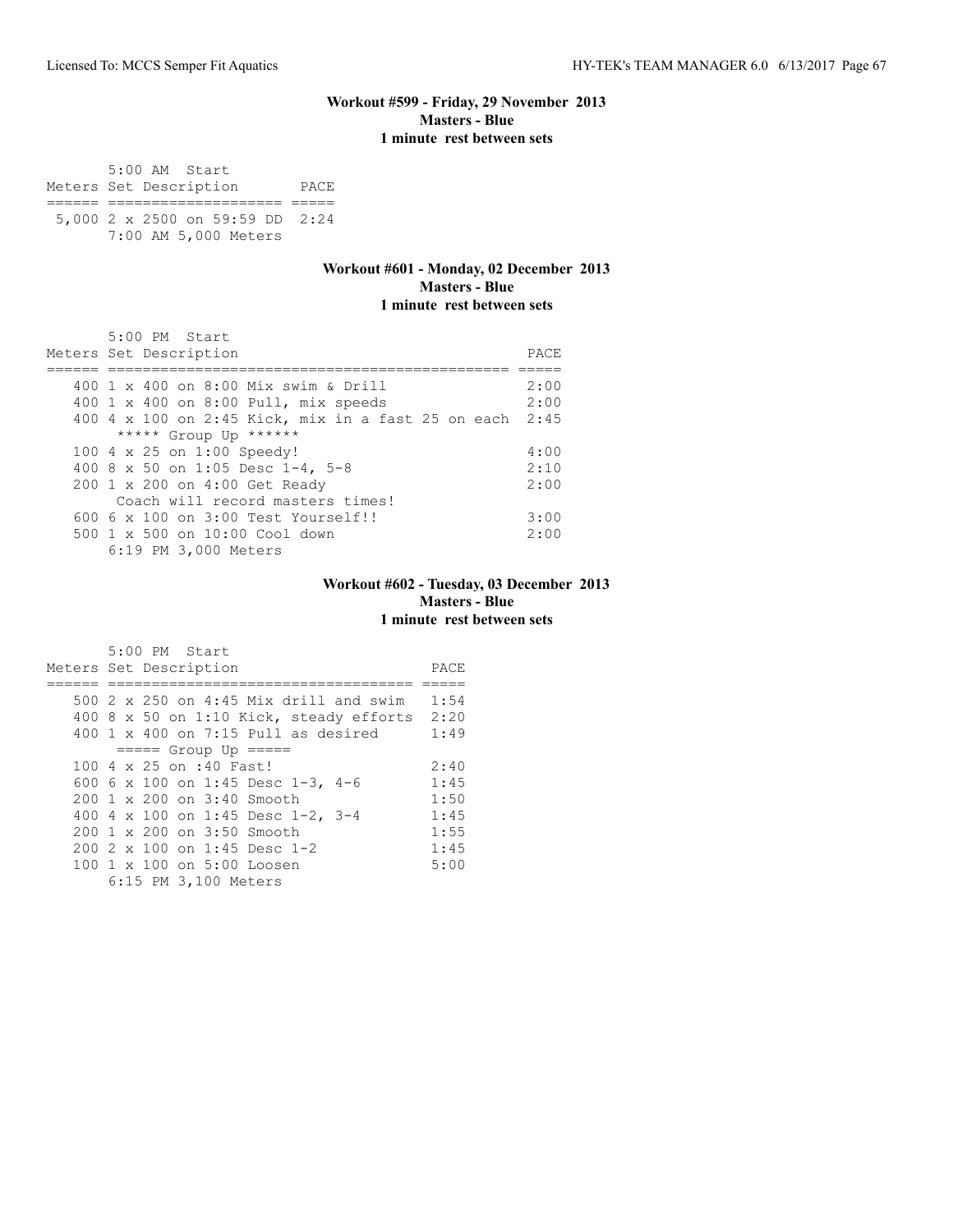### Workout #599 - Friday, 29 November 2013
**Masters - Blue**
**1 minute rest between sets**

```
       5:00 AM  Start
Meters Set Description       PACE
====== =================== =====
 5,000 2 x 2500 on 59:59 DD  2:24
       7:00 AM 5,000 Meters
```

### Workout #601 - Monday, 02 December 2013
**Masters - Blue**
**1 minute rest between sets**

```
       5:00 PM  Start
Meters Set Description                                   PACE
====== ============================================== =====
   400 1 x 400 on 8:00 Mix swim & Drill                  2:00
   400 1 x 400 on 8:00 Pull, mix speeds                  2:00
   400 4 x 100 on 2:45 Kick, mix in a fast 25 on each  2:45
        ***** Group Up ******
   100 4 x 25 on 1:00 Speedy!                            4:00
   400 8 x 50 on 1:05 Desc 1-4, 5-8                      2:10
   200 1 x 200 on 4:00 Get Ready                         2:00
        Coach will record masters times!
   600 6 x 100 on 3:00 Test Yourself!!                   3:00
   500 1 x 500 on 10:00 Cool down                        2:00
       6:19 PM 3,000 Meters
```

### Workout #602 - Tuesday, 03 December 2013
**Masters - Blue**
**1 minute rest between sets**

```
       5:00 PM  Start
Meters Set Description                        PACE
====== ================================== =====
   500 2 x 250 on 4:45 Mix drill and swim   1:54
   400 8 x 50 on 1:10 Kick, steady efforts  2:20
   400 1 x 400 on 7:15 Pull as desired      1:49
        ===== Group Up =====
   100 4 x 25 on :40 Fast!                  2:40
   600 6 x 100 on 1:45 Desc 1-3, 4-6        1:45
   200 1 x 200 on 3:40 Smooth               1:50
   400 4 x 100 on 1:45 Desc 1-2, 3-4        1:45
   200 1 x 200 on 3:50 Smooth               1:55
   200 2 x 100 on 1:45 Desc 1-2             1:45
   100 1 x 100 on 5:00 Loosen               5:00
       6:15 PM 3,100 Meters
```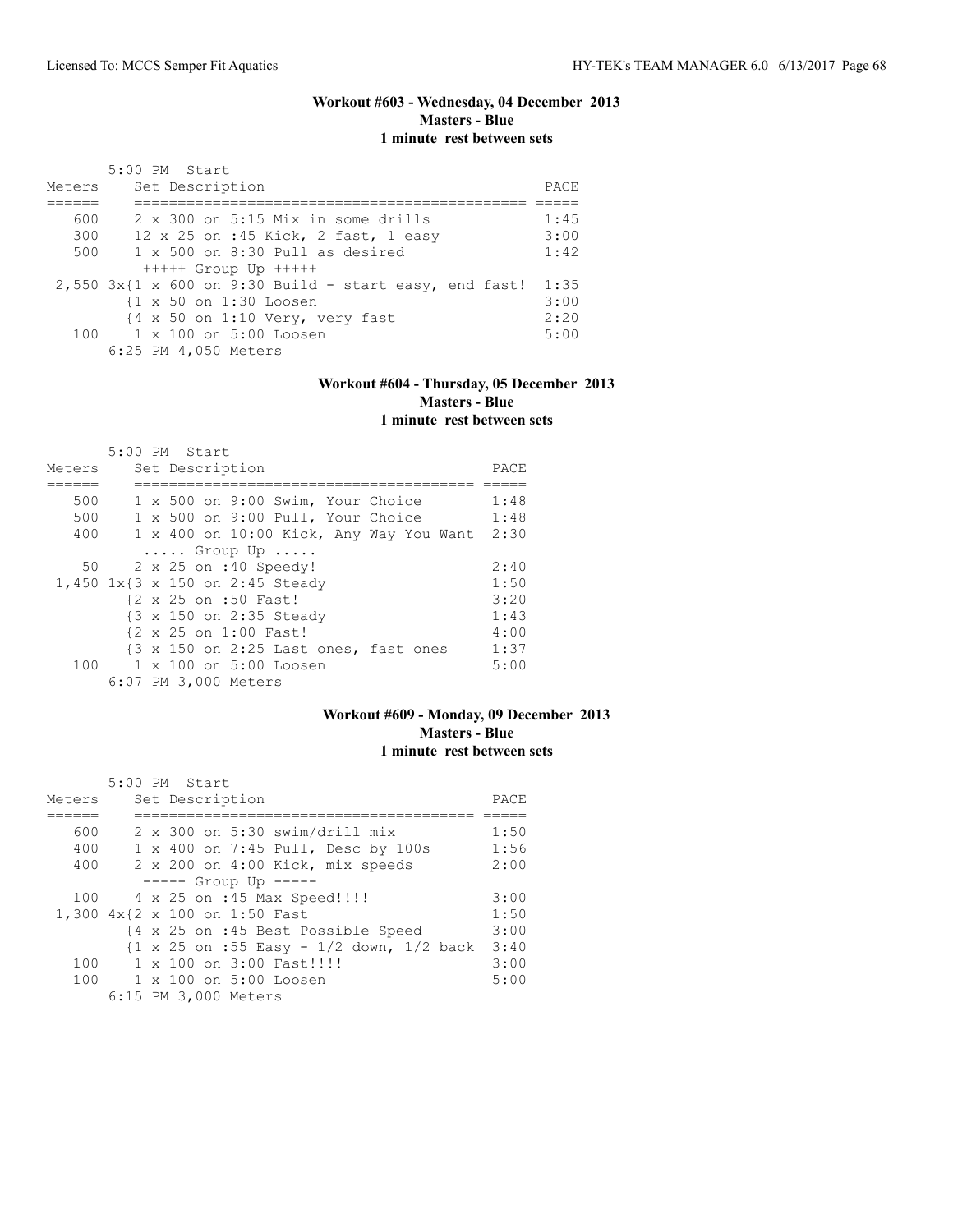### Workout #603 - Wednesday, 04 December 2013
**Masters - Blue**
**1 minute rest between sets**

5:00 PM Start

| Meters | Set Description | PACE |
|---|---|---|
| 600 | 2 x 300 on 5:15 Mix in some drills | 1:45 |
| 300 | 12 x 25 on :45 Kick, 2 fast, 1 easy | 3:00 |
| 500 | 1 x 500 on 8:30 Pull as desired | 1:42 |
| | +++++ Group Up +++++ | |
| 2,550 | 3x{1 x 600 on 9:30 Build - start easy, end fast! | 1:35 |
| | {1 x 50 on 1:30 Loosen | 3:00 |
| | {4 x 50 on 1:10 Very, very fast | 2:20 |
| 100 | 1 x 100 on 5:00 Loosen | 5:00 |
| | 6:25 PM 4,050 Meters | |

### Workout #604 - Thursday, 05 December 2013
**Masters - Blue**
**1 minute rest between sets**

5:00 PM Start

| Meters | Set Description | PACE |
|---|---|---|
| 500 | 1 x 500 on 9:00 Swim, Your Choice | 1:48 |
| 500 | 1 x 500 on 9:00 Pull, Your Choice | 1:48 |
| 400 | 1 x 400 on 10:00 Kick, Any Way You Want | 2:30 |
| | ..... Group Up ..... | |
| 50 | 2 x 25 on :40 Speedy! | 2:40 |
| 1,450 | 1x{3 x 150 on 2:45 Steady | 1:50 |
| | {2 x 25 on :50 Fast! | 3:20 |
| | {3 x 150 on 2:35 Steady | 1:43 |
| | {2 x 25 on 1:00 Fast! | 4:00 |
| | {3 x 150 on 2:25 Last ones, fast ones | 1:37 |
| 100 | 1 x 100 on 5:00 Loosen | 5:00 |
| | 6:07 PM 3,000 Meters | |

### Workout #609 - Monday, 09 December 2013
**Masters - Blue**
**1 minute rest between sets**

5:00 PM Start

| Meters | Set Description | PACE |
|---|---|---|
| 600 | 2 x 300 on 5:30 swim/drill mix | 1:50 |
| 400 | 1 x 400 on 7:45 Pull, Desc by 100s | 1:56 |
| 400 | 2 x 200 on 4:00 Kick, mix speeds | 2:00 |
| | ----- Group Up ----- | |
| 100 | 4 x 25 on :45 Max Speed!!!! | 3:00 |
| 1,300 | 4x{2 x 100 on 1:50 Fast | 1:50 |
| | {4 x 25 on :45 Best Possible Speed | 3:00 |
| | {1 x 25 on :55 Easy - 1/2 down, 1/2 back | 3:40 |
| 100 | 1 x 100 on 3:00 Fast!!!! | 3:00 |
| 100 | 1 x 100 on 5:00 Loosen | 5:00 |
| | 6:15 PM 3,000 Meters | |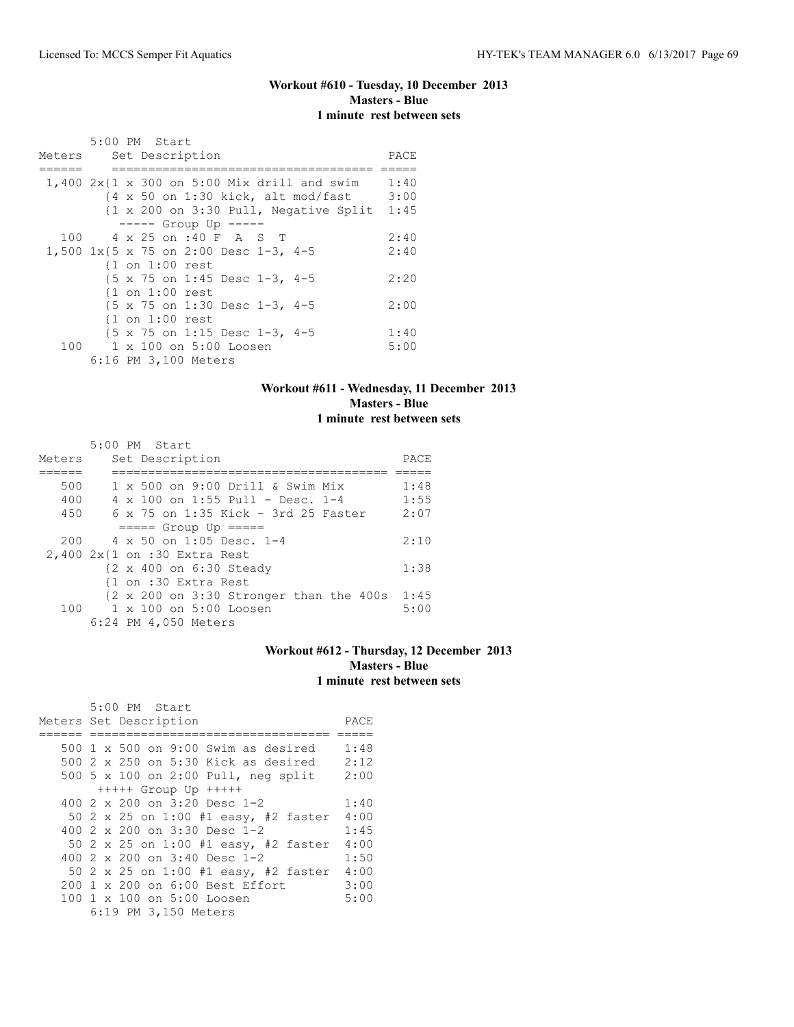### Workout #610 - Tuesday, 10 December 2013
**Masters - Blue**
**1 minute rest between sets**

```
       5:00 PM  Start
Meters    Set Description                          PACE
======    ==================================== =====
 1,400 2x{1 x 300 on 5:00 Mix drill and swim    1:40
         {4 x 50 on 1:30 kick, alt mod/fast     3:00
         {1 x 200 on 3:30 Pull, Negative Split  1:45
          ----- Group Up -----
   100    4 x 25 on :40 F  A  S  T              2:40
 1,500 1x{5 x 75 on 2:00 Desc 1-3, 4-5          2:40
         {1 on 1:00 rest
         {5 x 75 on 1:45 Desc 1-3, 4-5          2:20
         {1 on 1:00 rest
         {5 x 75 on 1:30 Desc 1-3, 4-5          2:00
         {1 on 1:00 rest
         {5 x 75 on 1:15 Desc 1-3, 4-5          1:40
   100    1 x 100 on 5:00 Loosen                5:00
       6:16 PM 3,100 Meters
```

### Workout #611 - Wednesday, 11 December 2013
**Masters - Blue**
**1 minute rest between sets**

```
       5:00 PM  Start
Meters    Set Description                           PACE
======    ===================================== =====
   500    1 x 500 on 9:00 Drill & Swim Mix        1:48
   400    4 x 100 on 1:55 Pull - Desc. 1-4        1:55
   450    6 x 75 on 1:35 Kick - 3rd 25 Faster     2:07
          ===== Group Up =====
   200    4 x 50 on 1:05 Desc. 1-4                2:10
 2,400 2x{1 on :30 Extra Rest
         {2 x 400 on 6:30 Steady                  1:38
         {1 on :30 Extra Rest
         {2 x 200 on 3:30 Stronger than the 400s  1:45
   100    1 x 100 on 5:00 Loosen                  5:00
       6:24 PM 4,050 Meters
```

### Workout #612 - Thursday, 12 December 2013
**Masters - Blue**
**1 minute rest between sets**

```
       5:00 PM  Start
Meters Set Description                       PACE
====== ================================= =====
   500 1 x 500 on 9:00 Swim as desired     1:48
   500 2 x 250 on 5:30 Kick as desired     2:12
   500 5 x 100 on 2:00 Pull, neg split     2:00
       +++++ Group Up +++++
   400 2 x 200 on 3:20 Desc 1-2            1:40
    50 2 x 25 on 1:00 #1 easy, #2 faster   4:00
   400 2 x 200 on 3:30 Desc 1-2            1:45
    50 2 x 25 on 1:00 #1 easy, #2 faster   4:00
   400 2 x 200 on 3:40 Desc 1-2            1:50
    50 2 x 25 on 1:00 #1 easy, #2 faster   4:00
   200 1 x 200 on 6:00 Best Effort         3:00
   100 1 x 100 on 5:00 Loosen              5:00
       6:19 PM 3,150 Meters
```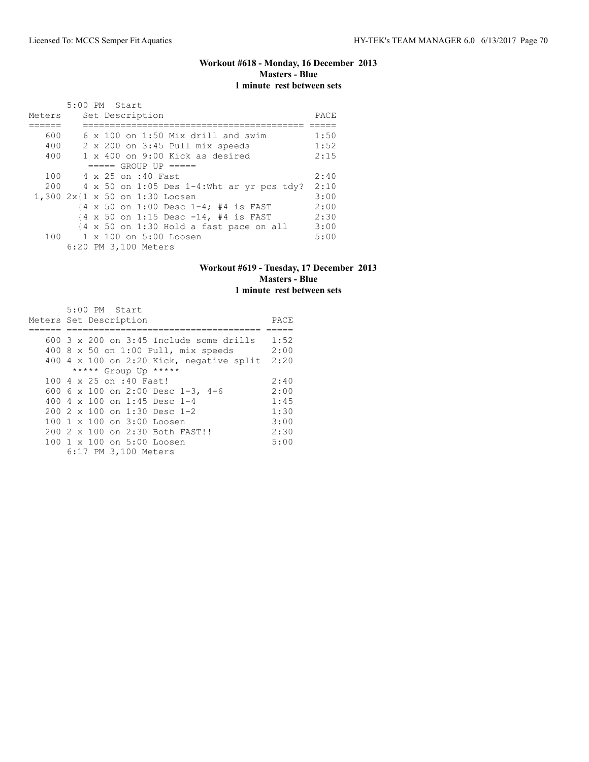## Workout #618 - Monday, 16 December 2013
**Masters - Blue**
**1 minute rest between sets**

5:00 PM Start

| Meters | Set Description | PACE |
|---|---|---|
| 600 | 6 x 100 on 1:50 Mix drill and swim | 1:50 |
| 400 | 2 x 200 on 3:45 Pull mix speeds | 1:52 |
| 400 | 1 x 400 on 9:00 Kick as desired | 2:15 |
| | ===== GROUP UP ===== | |
| 100 | 4 x 25 on :40 Fast | 2:40 |
| 200 | 4 x 50 on 1:05 Des 1-4:Wht ar yr pcs tdy? | 2:10 |
| 1,300 | 2x{1 x 50 on 1:30 Loosen | 3:00 |
| | {4 x 50 on 1:00 Desc 1-4; #4 is FAST | 2:00 |
| | {4 x 50 on 1:15 Desc -14, #4 is FAST | 2:30 |
| | {4 x 50 on 1:30 Hold a fast pace on all | 3:00 |
| 100 | 1 x 100 on 5:00 Loosen | 5:00 |

6:20 PM 3,100 Meters

## Workout #619 - Tuesday, 17 December 2013
**Masters - Blue**
**1 minute rest between sets**

5:00 PM Start

| Meters | Set Description | PACE |
|---|---|---|
| 600 | 3 x 200 on 3:45 Include some drills | 1:52 |
| 400 | 8 x 50 on 1:00 Pull, mix speeds | 2:00 |
| 400 | 4 x 100 on 2:20 Kick, negative split | 2:20 |
| | ***** Group Up ***** | |
| 100 | 4 x 25 on :40 Fast! | 2:40 |
| 600 | 6 x 100 on 2:00 Desc 1-3, 4-6 | 2:00 |
| 400 | 4 x 100 on 1:45 Desc 1-4 | 1:45 |
| 200 | 2 x 100 on 1:30 Desc 1-2 | 1:30 |
| 100 | 1 x 100 on 3:00 Loosen | 3:00 |
| 200 | 2 x 100 on 2:30 Both FAST!! | 2:30 |
| 100 | 1 x 100 on 5:00 Loosen | 5:00 |

6:17 PM 3,100 Meters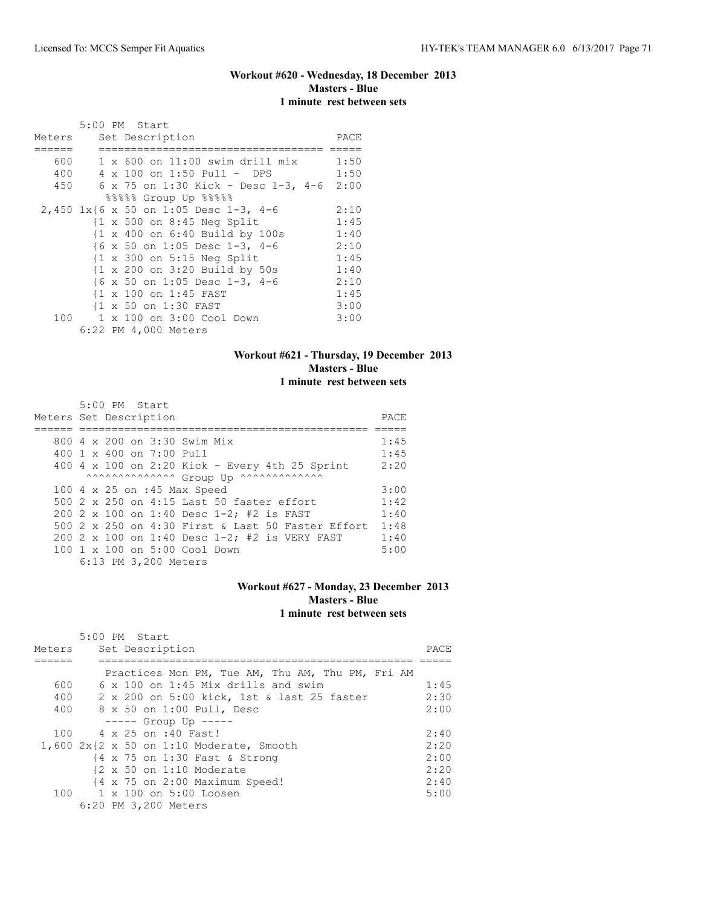### Workout #620 - Wednesday, 18 December 2013
### Masters - Blue
### 1 minute rest between sets

5:00 PM Start

| Meters | Set Description | PACE |
|---|---|---|
| 600 | 1 x 600 on 11:00 swim drill mix | 1:50 |
| 400 | 4 x 100 on 1:50 Pull - DPS | 1:50 |
| 450 | 6 x 75 on 1:30 Kick - Desc 1-3, 4-6 | 2:00 |
| | %%%%% Group Up %%%%% | |
| 2,450 | 1x{6 x 50 on 1:05 Desc 1-3, 4-6 | 2:10 |
| | {1 x 500 on 8:45 Neg Split | 1:45 |
| | {1 x 400 on 6:40 Build by 100s | 1:40 |
| | {6 x 50 on 1:05 Desc 1-3, 4-6 | 2:10 |
| | {1 x 300 on 5:15 Neg Split | 1:45 |
| | {1 x 200 on 3:20 Build by 50s | 1:40 |
| | {6 x 50 on 1:05 Desc 1-3, 4-6 | 2:10 |
| | {1 x 100 on 1:45 FAST | 1:45 |
| | {1 x 50 on 1:30 FAST | 3:00 |
| 100 | 1 x 100 on 3:00 Cool Down | 3:00 |

6:22 PM 4,000 Meters

### Workout #621 - Thursday, 19 December 2013
### Masters - Blue
### 1 minute rest between sets

5:00 PM Start

| Meters | Set Description | PACE |
|---|---|---|
| 800 | 4 x 200 on 3:30 Swim Mix | 1:45 |
| 400 | 1 x 400 on 7:00 Pull | 1:45 |
| 400 | 4 x 100 on 2:20 Kick - Every 4th 25 Sprint | 2:20 |
| | ^^^^^^^^^^^^^^ Group Up ^^^^^^^^^^^^^ | |
| 100 | 4 x 25 on :45 Max Speed | 3:00 |
| 500 | 2 x 250 on 4:15 Last 50 faster effort | 1:42 |
| 200 | 2 x 100 on 1:40 Desc 1-2; #2 is FAST | 1:40 |
| 500 | 2 x 250 on 4:30 First & Last 50 Faster Effort | 1:48 |
| 200 | 2 x 100 on 1:40 Desc 1-2; #2 is VERY FAST | 1:40 |
| 100 | 1 x 100 on 5:00 Cool Down | 5:00 |

6:13 PM 3,200 Meters

### Workout #627 - Monday, 23 December 2013
### Masters - Blue
### 1 minute rest between sets

5:00 PM Start

| Meters | Set Description | PACE |
|---|---|---|
| | Practices Mon PM, Tue AM, Thu AM, Thu PM, Fri AM | |
| 600 | 6 x 100 on 1:45 Mix drills and swim | 1:45 |
| 400 | 2 x 200 on 5:00 kick, 1st & last 25 faster | 2:30 |
| 400 | 8 x 50 on 1:00 Pull, Desc | 2:00 |
| | ----- Group Up ----- | |
| 100 | 4 x 25 on :40 Fast! | 2:40 |
| 1,600 | 2x{2 x 50 on 1:10 Moderate, Smooth | 2:20 |
| | {4 x 75 on 1:30 Fast & Strong | 2:00 |
| | {2 x 50 on 1:10 Moderate | 2:20 |
| | {4 x 75 on 2:00 Maximum Speed! | 2:40 |
| 100 | 1 x 100 on 5:00 Loosen | 5:00 |

6:20 PM 3,200 Meters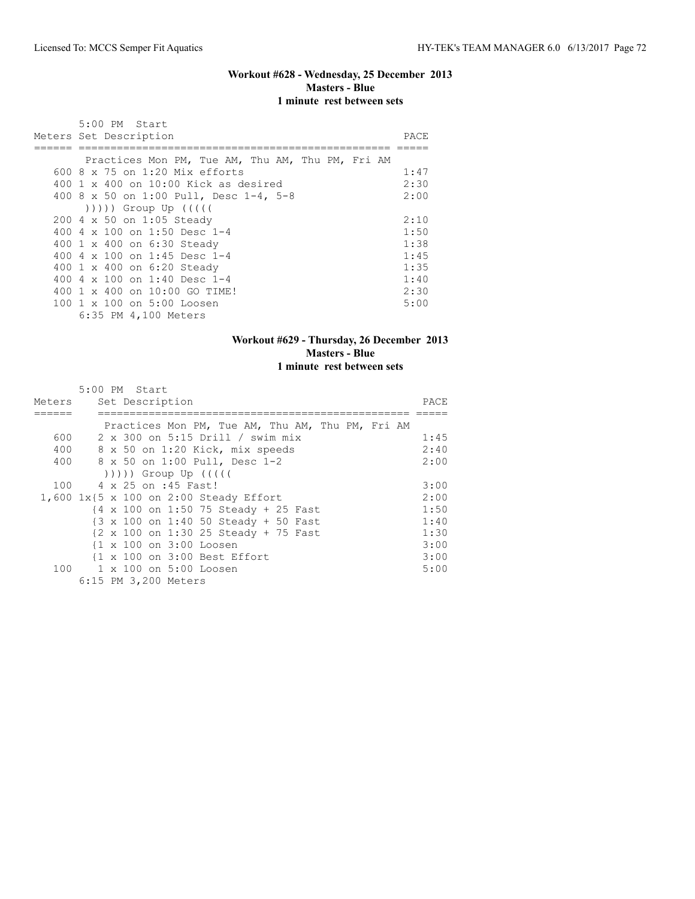### Workout #628 - Wednesday, 25 December 2013
**Masters - Blue**
**1 minute rest between sets**

5:00 PM Start

| Meters | Set Description | PACE |
|---|---|---|
| | Practices Mon PM, Tue AM, Thu AM, Thu PM, Fri AM | |
| 600 | 8 x 75 on 1:20 Mix efforts | 1:47 |
| 400 | 1 x 400 on 10:00 Kick as desired | 2:30 |
| 400 | 8 x 50 on 1:00 Pull, Desc 1-4, 5-8 | 2:00 |
| | ))))) Group Up ((((( | |
| 200 | 4 x 50 on 1:05 Steady | 2:10 |
| 400 | 4 x 100 on 1:50 Desc 1-4 | 1:50 |
| 400 | 1 x 400 on 6:30 Steady | 1:38 |
| 400 | 4 x 100 on 1:45 Desc 1-4 | 1:45 |
| 400 | 1 x 400 on 6:20 Steady | 1:35 |
| 400 | 4 x 100 on 1:40 Desc 1-4 | 1:40 |
| 400 | 1 x 400 on 10:00 GO TIME! | 2:30 |
| 100 | 1 x 100 on 5:00 Loosen | 5:00 |

6:35 PM 4,100 Meters

### Workout #629 - Thursday, 26 December 2013
**Masters - Blue**
**1 minute rest between sets**

5:00 PM Start

| Meters | Set Description | PACE |
|---|---|---|
| | Practices Mon PM, Tue AM, Thu AM, Thu PM, Fri AM | |
| 600 | 2 x 300 on 5:15 Drill / swim mix | 1:45 |
| 400 | 8 x 50 on 1:20 Kick, mix speeds | 2:40 |
| 400 | 8 x 50 on 1:00 Pull, Desc 1-2 | 2:00 |
| | ))))) Group Up ((((( | |
| 100 | 4 x 25 on :45 Fast! | 3:00 |
| 1,600 | 1x{5 x 100 on 2:00 Steady Effort | 2:00 |
| | {4 x 100 on 1:50 75 Steady + 25 Fast | 1:50 |
| | {3 x 100 on 1:40 50 Steady + 50 Fast | 1:40 |
| | {2 x 100 on 1:30 25 Steady + 75 Fast | 1:30 |
| | {1 x 100 on 3:00 Loosen | 3:00 |
| | {1 x 100 on 3:00 Best Effort | 3:00 |
| 100 | 1 x 100 on 5:00 Loosen | 5:00 |

6:15 PM 3,200 Meters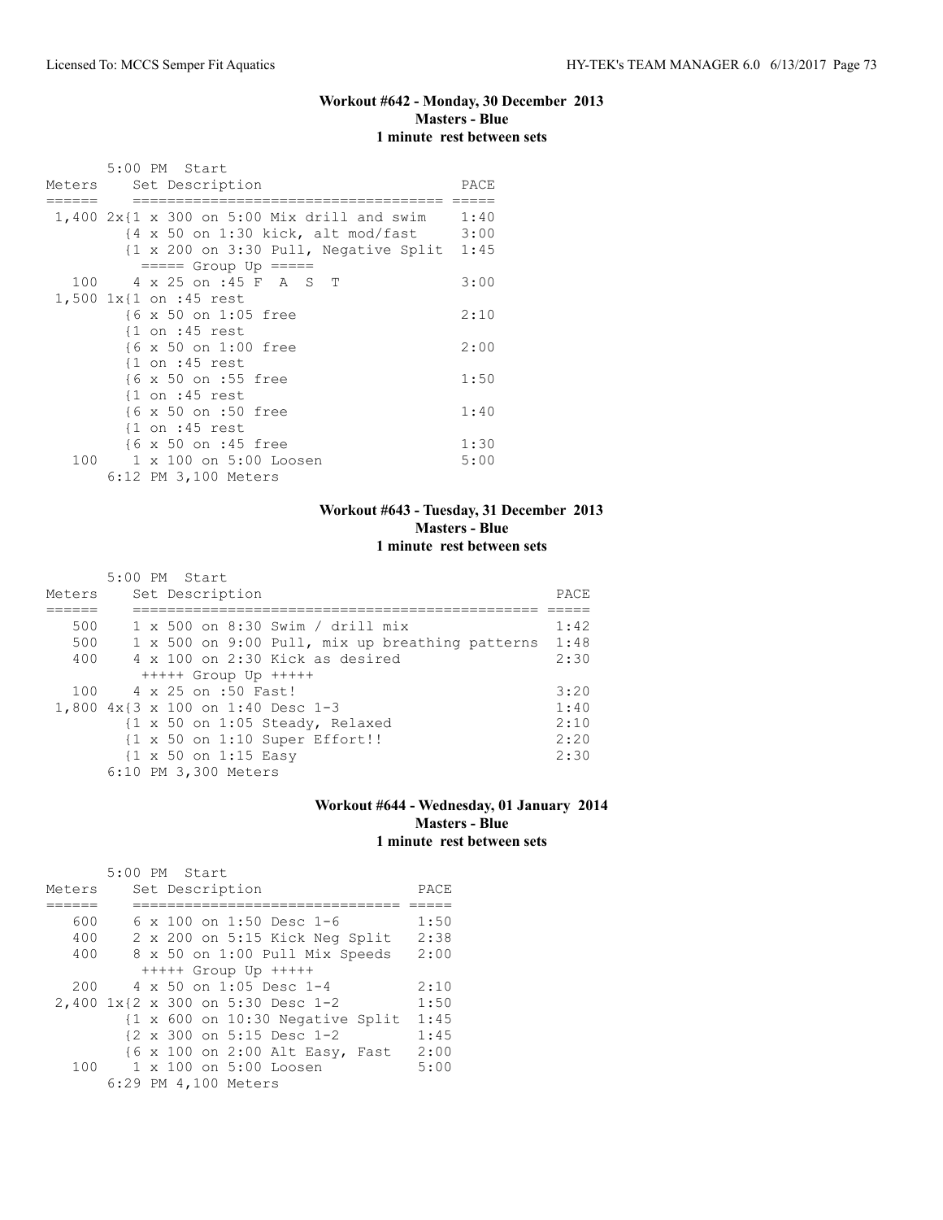### Workout #642 - Monday, 30 December 2013
**Masters - Blue**
**1 minute rest between sets**

```
       5:00 PM  Start
Meters    Set Description                      PACE
======    ===================================  =====
 1,400 2x{1 x 300 on 5:00 Mix drill and swim    1:40
         {4 x 50 on 1:30 kick, alt mod/fast     3:00
         {1 x 200 on 3:30 Pull, Negative Split  1:45
          ===== Group Up =====
   100    4 x 25 on :45 F  A  S  T              3:00
 1,500 1x{1 on :45 rest
         {6 x 50 on 1:05 free                   2:10
         {1 on :45 rest
         {6 x 50 on 1:00 free                   2:00
         {1 on :45 rest
         {6 x 50 on :55 free                    1:50
         {1 on :45 rest
         {6 x 50 on :50 free                    1:40
         {1 on :45 rest
         {6 x 50 on :45 free                    1:30
   100    1 x 100 on 5:00 Loosen                5:00
       6:12 PM 3,100 Meters
```

### Workout #643 - Tuesday, 31 December 2013
**Masters - Blue**
**1 minute rest between sets**

```
       5:00 PM  Start
Meters    Set Description                                    PACE
======    =================================================  =====
   500    1 x 500 on 8:30 Swim / drill mix                    1:42
   500    1 x 500 on 9:00 Pull, mix up breathing patterns     1:48
   400    4 x 100 on 2:30 Kick as desired                     2:30
           +++++ Group Up +++++
   100    4 x 25 on :50 Fast!                                 3:20
 1,800 4x{3 x 100 on 1:40 Desc 1-3                            1:40
         {1 x 50 on 1:05 Steady, Relaxed                      2:10
         {1 x 50 on 1:10 Super Effort!!                       2:20
         {1 x 50 on 1:15 Easy                                 2:30
       6:10 PM 3,300 Meters
```

### Workout #644 - Wednesday, 01 January 2014
**Masters - Blue**
**1 minute rest between sets**

```
       5:00 PM  Start
Meters    Set Description                  PACE
======    ===============================  =====
   600    6 x 100 on 1:50 Desc 1-6          1:50
   400    2 x 200 on 5:15 Kick Neg Split    2:38
   400    8 x 50 on 1:00 Pull Mix Speeds    2:00
           +++++ Group Up +++++
   200    4 x 50 on 1:05 Desc 1-4           2:10
 2,400 1x{2 x 300 on 5:30 Desc 1-2          1:50
         {1 x 600 on 10:30 Negative Split   1:45
         {2 x 300 on 5:15 Desc 1-2          1:45
         {6 x 100 on 2:00 Alt Easy, Fast    2:00
   100    1 x 100 on 5:00 Loosen            5:00
       6:29 PM 4,100 Meters
```